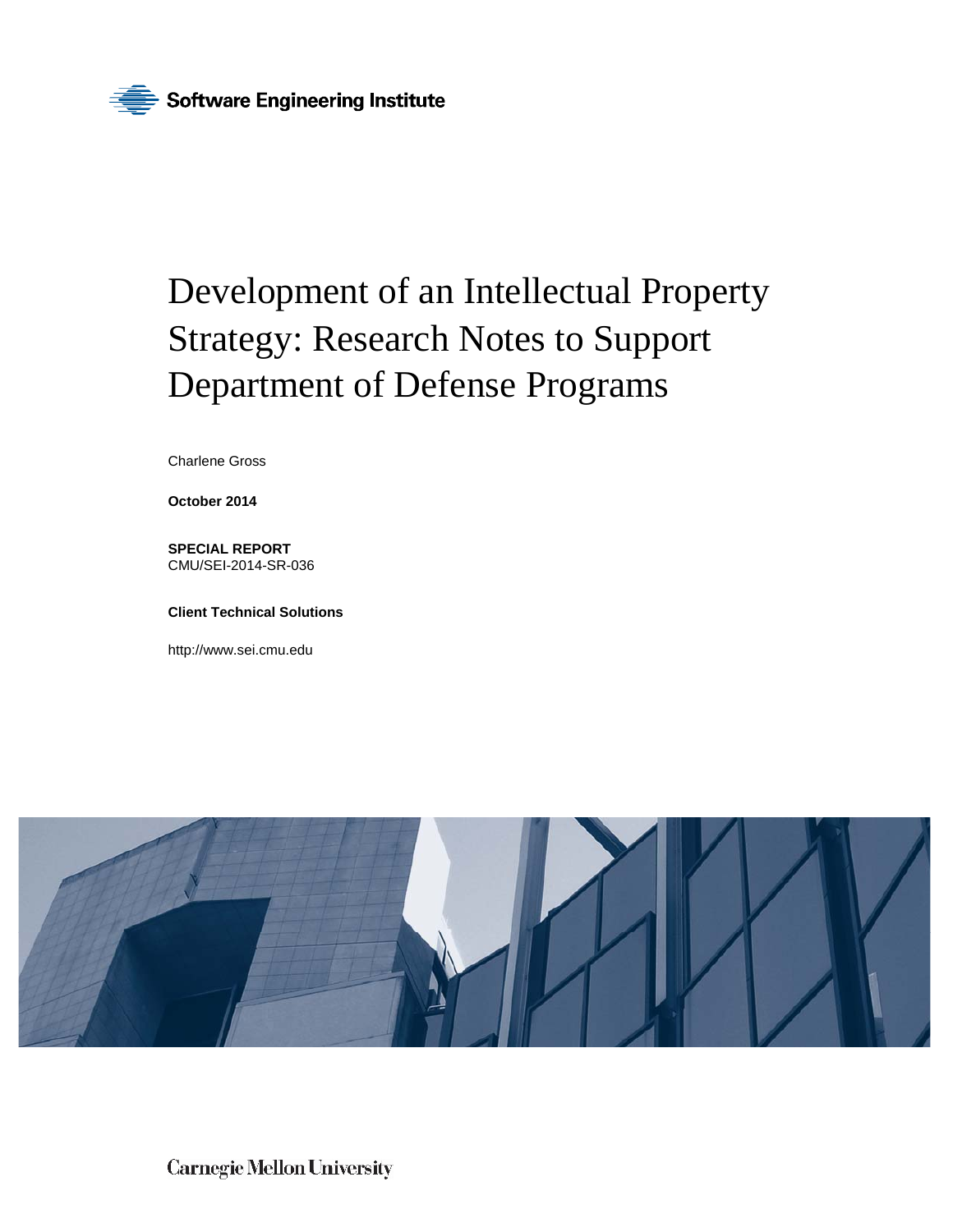Software Engineering Institute

# Development of an Intellectual Property Strategy: Research Notes to Support Department of Defense Programs

Charlene Gross

**October 2014**

**SPECIAL REPORT**
CMU/SEI-2014-SR-036

**Client Technical Solutions**

http://www.sei.cmu.edu

Carnegie Mellon University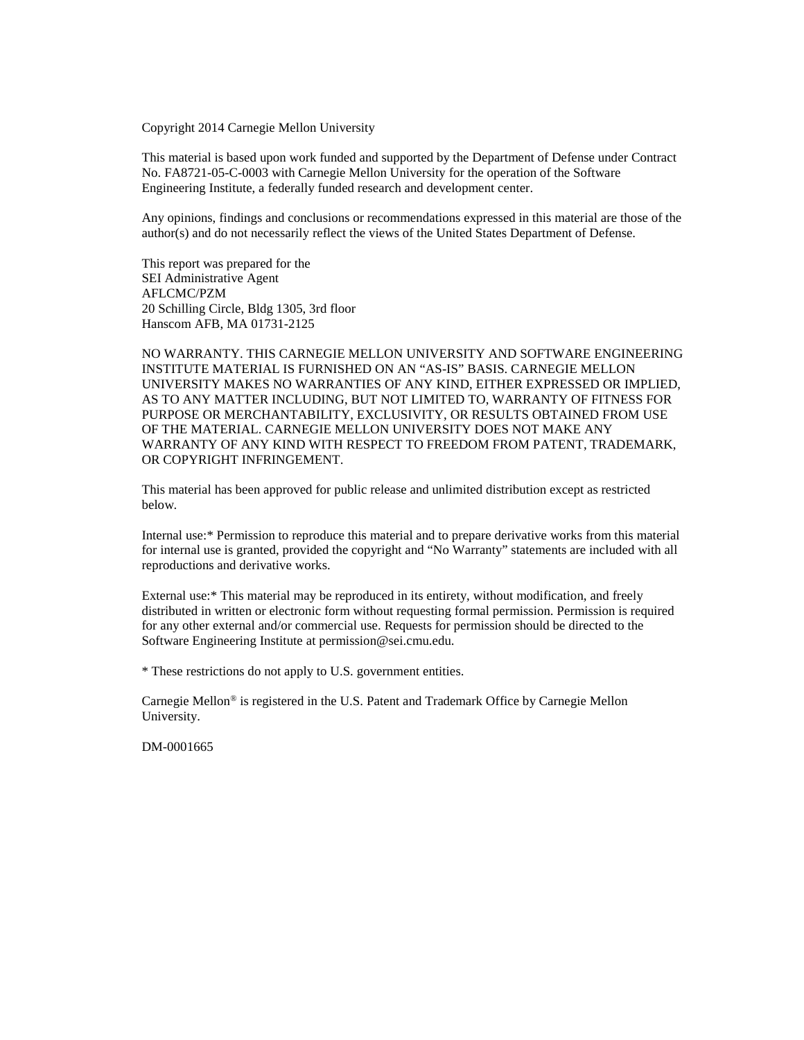Copyright 2014 Carnegie Mellon University

This material is based upon work funded and supported by the Department of Defense under Contract No. FA8721-05-C-0003 with Carnegie Mellon University for the operation of the Software Engineering Institute, a federally funded research and development center.

Any opinions, findings and conclusions or recommendations expressed in this material are those of the author(s) and do not necessarily reflect the views of the United States Department of Defense.

This report was prepared for the
SEI Administrative Agent
AFLCMC/PZM
20 Schilling Circle, Bldg 1305, 3rd floor
Hanscom AFB, MA 01731-2125

NO WARRANTY. THIS CARNEGIE MELLON UNIVERSITY AND SOFTWARE ENGINEERING INSTITUTE MATERIAL IS FURNISHED ON AN “AS-IS” BASIS. CARNEGIE MELLON UNIVERSITY MAKES NO WARRANTIES OF ANY KIND, EITHER EXPRESSED OR IMPLIED, AS TO ANY MATTER INCLUDING, BUT NOT LIMITED TO, WARRANTY OF FITNESS FOR PURPOSE OR MERCHANTABILITY, EXCLUSIVITY, OR RESULTS OBTAINED FROM USE OF THE MATERIAL. CARNEGIE MELLON UNIVERSITY DOES NOT MAKE ANY WARRANTY OF ANY KIND WITH RESPECT TO FREEDOM FROM PATENT, TRADEMARK, OR COPYRIGHT INFRINGEMENT.

This material has been approved for public release and unlimited distribution except as restricted below.

Internal use:* Permission to reproduce this material and to prepare derivative works from this material for internal use is granted, provided the copyright and “No Warranty” statements are included with all reproductions and derivative works.

External use:* This material may be reproduced in its entirety, without modification, and freely distributed in written or electronic form without requesting formal permission. Permission is required for any other external and/or commercial use. Requests for permission should be directed to the Software Engineering Institute at permission@sei.cmu.edu.

* These restrictions do not apply to U.S. government entities.

Carnegie Mellon® is registered in the U.S. Patent and Trademark Office by Carnegie Mellon University.

DM-0001665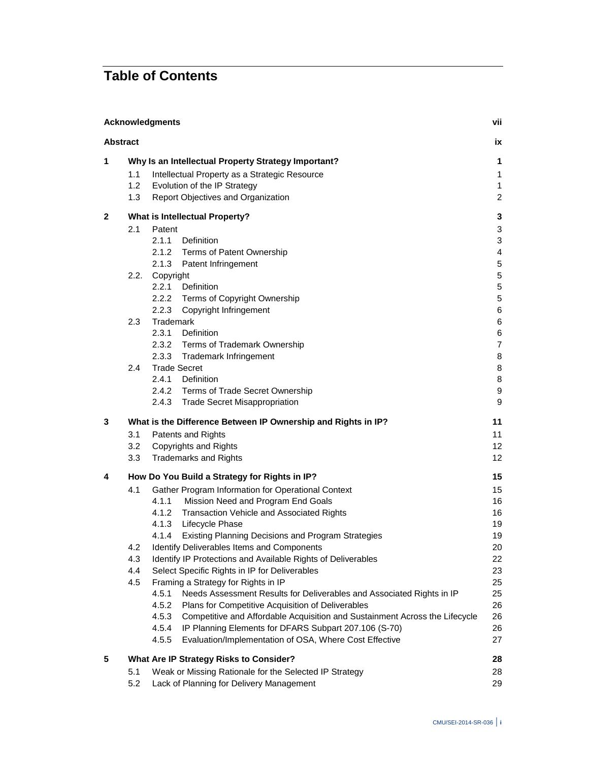# Table of Contents

| | | |
|---|---|---|
| **Acknowledgments** | | **vii** |
| **Abstract** | | **ix** |
| **1** | **Why Is an Intellectual Property Strategy Important?** | **1** |
| | 1.1 Intellectual Property as a Strategic Resource | 1 |
| | 1.2 Evolution of the IP Strategy | 1 |
| | 1.3 Report Objectives and Organization | 2 |
| **2** | **What is Intellectual Property?** | **3** |
| | 2.1 Patent | 3 |
| | 2.1.1 Definition | 3 |
| | 2.1.2 Terms of Patent Ownership | 4 |
| | 2.1.3 Patent Infringement | 5 |
| | 2.2. Copyright | 5 |
| | 2.2.1 Definition | 5 |
| | 2.2.2 Terms of Copyright Ownership | 5 |
| | 2.2.3 Copyright Infringement | 6 |
| | 2.3 Trademark | 6 |
| | 2.3.1 Definition | 6 |
| | 2.3.2 Terms of Trademark Ownership | 7 |
| | 2.3.3 Trademark Infringement | 8 |
| | 2.4 Trade Secret | 8 |
| | 2.4.1 Definition | 8 |
| | 2.4.2 Terms of Trade Secret Ownership | 9 |
| | 2.4.3 Trade Secret Misappropriation | 9 |
| **3** | **What is the Difference Between IP Ownership and Rights in IP?** | **11** |
| | 3.1 Patents and Rights | 11 |
| | 3.2 Copyrights and Rights | 12 |
| | 3.3 Trademarks and Rights | 12 |
| **4** | **How Do You Build a Strategy for Rights in IP?** | **15** |
| | 4.1 Gather Program Information for Operational Context | 15 |
| | 4.1.1 Mission Need and Program End Goals | 16 |
| | 4.1.2 Transaction Vehicle and Associated Rights | 16 |
| | 4.1.3 Lifecycle Phase | 19 |
| | 4.1.4 Existing Planning Decisions and Program Strategies | 19 |
| | 4.2 Identify Deliverables Items and Components | 20 |
| | 4.3 Identify IP Protections and Available Rights of Deliverables | 22 |
| | 4.4 Select Specific Rights in IP for Deliverables | 23 |
| | 4.5 Framing a Strategy for Rights in IP | 25 |
| | 4.5.1 Needs Assessment Results for Deliverables and Associated Rights in IP | 25 |
| | 4.5.2 Plans for Competitive Acquisition of Deliverables | 26 |
| | 4.5.3 Competitive and Affordable Acquisition and Sustainment Across the Lifecycle | 26 |
| | 4.5.4 IP Planning Elements for DFARS Subpart 207.106 (S-70) | 26 |
| | 4.5.5 Evaluation/Implementation of OSA, Where Cost Effective | 27 |
| **5** | **What Are IP Strategy Risks to Consider?** | **28** |
| | 5.1 Weak or Missing Rationale for the Selected IP Strategy | 28 |
| | 5.2 Lack of Planning for Delivery Management | 29 |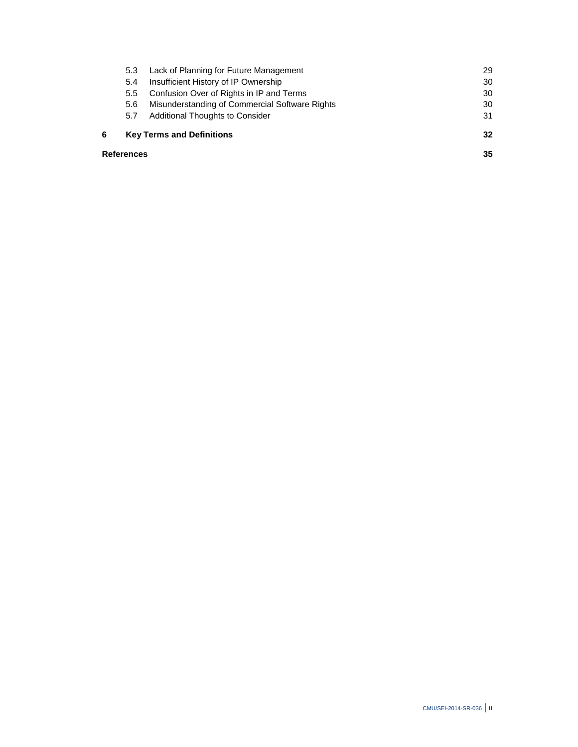| | | |
|---|---|---|
| 5.3 | Lack of Planning for Future Management | 29 |
| 5.4 | Insufficient History of IP Ownership | 30 |
| 5.5 | Confusion Over of Rights in IP and Terms | 30 |
| 5.6 | Misunderstanding of Commercial Software Rights | 30 |
| 5.7 | Additional Thoughts to Consider | 31 |
| **6** | **Key Terms and Definitions** | **32** |
| **References** | | **35** |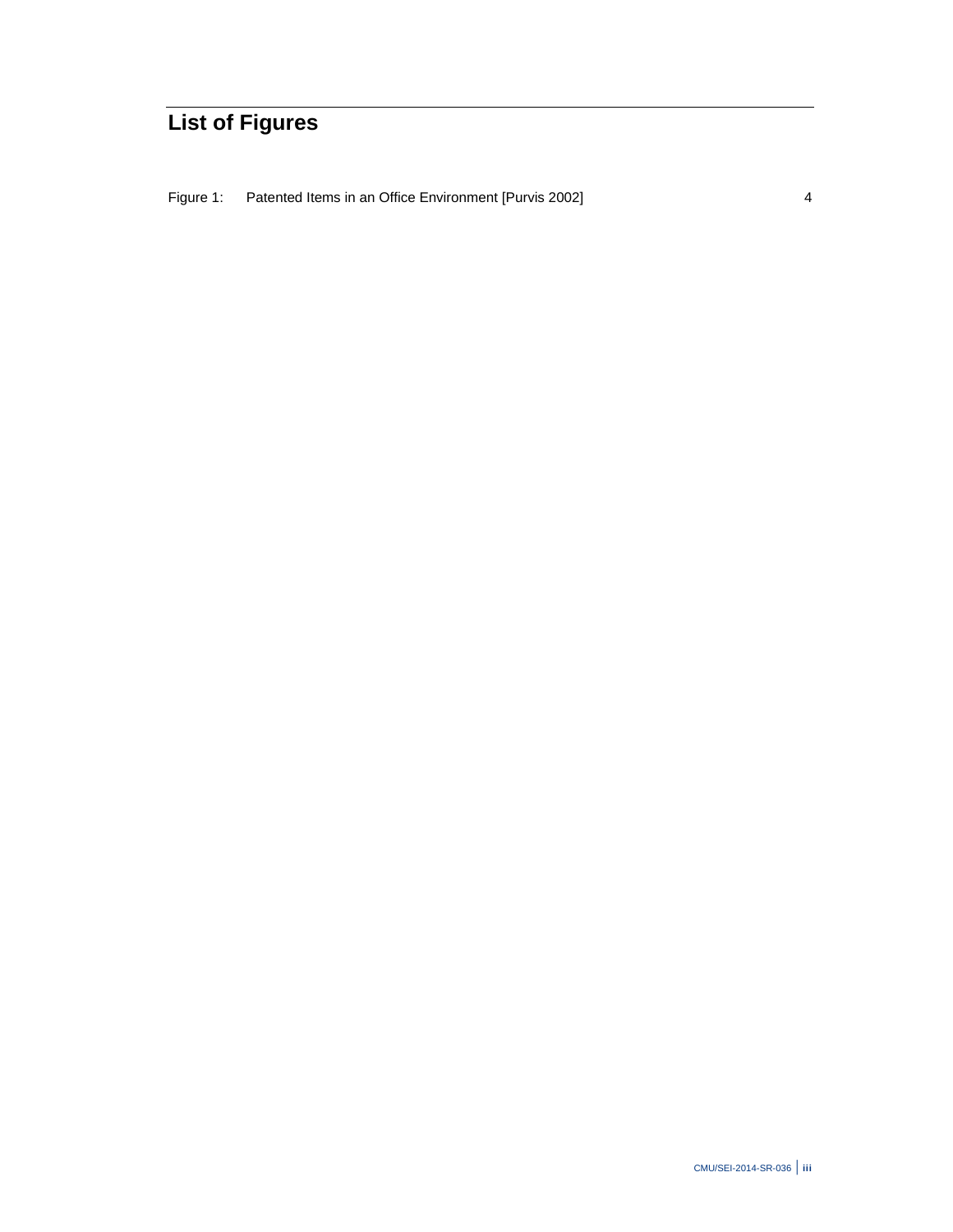# List of Figures

Figure 1: Patented Items in an Office Environment [Purvis 2002] 4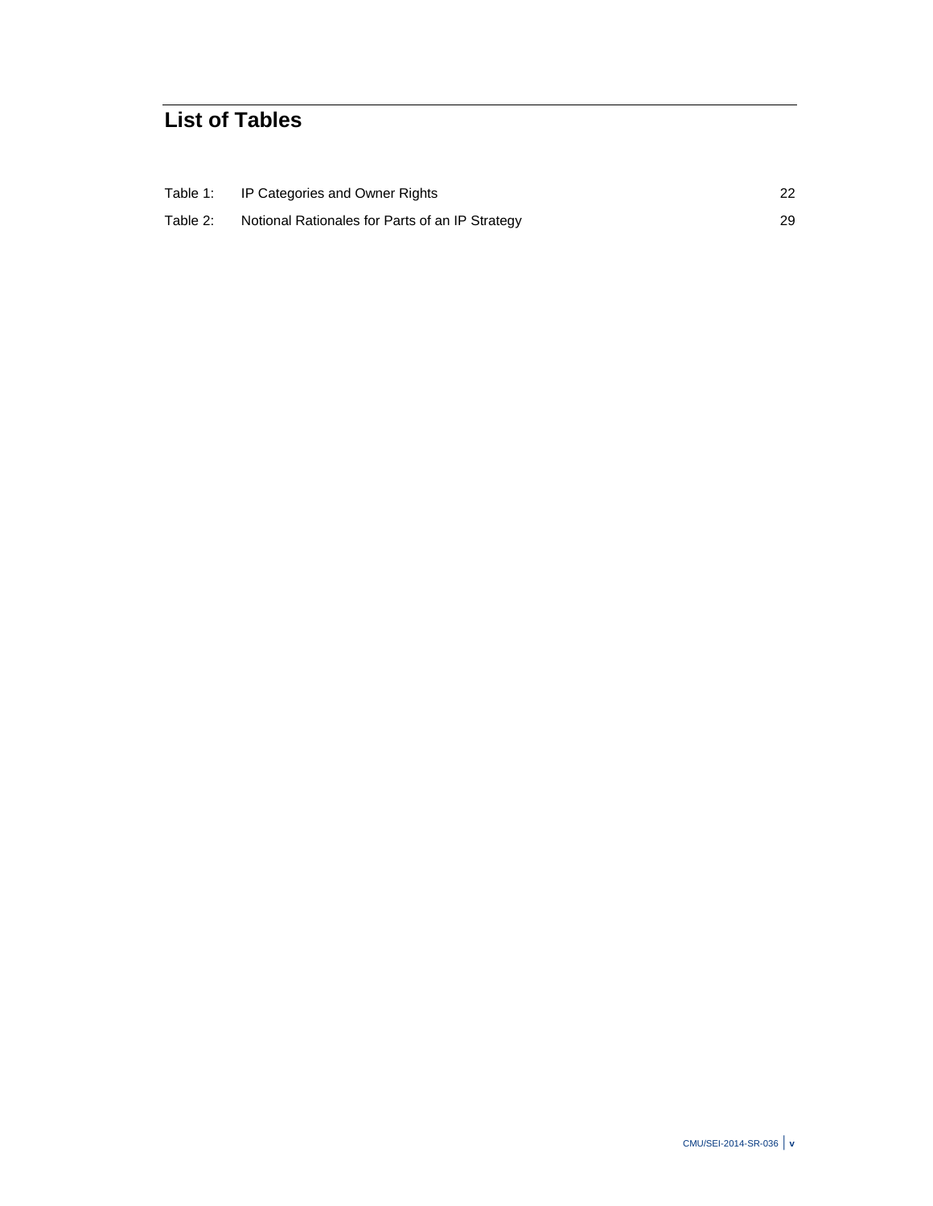# List of Tables

| | | |
|---|---|---|
| Table 1: | IP Categories and Owner Rights | 22 |
| Table 2: | Notional Rationales for Parts of an IP Strategy | 29 |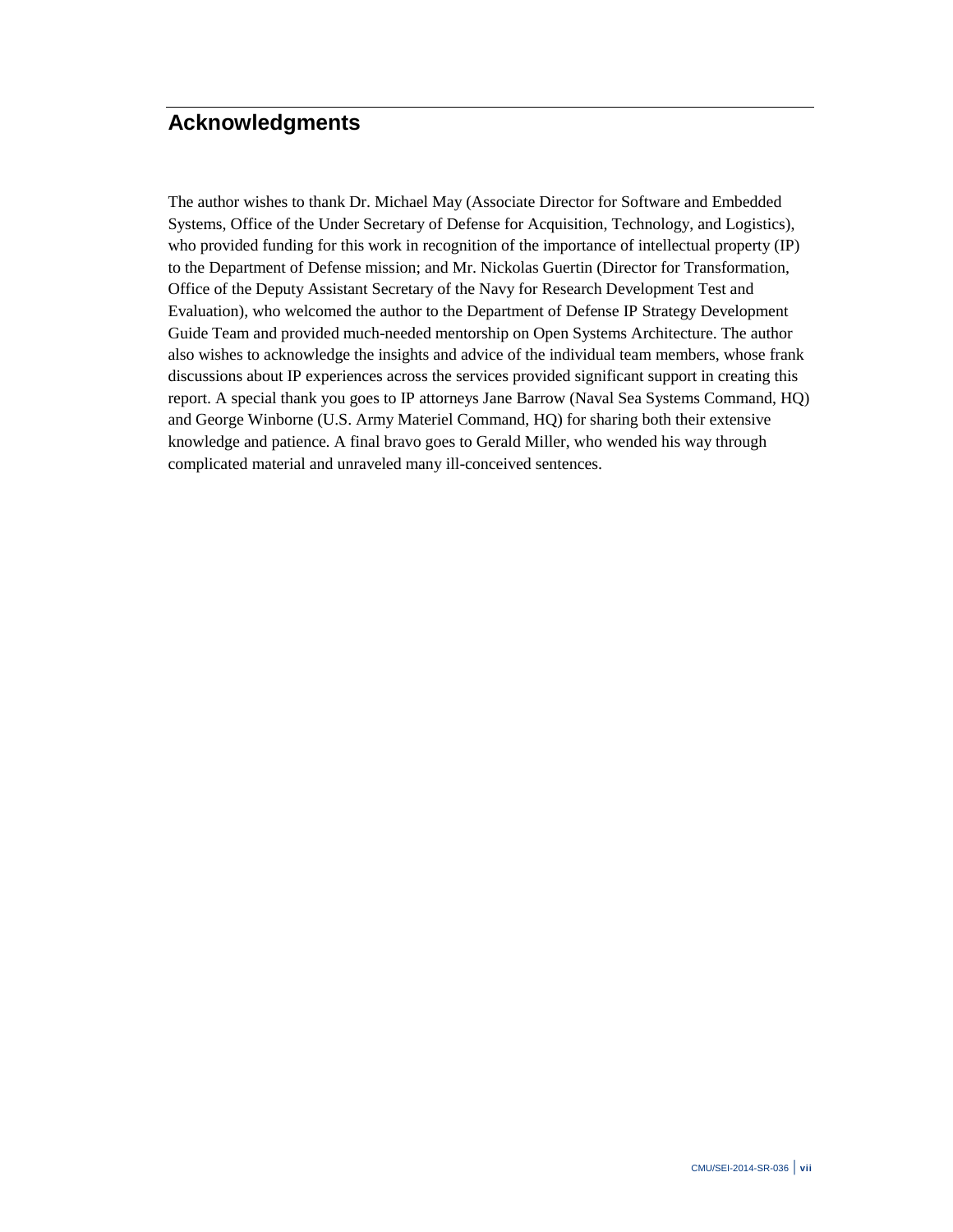# Acknowledgments

The author wishes to thank Dr. Michael May (Associate Director for Software and Embedded Systems, Office of the Under Secretary of Defense for Acquisition, Technology, and Logistics), who provided funding for this work in recognition of the importance of intellectual property (IP) to the Department of Defense mission; and Mr. Nickolas Guertin (Director for Transformation, Office of the Deputy Assistant Secretary of the Navy for Research Development Test and Evaluation), who welcomed the author to the Department of Defense IP Strategy Development Guide Team and provided much-needed mentorship on Open Systems Architecture. The author also wishes to acknowledge the insights and advice of the individual team members, whose frank discussions about IP experiences across the services provided significant support in creating this report. A special thank you goes to IP attorneys Jane Barrow (Naval Sea Systems Command, HQ) and George Winborne (U.S. Army Materiel Command, HQ) for sharing both their extensive knowledge and patience. A final bravo goes to Gerald Miller, who wended his way through complicated material and unraveled many ill-conceived sentences.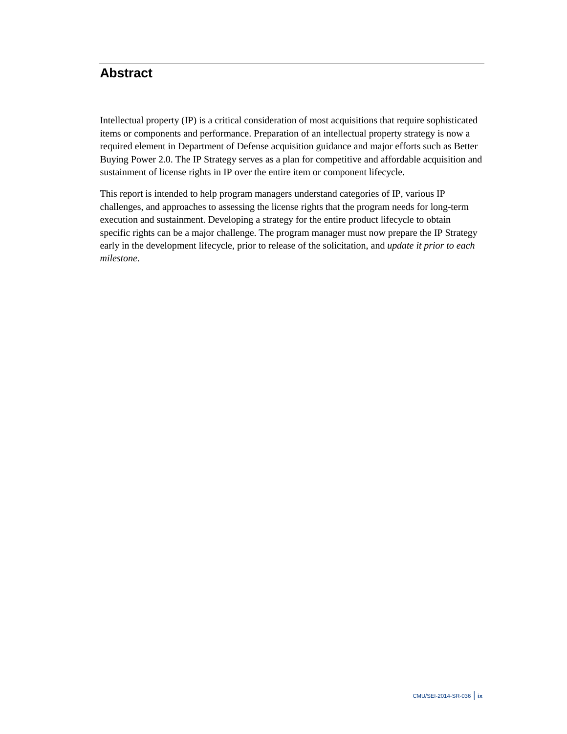# Abstract

Intellectual property (IP) is a critical consideration of most acquisitions that require sophisticated items or components and performance. Preparation of an intellectual property strategy is now a required element in Department of Defense acquisition guidance and major efforts such as Better Buying Power 2.0. The IP Strategy serves as a plan for competitive and affordable acquisition and sustainment of license rights in IP over the entire item or component lifecycle.

This report is intended to help program managers understand categories of IP, various IP challenges, and approaches to assessing the license rights that the program needs for long-term execution and sustainment. Developing a strategy for the entire product lifecycle to obtain specific rights can be a major challenge. The program manager must now prepare the IP Strategy early in the development lifecycle, prior to release of the solicitation, and *update it prior to each milestone*.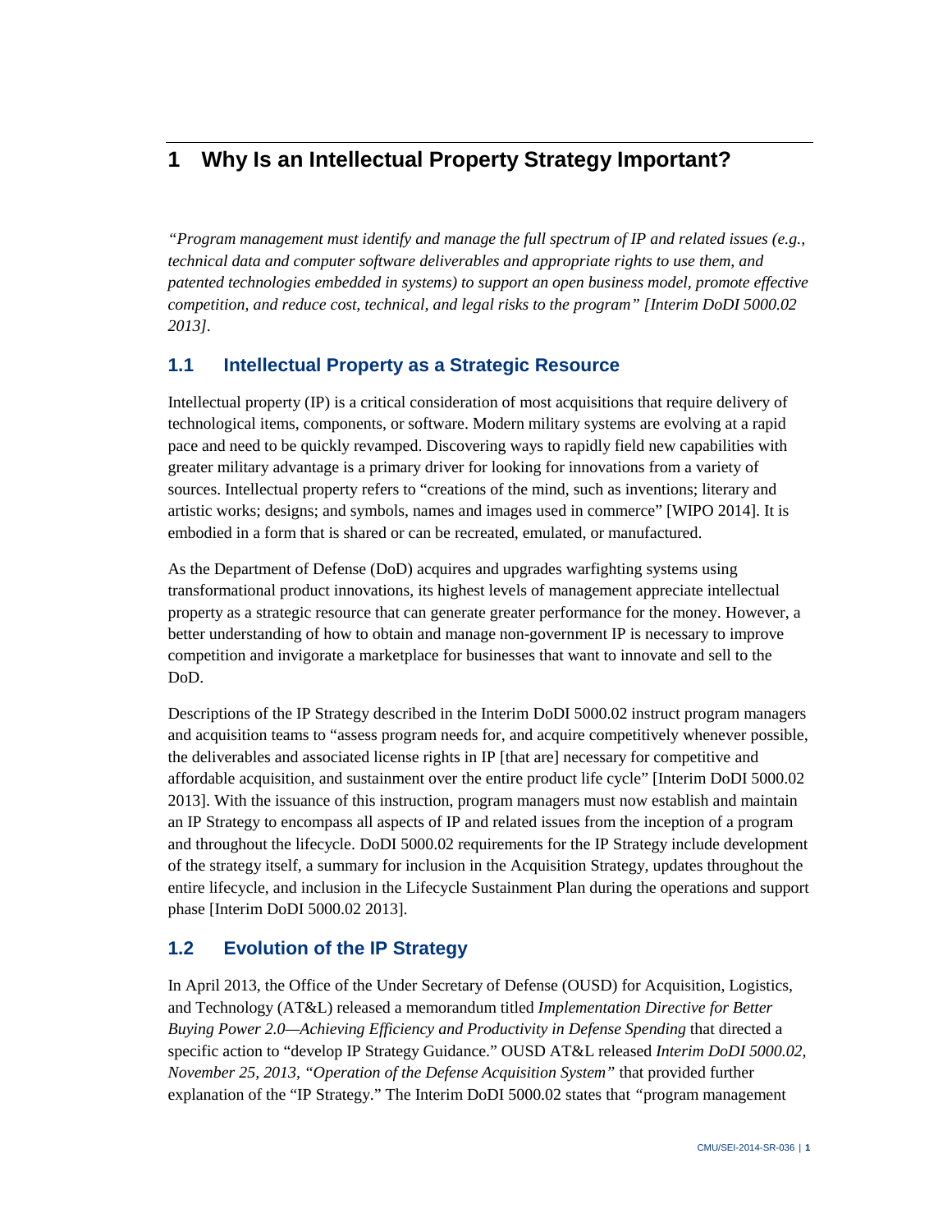# 1 Why Is an Intellectual Property Strategy Important?

*"Program management must identify and manage the full spectrum of IP and related issues (e.g., technical data and computer software deliverables and appropriate rights to use them, and patented technologies embedded in systems) to support an open business model, promote effective competition, and reduce cost, technical, and legal risks to the program" [Interim DoDI 5000.02 2013].*

## 1.1 Intellectual Property as a Strategic Resource

Intellectual property (IP) is a critical consideration of most acquisitions that require delivery of technological items, components, or software. Modern military systems are evolving at a rapid pace and need to be quickly revamped. Discovering ways to rapidly field new capabilities with greater military advantage is a primary driver for looking for innovations from a variety of sources. Intellectual property refers to "creations of the mind, such as inventions; literary and artistic works; designs; and symbols, names and images used in commerce" [WIPO 2014]. It is embodied in a form that is shared or can be recreated, emulated, or manufactured.

As the Department of Defense (DoD) acquires and upgrades warfighting systems using transformational product innovations, its highest levels of management appreciate intellectual property as a strategic resource that can generate greater performance for the money. However, a better understanding of how to obtain and manage non-government IP is necessary to improve competition and invigorate a marketplace for businesses that want to innovate and sell to the DoD.

Descriptions of the IP Strategy described in the Interim DoDI 5000.02 instruct program managers and acquisition teams to "assess program needs for, and acquire competitively whenever possible, the deliverables and associated license rights in IP [that are] necessary for competitive and affordable acquisition, and sustainment over the entire product life cycle" [Interim DoDI 5000.02 2013]. With the issuance of this instruction, program managers must now establish and maintain an IP Strategy to encompass all aspects of IP and related issues from the inception of a program and throughout the lifecycle. DoDI 5000.02 requirements for the IP Strategy include development of the strategy itself, a summary for inclusion in the Acquisition Strategy, updates throughout the entire lifecycle, and inclusion in the Lifecycle Sustainment Plan during the operations and support phase [Interim DoDI 5000.02 2013].

## 1.2 Evolution of the IP Strategy

In April 2013, the Office of the Under Secretary of Defense (OUSD) for Acquisition, Logistics, and Technology (AT&L) released a memorandum titled *Implementation Directive for Better Buying Power 2.0—Achieving Efficiency and Productivity in Defense Spending* that directed a specific action to "develop IP Strategy Guidance." OUSD AT&L released *Interim DoDI 5000.02, November 25, 2013, "Operation of the Defense Acquisition System"* that provided further explanation of the "IP Strategy." The Interim DoDI 5000.02 states that "program management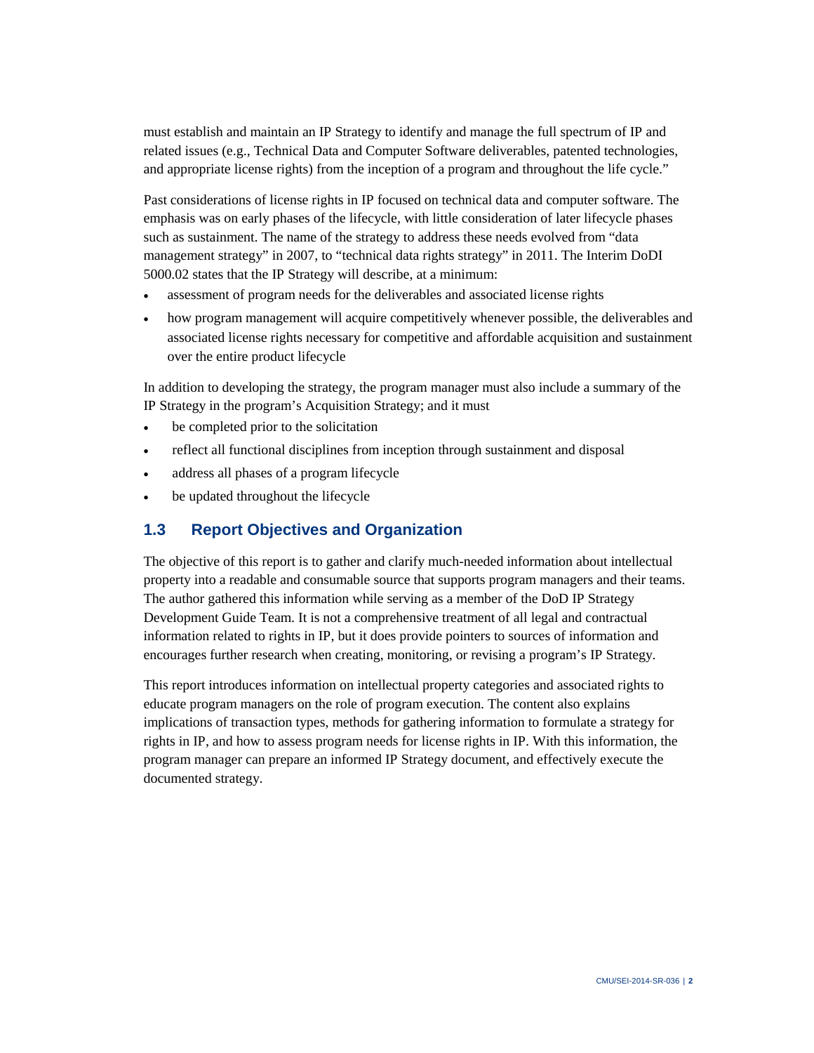must establish and maintain an IP Strategy to identify and manage the full spectrum of IP and related issues (e.g., Technical Data and Computer Software deliverables, patented technologies, and appropriate license rights) from the inception of a program and throughout the life cycle."

Past considerations of license rights in IP focused on technical data and computer software. The emphasis was on early phases of the lifecycle, with little consideration of later lifecycle phases such as sustainment. The name of the strategy to address these needs evolved from "data management strategy" in 2007, to "technical data rights strategy" in 2011. The Interim DoDI 5000.02 states that the IP Strategy will describe, at a minimum:

- assessment of program needs for the deliverables and associated license rights
- how program management will acquire competitively whenever possible, the deliverables and associated license rights necessary for competitive and affordable acquisition and sustainment over the entire product lifecycle

In addition to developing the strategy, the program manager must also include a summary of the IP Strategy in the program's Acquisition Strategy; and it must

- be completed prior to the solicitation
- reflect all functional disciplines from inception through sustainment and disposal
- address all phases of a program lifecycle
- be updated throughout the lifecycle

## 1.3 Report Objectives and Organization

The objective of this report is to gather and clarify much-needed information about intellectual property into a readable and consumable source that supports program managers and their teams. The author gathered this information while serving as a member of the DoD IP Strategy Development Guide Team. It is not a comprehensive treatment of all legal and contractual information related to rights in IP, but it does provide pointers to sources of information and encourages further research when creating, monitoring, or revising a program's IP Strategy.

This report introduces information on intellectual property categories and associated rights to educate program managers on the role of program execution. The content also explains implications of transaction types, methods for gathering information to formulate a strategy for rights in IP, and how to assess program needs for license rights in IP. With this information, the program manager can prepare an informed IP Strategy document, and effectively execute the documented strategy.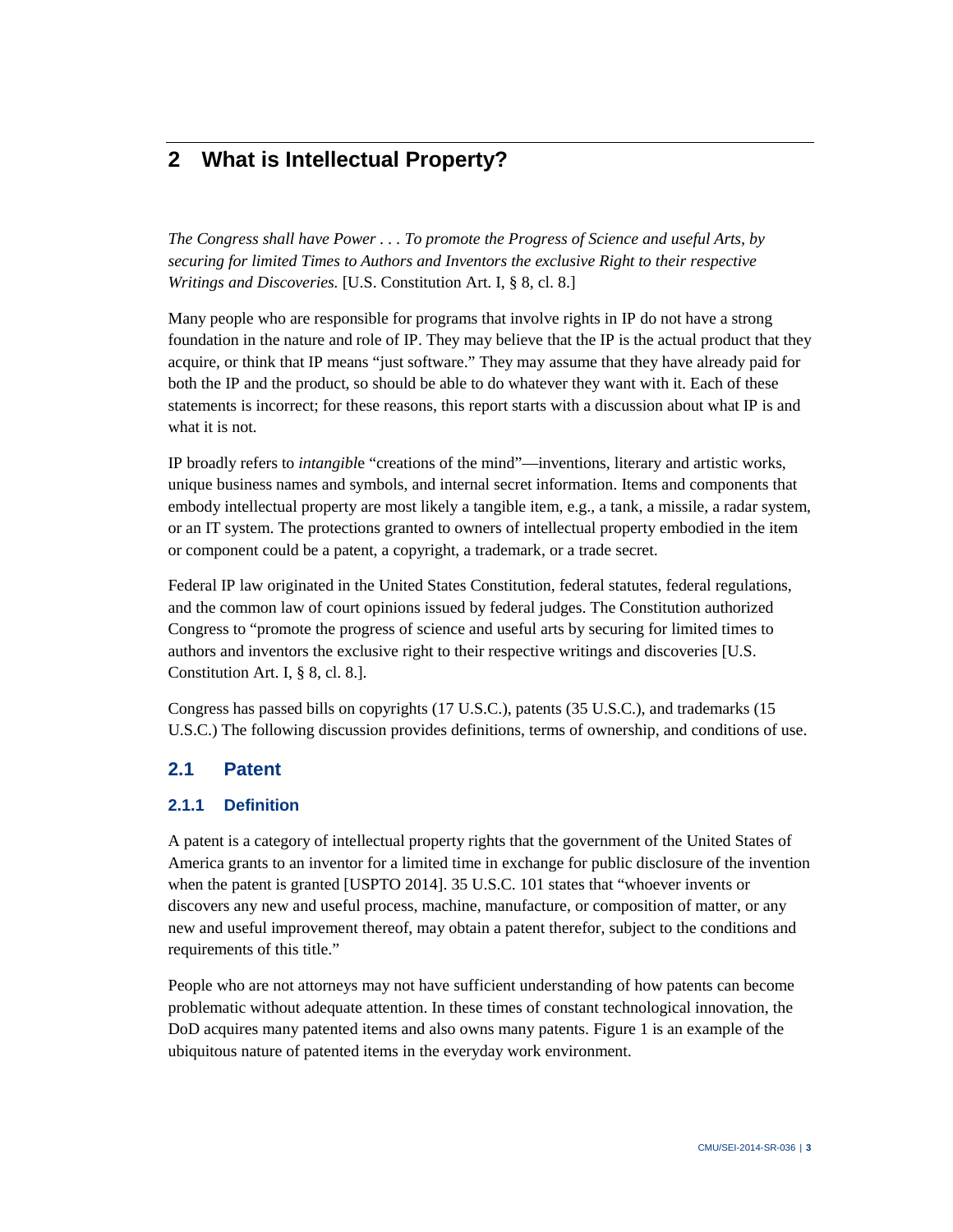# 2 What is Intellectual Property?

*The Congress shall have Power . . . To promote the Progress of Science and useful Arts, by securing for limited Times to Authors and Inventors the exclusive Right to their respective Writings and Discoveries.* [U.S. Constitution Art. I, § 8, cl. 8.]

Many people who are responsible for programs that involve rights in IP do not have a strong foundation in the nature and role of IP. They may believe that the IP is the actual product that they acquire, or think that IP means "just software." They may assume that they have already paid for both the IP and the product, so should be able to do whatever they want with it. Each of these statements is incorrect; for these reasons, this report starts with a discussion about what IP is and what it is not.

IP broadly refers to *intangibl*e "creations of the mind"—inventions, literary and artistic works, unique business names and symbols, and internal secret information. Items and components that embody intellectual property are most likely a tangible item, e.g., a tank, a missile, a radar system, or an IT system. The protections granted to owners of intellectual property embodied in the item or component could be a patent, a copyright, a trademark, or a trade secret.

Federal IP law originated in the United States Constitution, federal statutes, federal regulations, and the common law of court opinions issued by federal judges. The Constitution authorized Congress to "promote the progress of science and useful arts by securing for limited times to authors and inventors the exclusive right to their respective writings and discoveries [U.S. Constitution Art. I, § 8, cl. 8.].

Congress has passed bills on copyrights (17 U.S.C.), patents (35 U.S.C.), and trademarks (15 U.S.C.) The following discussion provides definitions, terms of ownership, and conditions of use.

## 2.1 Patent

### 2.1.1 Definition

A patent is a category of intellectual property rights that the government of the United States of America grants to an inventor for a limited time in exchange for public disclosure of the invention when the patent is granted [USPTO 2014]. 35 U.S.C. 101 states that "whoever invents or discovers any new and useful process, machine, manufacture, or composition of matter, or any new and useful improvement thereof, may obtain a patent therefor, subject to the conditions and requirements of this title."

People who are not attorneys may not have sufficient understanding of how patents can become problematic without adequate attention. In these times of constant technological innovation, the DoD acquires many patented items and also owns many patents. Figure 1 is an example of the ubiquitous nature of patented items in the everyday work environment.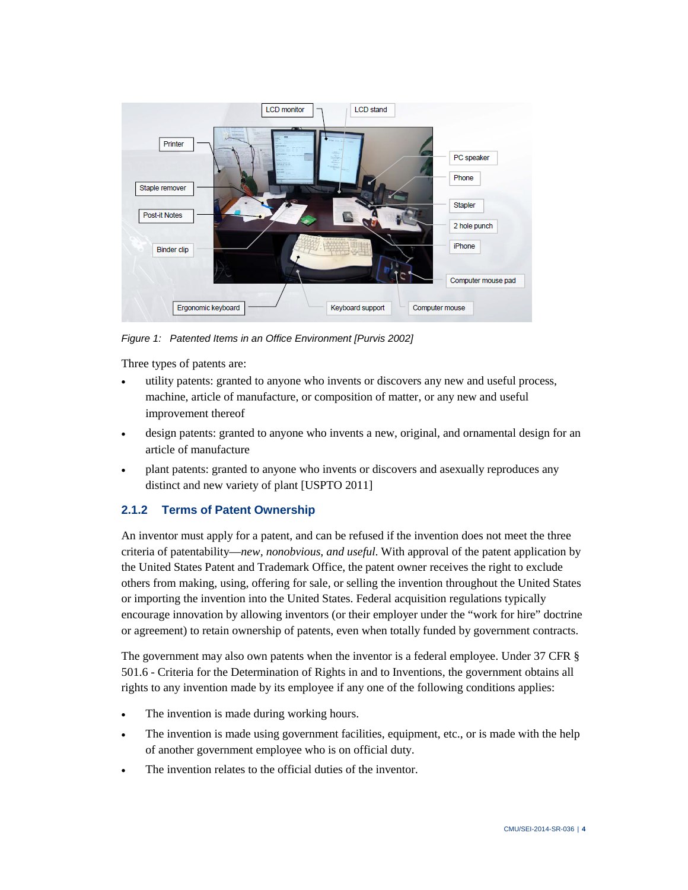*Figure 1: Patented Items in an Office Environment [Purvis 2002]*

Three types of patents are:

- utility patents: granted to anyone who invents or discovers any new and useful process, machine, article of manufacture, or composition of matter, or any new and useful improvement thereof
- design patents: granted to anyone who invents a new, original, and ornamental design for an article of manufacture
- plant patents: granted to anyone who invents or discovers and asexually reproduces any distinct and new variety of plant [USPTO 2011]

### 2.1.2 Terms of Patent Ownership

An inventor must apply for a patent, and can be refused if the invention does not meet the three criteria of patentability—*new, nonobvious, and useful*. With approval of the patent application by the United States Patent and Trademark Office, the patent owner receives the right to exclude others from making, using, offering for sale, or selling the invention throughout the United States or importing the invention into the United States. Federal acquisition regulations typically encourage innovation by allowing inventors (or their employer under the "work for hire" doctrine or agreement) to retain ownership of patents, even when totally funded by government contracts.

The government may also own patents when the inventor is a federal employee. Under 37 CFR § 501.6 - Criteria for the Determination of Rights in and to Inventions, the government obtains all rights to any invention made by its employee if any one of the following conditions applies:

- The invention is made during working hours.
- The invention is made using government facilities, equipment, etc., or is made with the help of another government employee who is on official duty.
- The invention relates to the official duties of the inventor.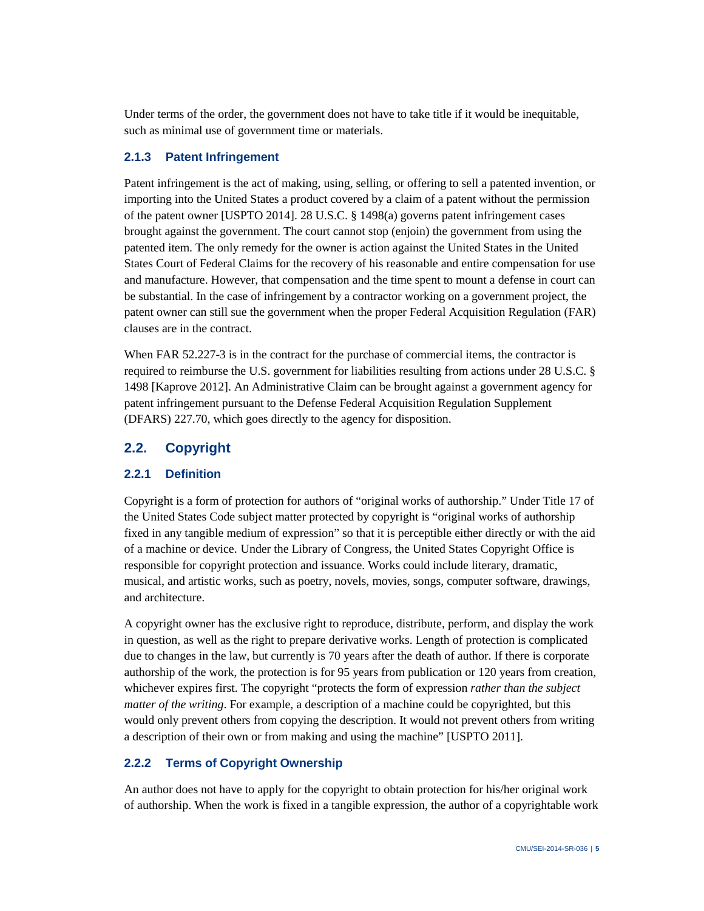Under terms of the order, the government does not have to take title if it would be inequitable, such as minimal use of government time or materials.

### 2.1.3 Patent Infringement

Patent infringement is the act of making, using, selling, or offering to sell a patented invention, or importing into the United States a product covered by a claim of a patent without the permission of the patent owner [USPTO 2014]. 28 U.S.C. § 1498(a) governs patent infringement cases brought against the government. The court cannot stop (enjoin) the government from using the patented item. The only remedy for the owner is action against the United States in the United States Court of Federal Claims for the recovery of his reasonable and entire compensation for use and manufacture. However, that compensation and the time spent to mount a defense in court can be substantial. In the case of infringement by a contractor working on a government project, the patent owner can still sue the government when the proper Federal Acquisition Regulation (FAR) clauses are in the contract.

When FAR 52.227-3 is in the contract for the purchase of commercial items, the contractor is required to reimburse the U.S. government for liabilities resulting from actions under 28 U.S.C. § 1498 [Kaprove 2012]. An Administrative Claim can be brought against a government agency for patent infringement pursuant to the Defense Federal Acquisition Regulation Supplement (DFARS) 227.70, which goes directly to the agency for disposition.

## 2.2. Copyright

### 2.2.1 Definition

Copyright is a form of protection for authors of "original works of authorship." Under Title 17 of the United States Code subject matter protected by copyright is "original works of authorship fixed in any tangible medium of expression" so that it is perceptible either directly or with the aid of a machine or device. Under the Library of Congress, the United States Copyright Office is responsible for copyright protection and issuance. Works could include literary, dramatic, musical, and artistic works, such as poetry, novels, movies, songs, computer software, drawings, and architecture.

A copyright owner has the exclusive right to reproduce, distribute, perform, and display the work in question, as well as the right to prepare derivative works. Length of protection is complicated due to changes in the law, but currently is 70 years after the death of author. If there is corporate authorship of the work, the protection is for 95 years from publication or 120 years from creation, whichever expires first. The copyright "protects the form of expression *rather than the subject matter of the writing*. For example, a description of a machine could be copyrighted, but this would only prevent others from copying the description. It would not prevent others from writing a description of their own or from making and using the machine" [USPTO 2011].

### 2.2.2 Terms of Copyright Ownership

An author does not have to apply for the copyright to obtain protection for his/her original work of authorship. When the work is fixed in a tangible expression, the author of a copyrightable work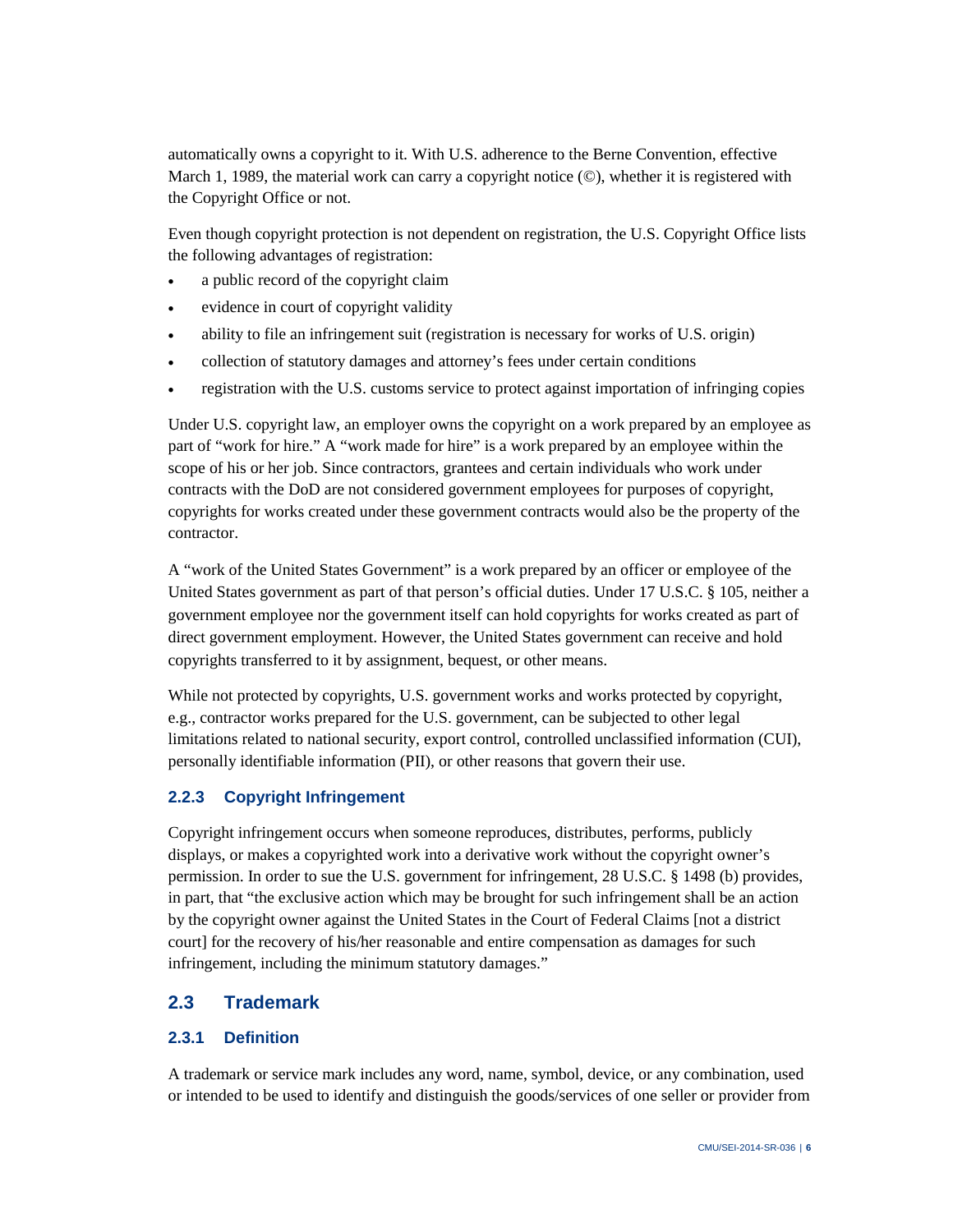automatically owns a copyright to it. With U.S. adherence to the Berne Convention, effective March 1, 1989, the material work can carry a copyright notice (©), whether it is registered with the Copyright Office or not.

Even though copyright protection is not dependent on registration, the U.S. Copyright Office lists the following advantages of registration:

- a public record of the copyright claim
- evidence in court of copyright validity
- ability to file an infringement suit (registration is necessary for works of U.S. origin)
- collection of statutory damages and attorney's fees under certain conditions
- registration with the U.S. customs service to protect against importation of infringing copies

Under U.S. copyright law, an employer owns the copyright on a work prepared by an employee as part of "work for hire." A "work made for hire" is a work prepared by an employee within the scope of his or her job. Since contractors, grantees and certain individuals who work under contracts with the DoD are not considered government employees for purposes of copyright, copyrights for works created under these government contracts would also be the property of the contractor.

A "work of the United States Government" is a work prepared by an officer or employee of the United States government as part of that person's official duties. Under 17 U.S.C. § 105, neither a government employee nor the government itself can hold copyrights for works created as part of direct government employment. However, the United States government can receive and hold copyrights transferred to it by assignment, bequest, or other means.

While not protected by copyrights, U.S. government works and works protected by copyright, e.g., contractor works prepared for the U.S. government, can be subjected to other legal limitations related to national security, export control, controlled unclassified information (CUI), personally identifiable information (PII), or other reasons that govern their use.

### 2.2.3 Copyright Infringement

Copyright infringement occurs when someone reproduces, distributes, performs, publicly displays, or makes a copyrighted work into a derivative work without the copyright owner's permission. In order to sue the U.S. government for infringement, 28 U.S.C. § 1498 (b) provides, in part, that "the exclusive action which may be brought for such infringement shall be an action by the copyright owner against the United States in the Court of Federal Claims [not a district court] for the recovery of his/her reasonable and entire compensation as damages for such infringement, including the minimum statutory damages."

## 2.3 Trademark

### 2.3.1 Definition

A trademark or service mark includes any word, name, symbol, device, or any combination, used or intended to be used to identify and distinguish the goods/services of one seller or provider from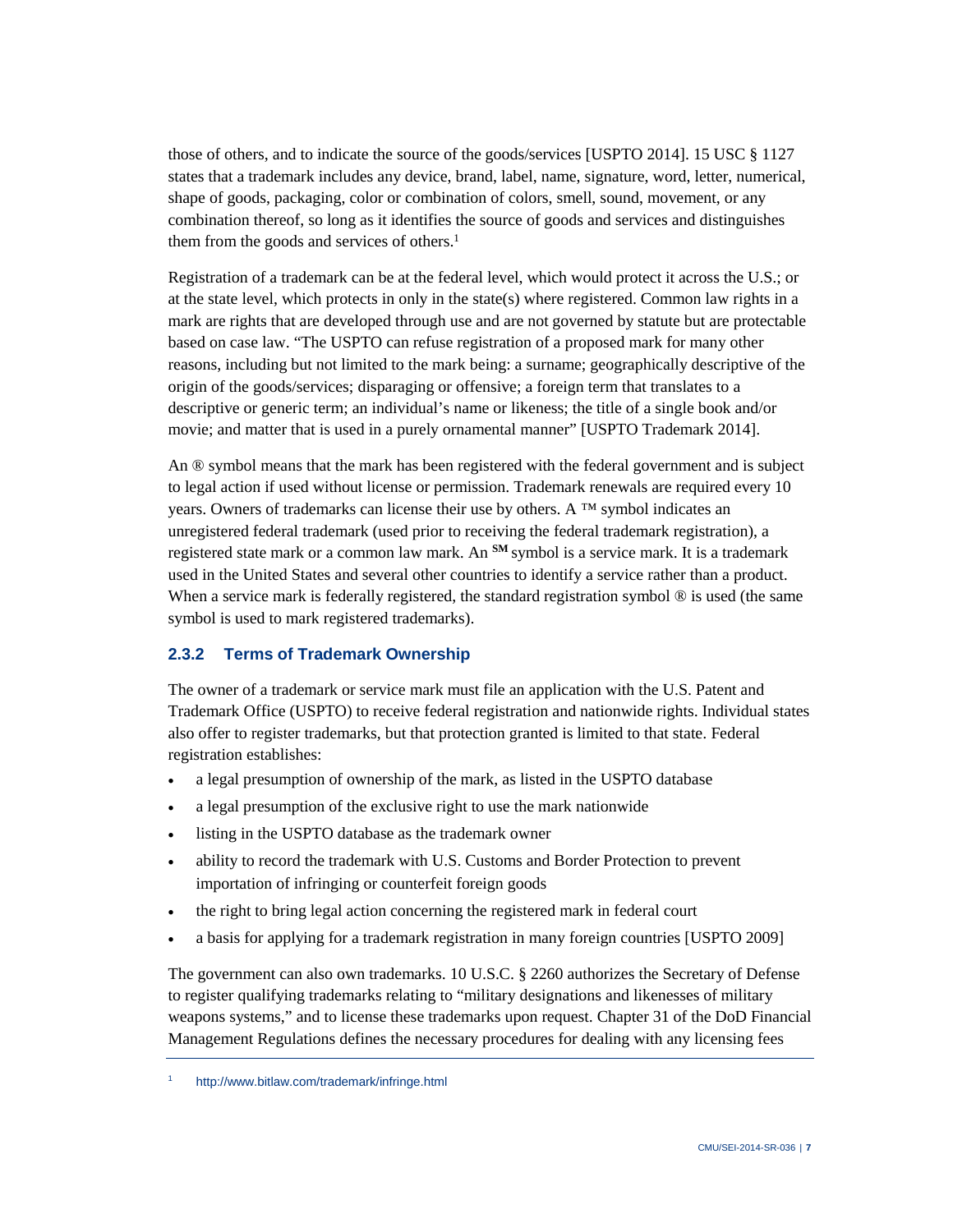those of others, and to indicate the source of the goods/services [USPTO 2014]. 15 USC § 1127 states that a trademark includes any device, brand, label, name, signature, word, letter, numerical, shape of goods, packaging, color or combination of colors, smell, sound, movement, or any combination thereof, so long as it identifies the source of goods and services and distinguishes them from the goods and services of others.[1]

Registration of a trademark can be at the federal level, which would protect it across the U.S.; or at the state level, which protects in only in the state(s) where registered. Common law rights in a mark are rights that are developed through use and are not governed by statute but are protectable based on case law. "The USPTO can refuse registration of a proposed mark for many other reasons, including but not limited to the mark being: a surname; geographically descriptive of the origin of the goods/services; disparaging or offensive; a foreign term that translates to a descriptive or generic term; an individual's name or likeness; the title of a single book and/or movie; and matter that is used in a purely ornamental manner" [USPTO Trademark 2014].

An ® symbol means that the mark has been registered with the federal government and is subject to legal action if used without license or permission. Trademark renewals are required every 10 years. Owners of trademarks can license their use by others. A ™ symbol indicates an unregistered federal trademark (used prior to receiving the federal trademark registration), a registered state mark or a common law mark. An ℠ symbol is a service mark. It is a trademark used in the United States and several other countries to identify a service rather than a product. When a service mark is federally registered, the standard registration symbol ® is used (the same symbol is used to mark registered trademarks).

### 2.3.2 Terms of Trademark Ownership

The owner of a trademark or service mark must file an application with the U.S. Patent and Trademark Office (USPTO) to receive federal registration and nationwide rights. Individual states also offer to register trademarks, but that protection granted is limited to that state. Federal registration establishes:

- a legal presumption of ownership of the mark, as listed in the USPTO database
- a legal presumption of the exclusive right to use the mark nationwide
- listing in the USPTO database as the trademark owner
- ability to record the trademark with U.S. Customs and Border Protection to prevent importation of infringing or counterfeit foreign goods
- the right to bring legal action concerning the registered mark in federal court
- a basis for applying for a trademark registration in many foreign countries [USPTO 2009]

The government can also own trademarks. 10 U.S.C. § 2260 authorizes the Secretary of Defense to register qualifying trademarks relating to "military designations and likenesses of military weapons systems," and to license these trademarks upon request. Chapter 31 of the DoD Financial Management Regulations defines the necessary procedures for dealing with any licensing fees

[1] http://www.bitlaw.com/trademark/infringe.html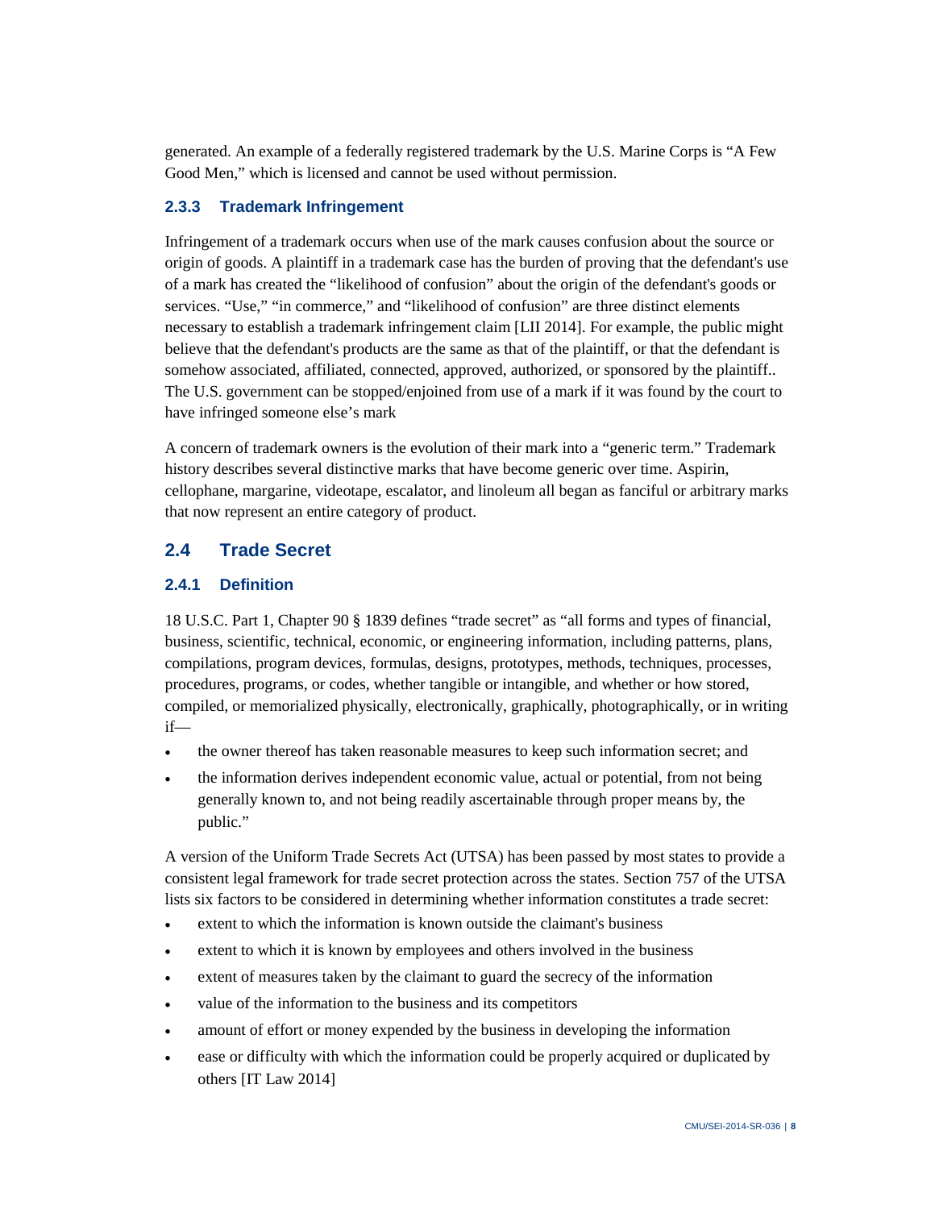generated. An example of a federally registered trademark by the U.S. Marine Corps is "A Few Good Men," which is licensed and cannot be used without permission.

### 2.3.3 Trademark Infringement

Infringement of a trademark occurs when use of the mark causes confusion about the source or origin of goods. A plaintiff in a trademark case has the burden of proving that the defendant's use of a mark has created the "likelihood of confusion" about the origin of the defendant's goods or services. "Use," "in commerce," and "likelihood of confusion" are three distinct elements necessary to establish a trademark infringement claim [LII 2014]. For example, the public might believe that the defendant's products are the same as that of the plaintiff, or that the defendant is somehow associated, affiliated, connected, approved, authorized, or sponsored by the plaintiff.. The U.S. government can be stopped/enjoined from use of a mark if it was found by the court to have infringed someone else's mark

A concern of trademark owners is the evolution of their mark into a "generic term." Trademark history describes several distinctive marks that have become generic over time. Aspirin, cellophane, margarine, videotape, escalator, and linoleum all began as fanciful or arbitrary marks that now represent an entire category of product.

## 2.4 Trade Secret

### 2.4.1 Definition

18 U.S.C. Part 1, Chapter 90 § 1839 defines "trade secret" as "all forms and types of financial, business, scientific, technical, economic, or engineering information, including patterns, plans, compilations, program devices, formulas, designs, prototypes, methods, techniques, processes, procedures, programs, or codes, whether tangible or intangible, and whether or how stored, compiled, or memorialized physically, electronically, graphically, photographically, or in writing if—

- the owner thereof has taken reasonable measures to keep such information secret; and
- the information derives independent economic value, actual or potential, from not being generally known to, and not being readily ascertainable through proper means by, the public."

A version of the Uniform Trade Secrets Act (UTSA) has been passed by most states to provide a consistent legal framework for trade secret protection across the states. Section 757 of the UTSA lists six factors to be considered in determining whether information constitutes a trade secret:

- extent to which the information is known outside the claimant's business
- extent to which it is known by employees and others involved in the business
- extent of measures taken by the claimant to guard the secrecy of the information
- value of the information to the business and its competitors
- amount of effort or money expended by the business in developing the information
- ease or difficulty with which the information could be properly acquired or duplicated by others [IT Law 2014]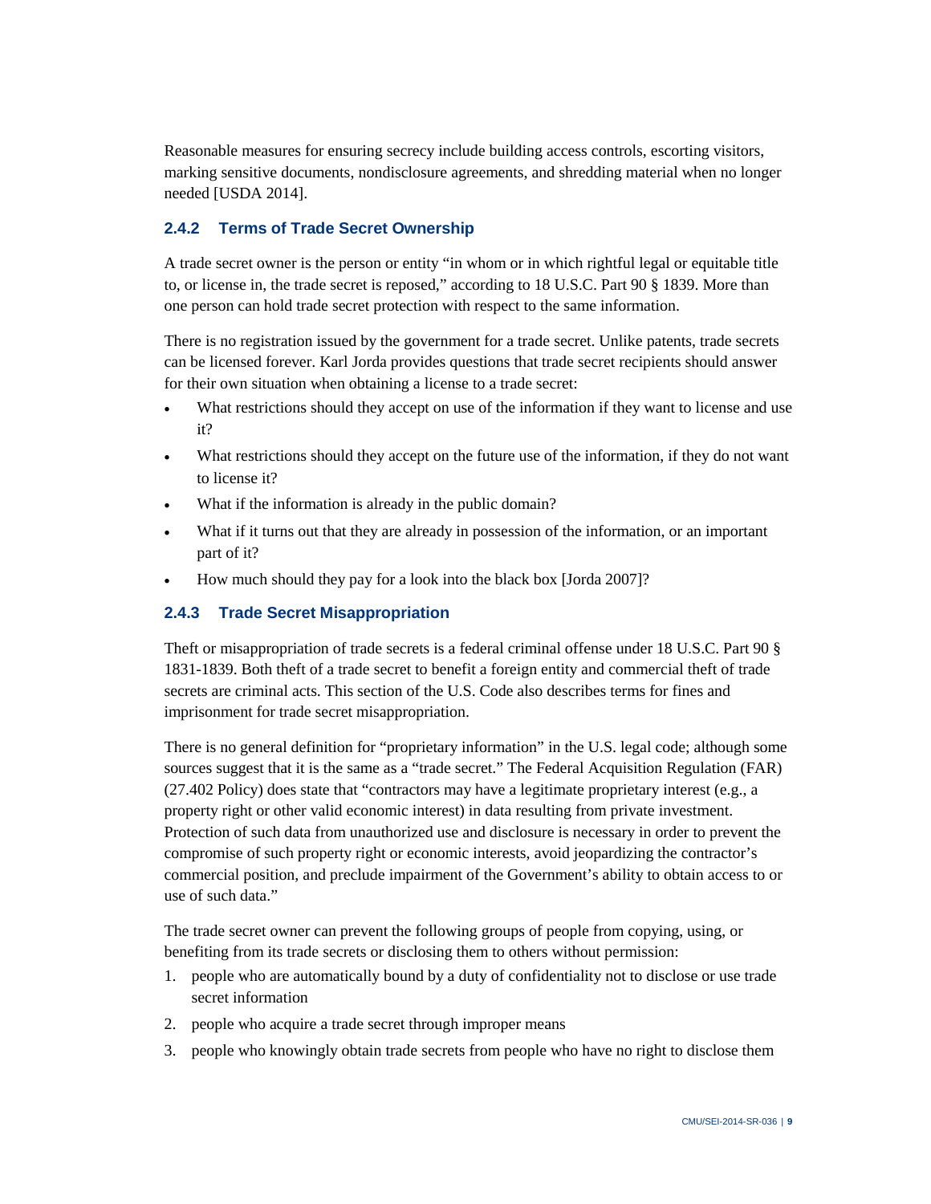Reasonable measures for ensuring secrecy include building access controls, escorting visitors, marking sensitive documents, nondisclosure agreements, and shredding material when no longer needed [USDA 2014].

### 2.4.2 Terms of Trade Secret Ownership

A trade secret owner is the person or entity "in whom or in which rightful legal or equitable title to, or license in, the trade secret is reposed," according to 18 U.S.C. Part 90 § 1839. More than one person can hold trade secret protection with respect to the same information.

There is no registration issued by the government for a trade secret. Unlike patents, trade secrets can be licensed forever. Karl Jorda provides questions that trade secret recipients should answer for their own situation when obtaining a license to a trade secret:

- What restrictions should they accept on use of the information if they want to license and use it?
- What restrictions should they accept on the future use of the information, if they do not want to license it?
- What if the information is already in the public domain?
- What if it turns out that they are already in possession of the information, or an important part of it?
- How much should they pay for a look into the black box [Jorda 2007]?

### 2.4.3 Trade Secret Misappropriation

Theft or misappropriation of trade secrets is a federal criminal offense under 18 U.S.C. Part 90 § 1831-1839. Both theft of a trade secret to benefit a foreign entity and commercial theft of trade secrets are criminal acts. This section of the U.S. Code also describes terms for fines and imprisonment for trade secret misappropriation.

There is no general definition for "proprietary information" in the U.S. legal code; although some sources suggest that it is the same as a "trade secret." The Federal Acquisition Regulation (FAR) (27.402 Policy) does state that "contractors may have a legitimate proprietary interest (e.g., a property right or other valid economic interest) in data resulting from private investment. Protection of such data from unauthorized use and disclosure is necessary in order to prevent the compromise of such property right or economic interests, avoid jeopardizing the contractor's commercial position, and preclude impairment of the Government's ability to obtain access to or use of such data."

The trade secret owner can prevent the following groups of people from copying, using, or benefiting from its trade secrets or disclosing them to others without permission:

1. people who are automatically bound by a duty of confidentiality not to disclose or use trade secret information
2. people who acquire a trade secret through improper means
3. people who knowingly obtain trade secrets from people who have no right to disclose them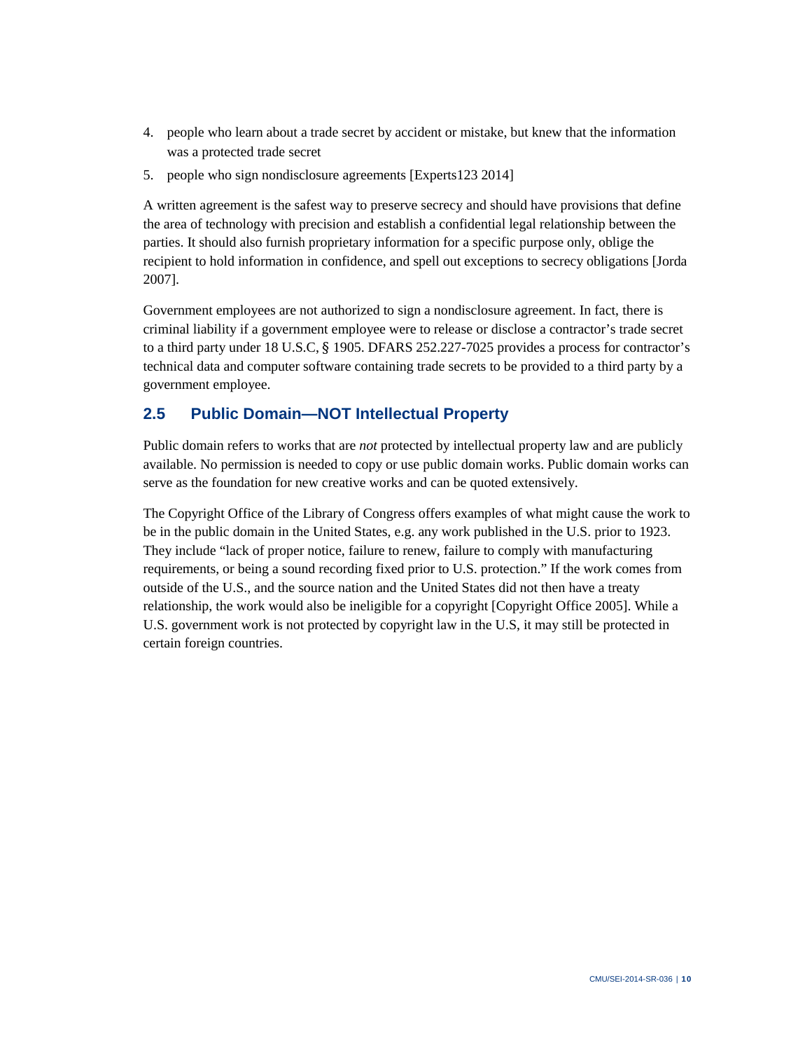4. people who learn about a trade secret by accident or mistake, but knew that the information was a protected trade secret
5. people who sign nondisclosure agreements [Experts123 2014]

A written agreement is the safest way to preserve secrecy and should have provisions that define the area of technology with precision and establish a confidential legal relationship between the parties. It should also furnish proprietary information for a specific purpose only, oblige the recipient to hold information in confidence, and spell out exceptions to secrecy obligations [Jorda 2007].

Government employees are not authorized to sign a nondisclosure agreement. In fact, there is criminal liability if a government employee were to release or disclose a contractor's trade secret to a third party under 18 U.S.C, § 1905. DFARS 252.227-7025 provides a process for contractor's technical data and computer software containing trade secrets to be provided to a third party by a government employee.

## 2.5 Public Domain—NOT Intellectual Property

Public domain refers to works that are *not* protected by intellectual property law and are publicly available. No permission is needed to copy or use public domain works. Public domain works can serve as the foundation for new creative works and can be quoted extensively.

The Copyright Office of the Library of Congress offers examples of what might cause the work to be in the public domain in the United States, e.g. any work published in the U.S. prior to 1923. They include "lack of proper notice, failure to renew, failure to comply with manufacturing requirements, or being a sound recording fixed prior to U.S. protection." If the work comes from outside of the U.S., and the source nation and the United States did not then have a treaty relationship, the work would also be ineligible for a copyright [Copyright Office 2005]. While a U.S. government work is not protected by copyright law in the U.S, it may still be protected in certain foreign countries.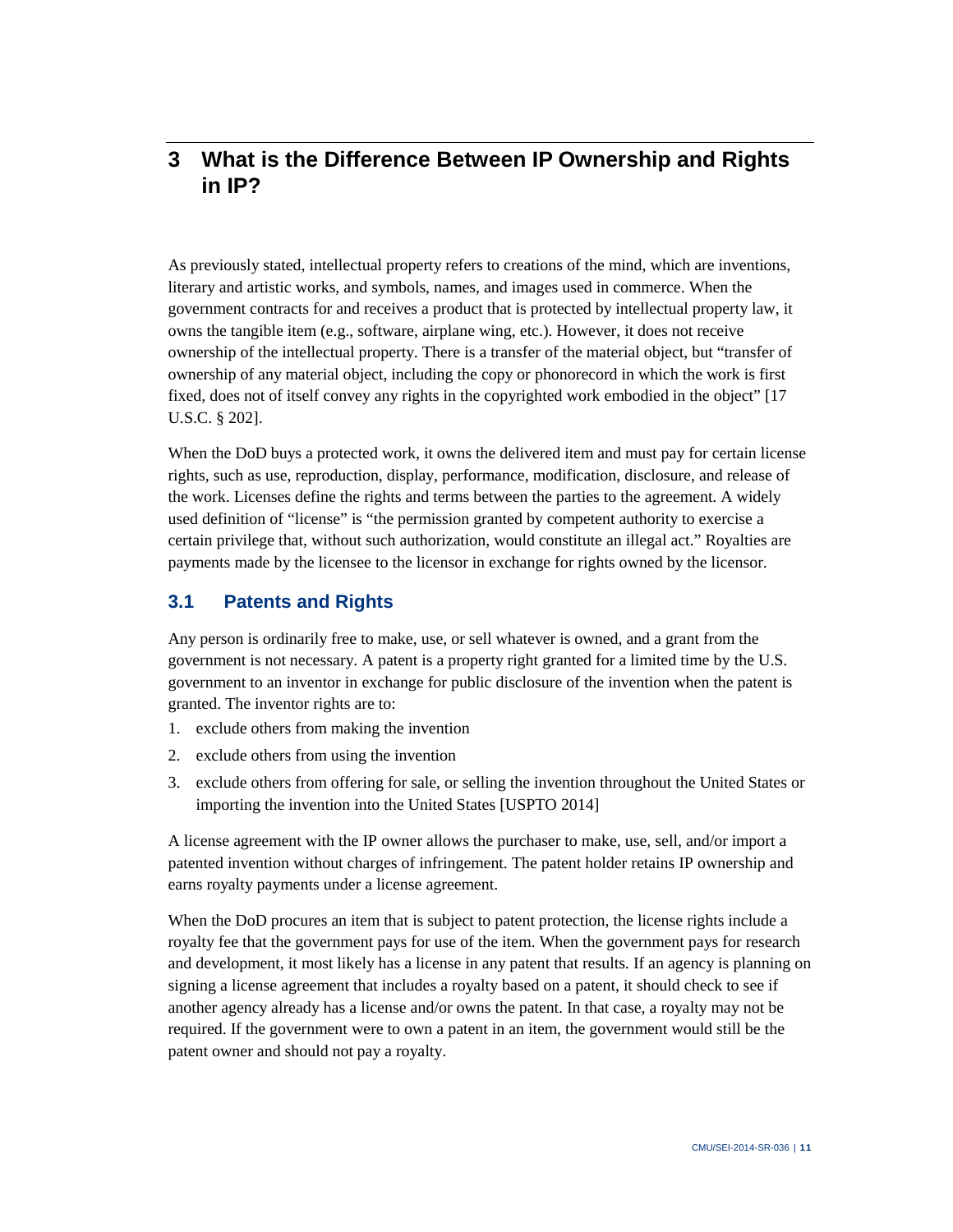# 3 What is the Difference Between IP Ownership and Rights in IP?

As previously stated, intellectual property refers to creations of the mind, which are inventions, literary and artistic works, and symbols, names, and images used in commerce. When the government contracts for and receives a product that is protected by intellectual property law, it owns the tangible item (e.g., software, airplane wing, etc.). However, it does not receive ownership of the intellectual property. There is a transfer of the material object, but "transfer of ownership of any material object, including the copy or phonorecord in which the work is first fixed, does not of itself convey any rights in the copyrighted work embodied in the object" [17 U.S.C. § 202].

When the DoD buys a protected work, it owns the delivered item and must pay for certain license rights, such as use, reproduction, display, performance, modification, disclosure, and release of the work. Licenses define the rights and terms between the parties to the agreement. A widely used definition of "license" is "the permission granted by competent authority to exercise a certain privilege that, without such authorization, would constitute an illegal act." Royalties are payments made by the licensee to the licensor in exchange for rights owned by the licensor.

## 3.1 Patents and Rights

Any person is ordinarily free to make, use, or sell whatever is owned, and a grant from the government is not necessary. A patent is a property right granted for a limited time by the U.S. government to an inventor in exchange for public disclosure of the invention when the patent is granted. The inventor rights are to:

1. exclude others from making the invention
2. exclude others from using the invention
3. exclude others from offering for sale, or selling the invention throughout the United States or importing the invention into the United States [USPTO 2014]

A license agreement with the IP owner allows the purchaser to make, use, sell, and/or import a patented invention without charges of infringement. The patent holder retains IP ownership and earns royalty payments under a license agreement.

When the DoD procures an item that is subject to patent protection, the license rights include a royalty fee that the government pays for use of the item. When the government pays for research and development, it most likely has a license in any patent that results. If an agency is planning on signing a license agreement that includes a royalty based on a patent, it should check to see if another agency already has a license and/or owns the patent. In that case, a royalty may not be required. If the government were to own a patent in an item, the government would still be the patent owner and should not pay a royalty.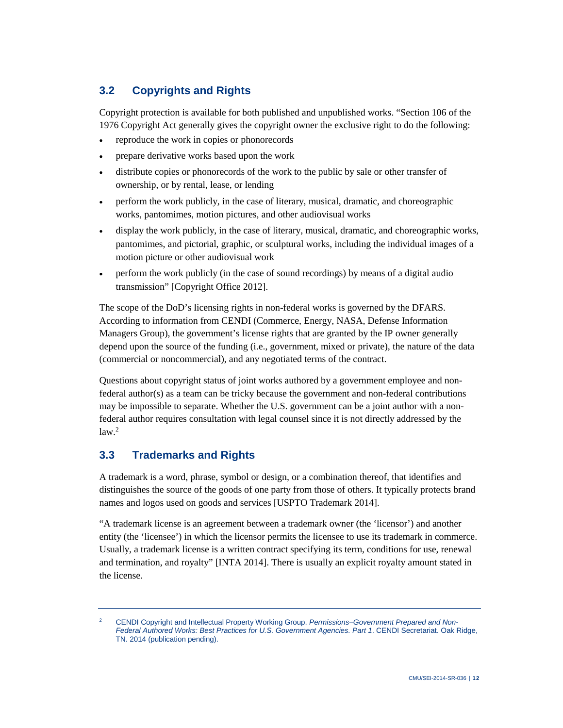## 3.2 Copyrights and Rights

Copyright protection is available for both published and unpublished works. "Section 106 of the 1976 Copyright Act generally gives the copyright owner the exclusive right to do the following:

- reproduce the work in copies or phonorecords
- prepare derivative works based upon the work
- distribute copies or phonorecords of the work to the public by sale or other transfer of ownership, or by rental, lease, or lending
- perform the work publicly, in the case of literary, musical, dramatic, and choreographic works, pantomimes, motion pictures, and other audiovisual works
- display the work publicly, in the case of literary, musical, dramatic, and choreographic works, pantomimes, and pictorial, graphic, or sculptural works, including the individual images of a motion picture or other audiovisual work
- perform the work publicly (in the case of sound recordings) by means of a digital audio transmission" [Copyright Office 2012].

The scope of the DoD's licensing rights in non-federal works is governed by the DFARS. According to information from CENDI (Commerce, Energy, NASA, Defense Information Managers Group), the government's license rights that are granted by the IP owner generally depend upon the source of the funding (i.e., government, mixed or private), the nature of the data (commercial or noncommercial), and any negotiated terms of the contract.

Questions about copyright status of joint works authored by a government employee and non-federal author(s) as a team can be tricky because the government and non-federal contributions may be impossible to separate. Whether the U.S. government can be a joint author with a non-federal author requires consultation with legal counsel since it is not directly addressed by the law.[2]

## 3.3 Trademarks and Rights

A trademark is a word, phrase, symbol or design, or a combination thereof, that identifies and distinguishes the source of the goods of one party from those of others. It typically protects brand names and logos used on goods and services [USPTO Trademark 2014].

"A trademark license is an agreement between a trademark owner (the 'licensor') and another entity (the 'licensee') in which the licensor permits the licensee to use its trademark in commerce. Usually, a trademark license is a written contract specifying its term, conditions for use, renewal and termination, and royalty" [INTA 2014]. There is usually an explicit royalty amount stated in the license.

---

[2] CENDI Copyright and Intellectual Property Working Group. *Permissions–Government Prepared and Non-Federal Authored Works: Best Practices for U.S. Government Agencies. Part 1*. CENDI Secretariat. Oak Ridge, TN. 2014 (publication pending).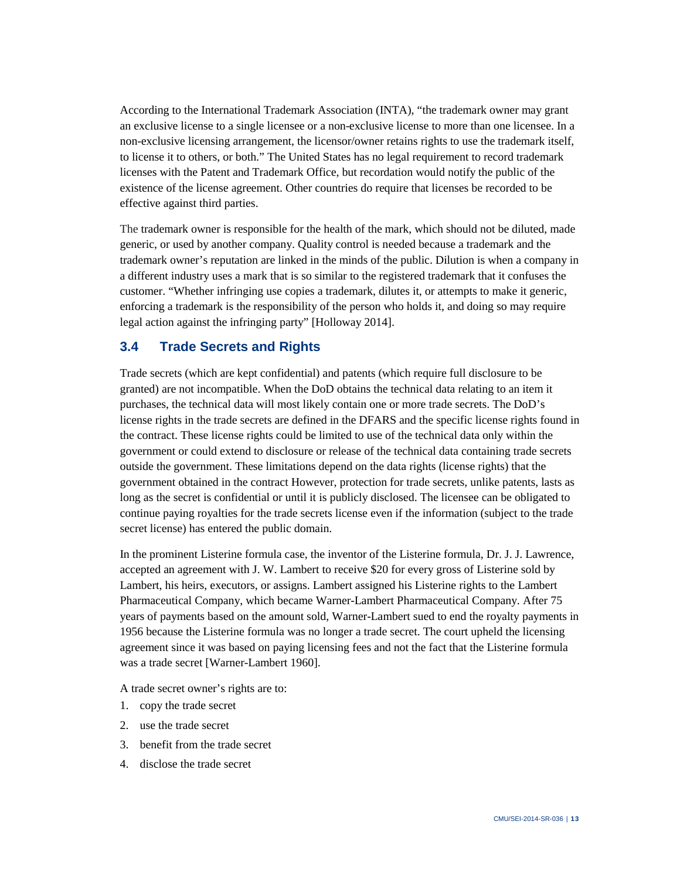According to the International Trademark Association (INTA), "the trademark owner may grant an exclusive license to a single licensee or a non-exclusive license to more than one licensee. In a non-exclusive licensing arrangement, the licensor/owner retains rights to use the trademark itself, to license it to others, or both." The United States has no legal requirement to record trademark licenses with the Patent and Trademark Office, but recordation would notify the public of the existence of the license agreement. Other countries do require that licenses be recorded to be effective against third parties.

The trademark owner is responsible for the health of the mark, which should not be diluted, made generic, or used by another company. Quality control is needed because a trademark and the trademark owner's reputation are linked in the minds of the public. Dilution is when a company in a different industry uses a mark that is so similar to the registered trademark that it confuses the customer. "Whether infringing use copies a trademark, dilutes it, or attempts to make it generic, enforcing a trademark is the responsibility of the person who holds it, and doing so may require legal action against the infringing party" [Holloway 2014].

## 3.4 Trade Secrets and Rights

Trade secrets (which are kept confidential) and patents (which require full disclosure to be granted) are not incompatible. When the DoD obtains the technical data relating to an item it purchases, the technical data will most likely contain one or more trade secrets. The DoD's license rights in the trade secrets are defined in the DFARS and the specific license rights found in the contract. These license rights could be limited to use of the technical data only within the government or could extend to disclosure or release of the technical data containing trade secrets outside the government. These limitations depend on the data rights (license rights) that the government obtained in the contract However, protection for trade secrets, unlike patents, lasts as long as the secret is confidential or until it is publicly disclosed. The licensee can be obligated to continue paying royalties for the trade secrets license even if the information (subject to the trade secret license) has entered the public domain.

In the prominent Listerine formula case, the inventor of the Listerine formula, Dr. J. J. Lawrence, accepted an agreement with J. W. Lambert to receive $20 for every gross of Listerine sold by Lambert, his heirs, executors, or assigns. Lambert assigned his Listerine rights to the Lambert Pharmaceutical Company, which became Warner-Lambert Pharmaceutical Company. After 75 years of payments based on the amount sold, Warner-Lambert sued to end the royalty payments in 1956 because the Listerine formula was no longer a trade secret. The court upheld the licensing agreement since it was based on paying licensing fees and not the fact that the Listerine formula was a trade secret [Warner-Lambert 1960].

A trade secret owner's rights are to:

1. copy the trade secret
2. use the trade secret
3. benefit from the trade secret
4. disclose the trade secret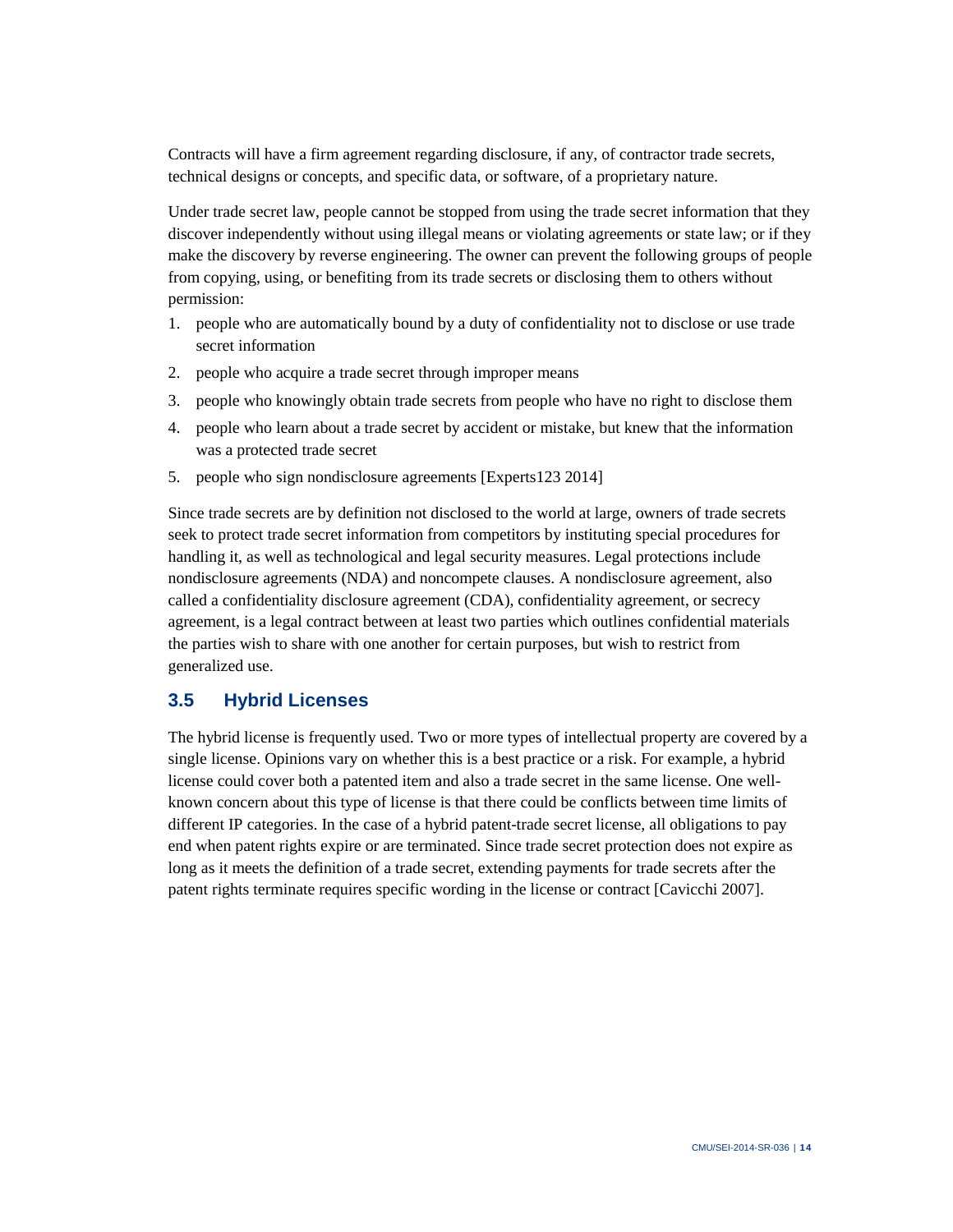Contracts will have a firm agreement regarding disclosure, if any, of contractor trade secrets, technical designs or concepts, and specific data, or software, of a proprietary nature.

Under trade secret law, people cannot be stopped from using the trade secret information that they discover independently without using illegal means or violating agreements or state law; or if they make the discovery by reverse engineering. The owner can prevent the following groups of people from copying, using, or benefiting from its trade secrets or disclosing them to others without permission:

1. people who are automatically bound by a duty of confidentiality not to disclose or use trade secret information
2. people who acquire a trade secret through improper means
3. people who knowingly obtain trade secrets from people who have no right to disclose them
4. people who learn about a trade secret by accident or mistake, but knew that the information was a protected trade secret
5. people who sign nondisclosure agreements [Experts123 2014]

Since trade secrets are by definition not disclosed to the world at large, owners of trade secrets seek to protect trade secret information from competitors by instituting special procedures for handling it, as well as technological and legal security measures. Legal protections include nondisclosure agreements (NDA) and noncompete clauses. A nondisclosure agreement, also called a confidentiality disclosure agreement (CDA), confidentiality agreement, or secrecy agreement, is a legal contract between at least two parties which outlines confidential materials the parties wish to share with one another for certain purposes, but wish to restrict from generalized use.

## 3.5 Hybrid Licenses

The hybrid license is frequently used. Two or more types of intellectual property are covered by a single license. Opinions vary on whether this is a best practice or a risk. For example, a hybrid license could cover both a patented item and also a trade secret in the same license. One well-known concern about this type of license is that there could be conflicts between time limits of different IP categories. In the case of a hybrid patent-trade secret license, all obligations to pay end when patent rights expire or are terminated. Since trade secret protection does not expire as long as it meets the definition of a trade secret, extending payments for trade secrets after the patent rights terminate requires specific wording in the license or contract [Cavicchi 2007].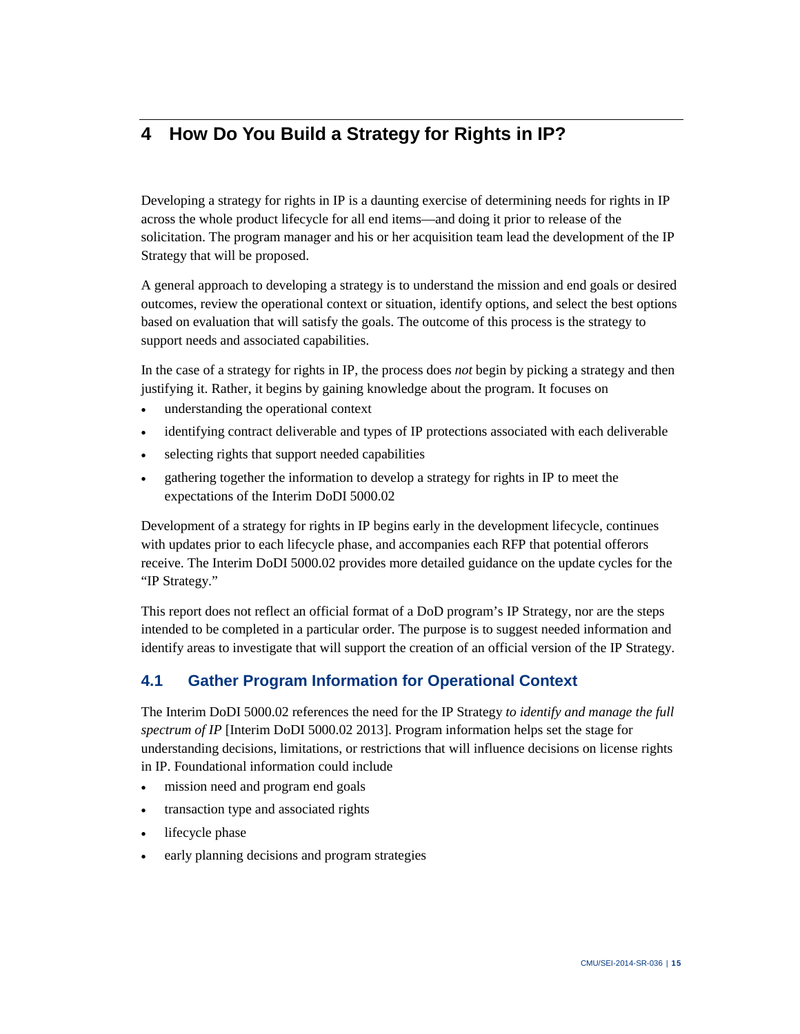# 4 How Do You Build a Strategy for Rights in IP?

Developing a strategy for rights in IP is a daunting exercise of determining needs for rights in IP across the whole product lifecycle for all end items—and doing it prior to release of the solicitation. The program manager and his or her acquisition team lead the development of the IP Strategy that will be proposed.

A general approach to developing a strategy is to understand the mission and end goals or desired outcomes, review the operational context or situation, identify options, and select the best options based on evaluation that will satisfy the goals. The outcome of this process is the strategy to support needs and associated capabilities.

In the case of a strategy for rights in IP, the process does *not* begin by picking a strategy and then justifying it. Rather, it begins by gaining knowledge about the program. It focuses on

- understanding the operational context
- identifying contract deliverable and types of IP protections associated with each deliverable
- selecting rights that support needed capabilities
- gathering together the information to develop a strategy for rights in IP to meet the expectations of the Interim DoDI 5000.02

Development of a strategy for rights in IP begins early in the development lifecycle, continues with updates prior to each lifecycle phase, and accompanies each RFP that potential offerors receive. The Interim DoDI 5000.02 provides more detailed guidance on the update cycles for the "IP Strategy."

This report does not reflect an official format of a DoD program's IP Strategy, nor are the steps intended to be completed in a particular order. The purpose is to suggest needed information and identify areas to investigate that will support the creation of an official version of the IP Strategy.

## 4.1 Gather Program Information for Operational Context

The Interim DoDI 5000.02 references the need for the IP Strategy *to identify and manage the full spectrum of IP* [Interim DoDI 5000.02 2013]. Program information helps set the stage for understanding decisions, limitations, or restrictions that will influence decisions on license rights in IP. Foundational information could include

- mission need and program end goals
- transaction type and associated rights
- lifecycle phase
- early planning decisions and program strategies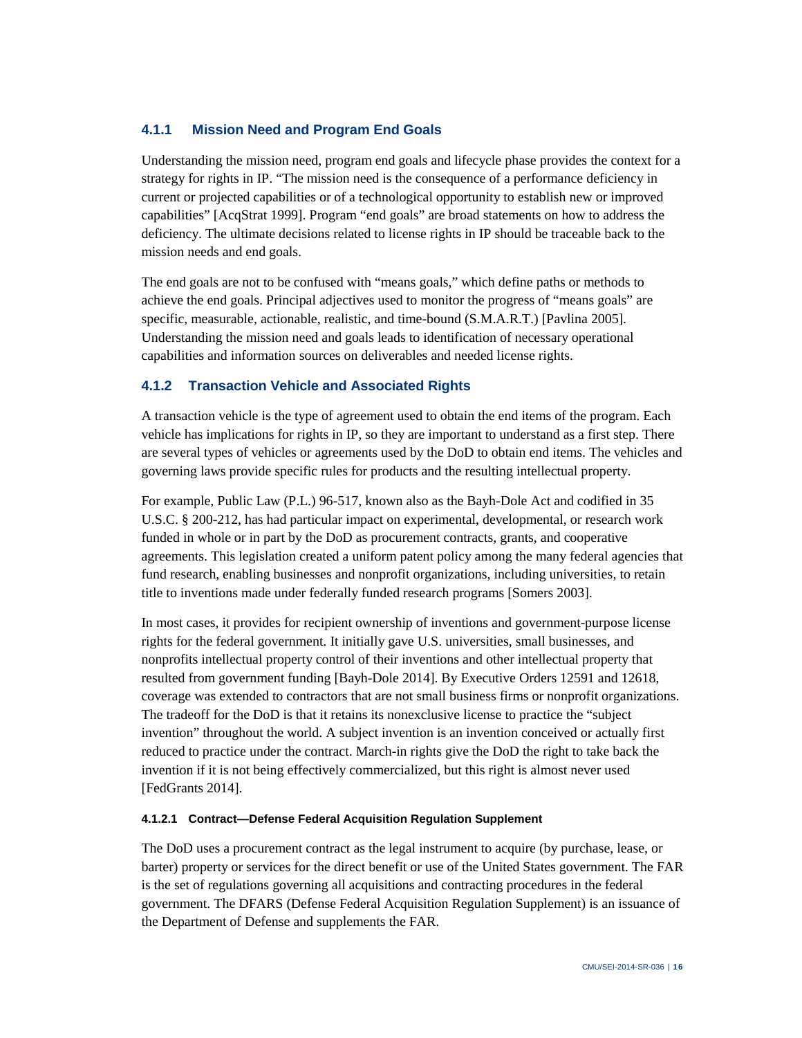### 4.1.1 Mission Need and Program End Goals

Understanding the mission need, program end goals and lifecycle phase provides the context for a strategy for rights in IP. "The mission need is the consequence of a performance deficiency in current or projected capabilities or of a technological opportunity to establish new or improved capabilities" [AcqStrat 1999]. Program "end goals" are broad statements on how to address the deficiency. The ultimate decisions related to license rights in IP should be traceable back to the mission needs and end goals.

The end goals are not to be confused with "means goals," which define paths or methods to achieve the end goals. Principal adjectives used to monitor the progress of "means goals" are specific, measurable, actionable, realistic, and time-bound (S.M.A.R.T.) [Pavlina 2005]. Understanding the mission need and goals leads to identification of necessary operational capabilities and information sources on deliverables and needed license rights.

### 4.1.2 Transaction Vehicle and Associated Rights

A transaction vehicle is the type of agreement used to obtain the end items of the program. Each vehicle has implications for rights in IP, so they are important to understand as a first step. There are several types of vehicles or agreements used by the DoD to obtain end items. The vehicles and governing laws provide specific rules for products and the resulting intellectual property.

For example, Public Law (P.L.) 96-517, known also as the Bayh-Dole Act and codified in 35 U.S.C. § 200-212, has had particular impact on experimental, developmental, or research work funded in whole or in part by the DoD as procurement contracts, grants, and cooperative agreements. This legislation created a uniform patent policy among the many federal agencies that fund research, enabling businesses and nonprofit organizations, including universities, to retain title to inventions made under federally funded research programs [Somers 2003].

In most cases, it provides for recipient ownership of inventions and government-purpose license rights for the federal government. It initially gave U.S. universities, small businesses, and nonprofits intellectual property control of their inventions and other intellectual property that resulted from government funding [Bayh-Dole 2014]. By Executive Orders 12591 and 12618, coverage was extended to contractors that are not small business firms or nonprofit organizations. The tradeoff for the DoD is that it retains its nonexclusive license to practice the "subject invention" throughout the world. A subject invention is an invention conceived or actually first reduced to practice under the contract. March-in rights give the DoD the right to take back the invention if it is not being effectively commercialized, but this right is almost never used [FedGrants 2014].

#### 4.1.2.1 Contract—Defense Federal Acquisition Regulation Supplement

The DoD uses a procurement contract as the legal instrument to acquire (by purchase, lease, or barter) property or services for the direct benefit or use of the United States government. The FAR is the set of regulations governing all acquisitions and contracting procedures in the federal government. The DFARS (Defense Federal Acquisition Regulation Supplement) is an issuance of the Department of Defense and supplements the FAR.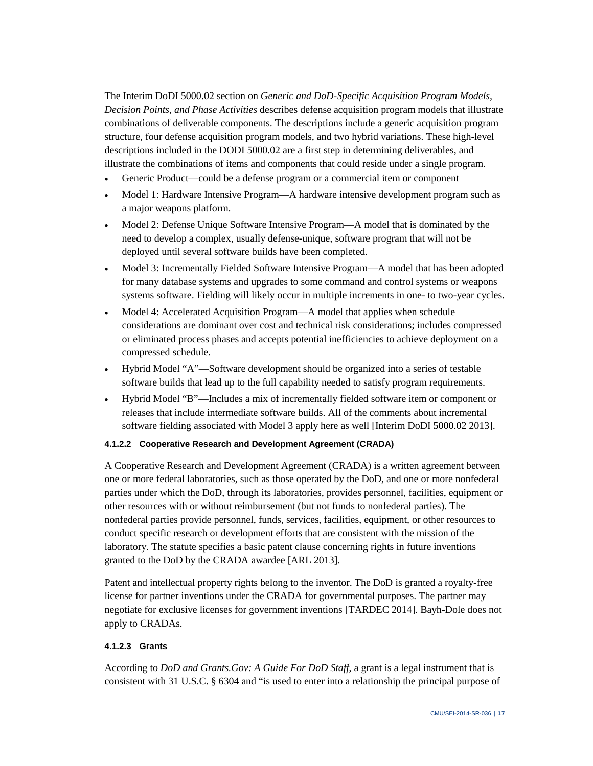The Interim DoDI 5000.02 section on *Generic and DoD-Specific Acquisition Program Models, Decision Points, and Phase Activities* describes defense acquisition program models that illustrate combinations of deliverable components. The descriptions include a generic acquisition program structure, four defense acquisition program models, and two hybrid variations. These high-level descriptions included in the DODI 5000.02 are a first step in determining deliverables, and illustrate the combinations of items and components that could reside under a single program.

- Generic Product—could be a defense program or a commercial item or component
- Model 1: Hardware Intensive Program—A hardware intensive development program such as a major weapons platform.
- Model 2: Defense Unique Software Intensive Program—A model that is dominated by the need to develop a complex, usually defense-unique, software program that will not be deployed until several software builds have been completed.
- Model 3: Incrementally Fielded Software Intensive Program—A model that has been adopted for many database systems and upgrades to some command and control systems or weapons systems software. Fielding will likely occur in multiple increments in one- to two-year cycles.
- Model 4: Accelerated Acquisition Program—A model that applies when schedule considerations are dominant over cost and technical risk considerations; includes compressed or eliminated process phases and accepts potential inefficiencies to achieve deployment on a compressed schedule.
- Hybrid Model "A"—Software development should be organized into a series of testable software builds that lead up to the full capability needed to satisfy program requirements.
- Hybrid Model "B"—Includes a mix of incrementally fielded software item or component or releases that include intermediate software builds. All of the comments about incremental software fielding associated with Model 3 apply here as well [Interim DoDI 5000.02 2013].

#### 4.1.2.2 Cooperative Research and Development Agreement (CRADA)

A Cooperative Research and Development Agreement (CRADA) is a written agreement between one or more federal laboratories, such as those operated by the DoD, and one or more nonfederal parties under which the DoD, through its laboratories, provides personnel, facilities, equipment or other resources with or without reimbursement (but not funds to nonfederal parties). The nonfederal parties provide personnel, funds, services, facilities, equipment, or other resources to conduct specific research or development efforts that are consistent with the mission of the laboratory. The statute specifies a basic patent clause concerning rights in future inventions granted to the DoD by the CRADA awardee [ARL 2013].

Patent and intellectual property rights belong to the inventor. The DoD is granted a royalty-free license for partner inventions under the CRADA for governmental purposes. The partner may negotiate for exclusive licenses for government inventions [TARDEC 2014]. Bayh-Dole does not apply to CRADAs.

#### 4.1.2.3 Grants

According to *DoD and Grants.Gov: A Guide For DoD Staff*, a grant is a legal instrument that is consistent with 31 U.S.C. § 6304 and "is used to enter into a relationship the principal purpose of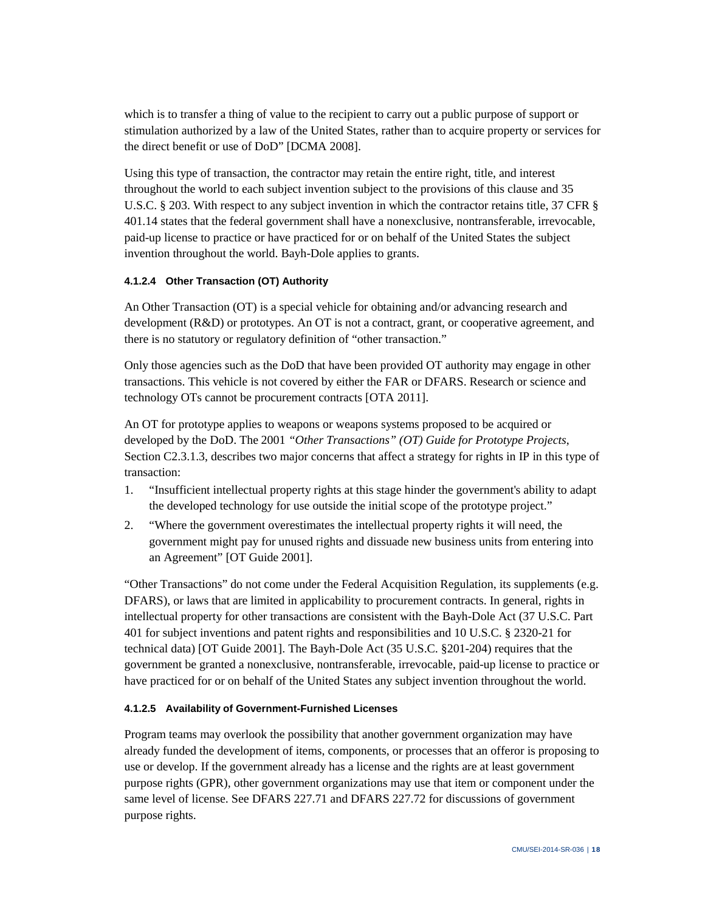which is to transfer a thing of value to the recipient to carry out a public purpose of support or stimulation authorized by a law of the United States, rather than to acquire property or services for the direct benefit or use of DoD" [DCMA 2008].

Using this type of transaction, the contractor may retain the entire right, title, and interest throughout the world to each subject invention subject to the provisions of this clause and 35 U.S.C. § 203. With respect to any subject invention in which the contractor retains title, 37 CFR § 401.14 states that the federal government shall have a nonexclusive, nontransferable, irrevocable, paid-up license to practice or have practiced for or on behalf of the United States the subject invention throughout the world. Bayh-Dole applies to grants.

#### 4.1.2.4 Other Transaction (OT) Authority

An Other Transaction (OT) is a special vehicle for obtaining and/or advancing research and development (R&D) or prototypes. An OT is not a contract, grant, or cooperative agreement, and there is no statutory or regulatory definition of "other transaction."

Only those agencies such as the DoD that have been provided OT authority may engage in other transactions. This vehicle is not covered by either the FAR or DFARS. Research or science and technology OTs cannot be procurement contracts [OTA 2011].

An OT for prototype applies to weapons or weapons systems proposed to be acquired or developed by the DoD. The 2001 *"Other Transactions" (OT) Guide for Prototype Projects*, Section C2.3.1.3, describes two major concerns that affect a strategy for rights in IP in this type of transaction:

1. "Insufficient intellectual property rights at this stage hinder the government's ability to adapt the developed technology for use outside the initial scope of the prototype project."
2. "Where the government overestimates the intellectual property rights it will need, the government might pay for unused rights and dissuade new business units from entering into an Agreement" [OT Guide 2001].

"Other Transactions" do not come under the Federal Acquisition Regulation, its supplements (e.g. DFARS), or laws that are limited in applicability to procurement contracts. In general, rights in intellectual property for other transactions are consistent with the Bayh-Dole Act (37 U.S.C. Part 401 for subject inventions and patent rights and responsibilities and 10 U.S.C. § 2320-21 for technical data) [OT Guide 2001]. The Bayh-Dole Act (35 U.S.C. §201-204) requires that the government be granted a nonexclusive, nontransferable, irrevocable, paid-up license to practice or have practiced for or on behalf of the United States any subject invention throughout the world.

#### 4.1.2.5 Availability of Government-Furnished Licenses

Program teams may overlook the possibility that another government organization may have already funded the development of items, components, or processes that an offeror is proposing to use or develop. If the government already has a license and the rights are at least government purpose rights (GPR), other government organizations may use that item or component under the same level of license. See DFARS 227.71 and DFARS 227.72 for discussions of government purpose rights.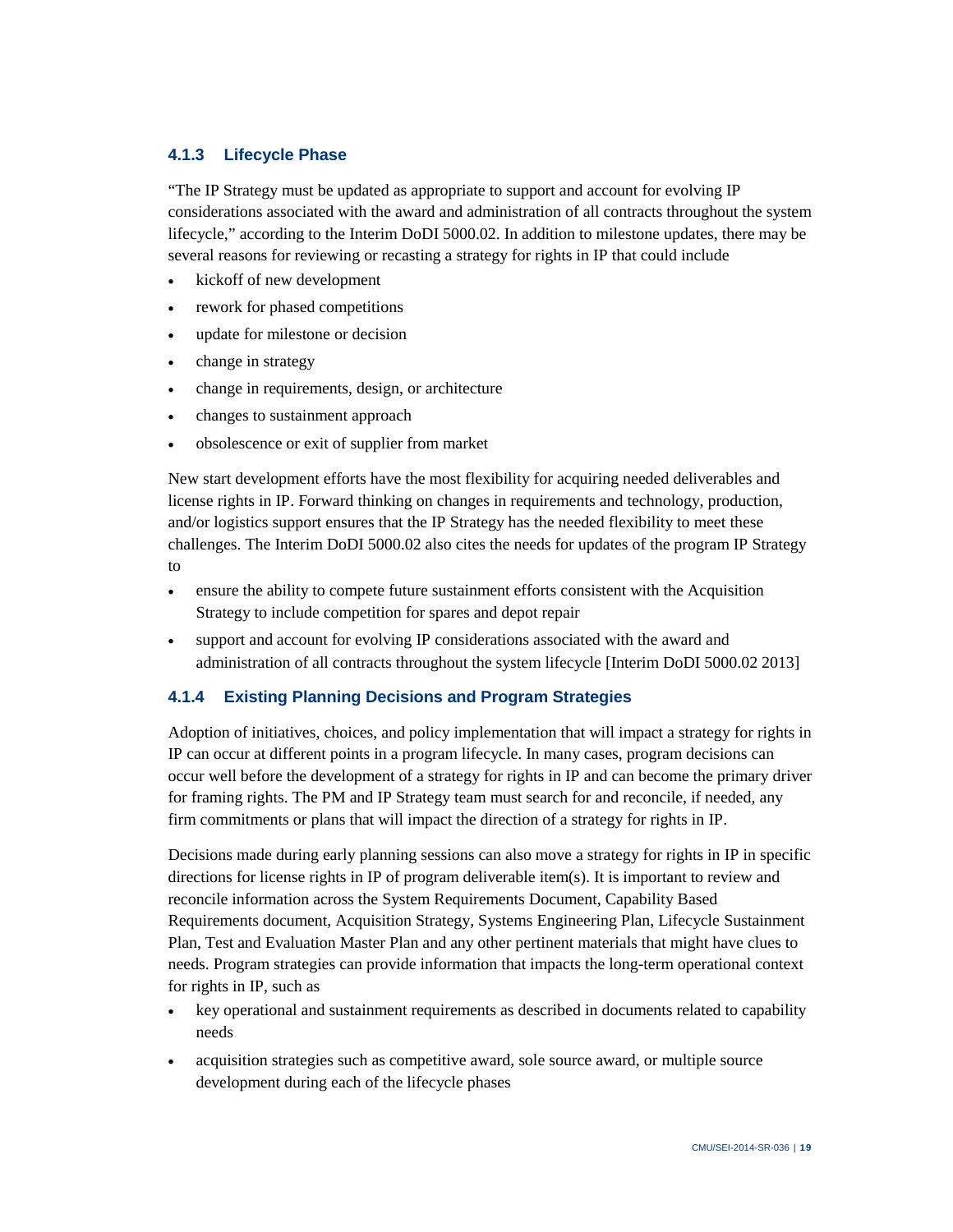### 4.1.3 Lifecycle Phase

"The IP Strategy must be updated as appropriate to support and account for evolving IP considerations associated with the award and administration of all contracts throughout the system lifecycle," according to the Interim DoDI 5000.02. In addition to milestone updates, there may be several reasons for reviewing or recasting a strategy for rights in IP that could include

- kickoff of new development
- rework for phased competitions
- update for milestone or decision
- change in strategy
- change in requirements, design, or architecture
- changes to sustainment approach
- obsolescence or exit of supplier from market

New start development efforts have the most flexibility for acquiring needed deliverables and license rights in IP. Forward thinking on changes in requirements and technology, production, and/or logistics support ensures that the IP Strategy has the needed flexibility to meet these challenges. The Interim DoDI 5000.02 also cites the needs for updates of the program IP Strategy to

- ensure the ability to compete future sustainment efforts consistent with the Acquisition Strategy to include competition for spares and depot repair
- support and account for evolving IP considerations associated with the award and administration of all contracts throughout the system lifecycle [Interim DoDI 5000.02 2013]

### 4.1.4 Existing Planning Decisions and Program Strategies

Adoption of initiatives, choices, and policy implementation that will impact a strategy for rights in IP can occur at different points in a program lifecycle. In many cases, program decisions can occur well before the development of a strategy for rights in IP and can become the primary driver for framing rights. The PM and IP Strategy team must search for and reconcile, if needed, any firm commitments or plans that will impact the direction of a strategy for rights in IP.

Decisions made during early planning sessions can also move a strategy for rights in IP in specific directions for license rights in IP of program deliverable item(s). It is important to review and reconcile information across the System Requirements Document, Capability Based Requirements document, Acquisition Strategy, Systems Engineering Plan, Lifecycle Sustainment Plan, Test and Evaluation Master Plan and any other pertinent materials that might have clues to needs. Program strategies can provide information that impacts the long-term operational context for rights in IP, such as

- key operational and sustainment requirements as described in documents related to capability needs
- acquisition strategies such as competitive award, sole source award, or multiple source development during each of the lifecycle phases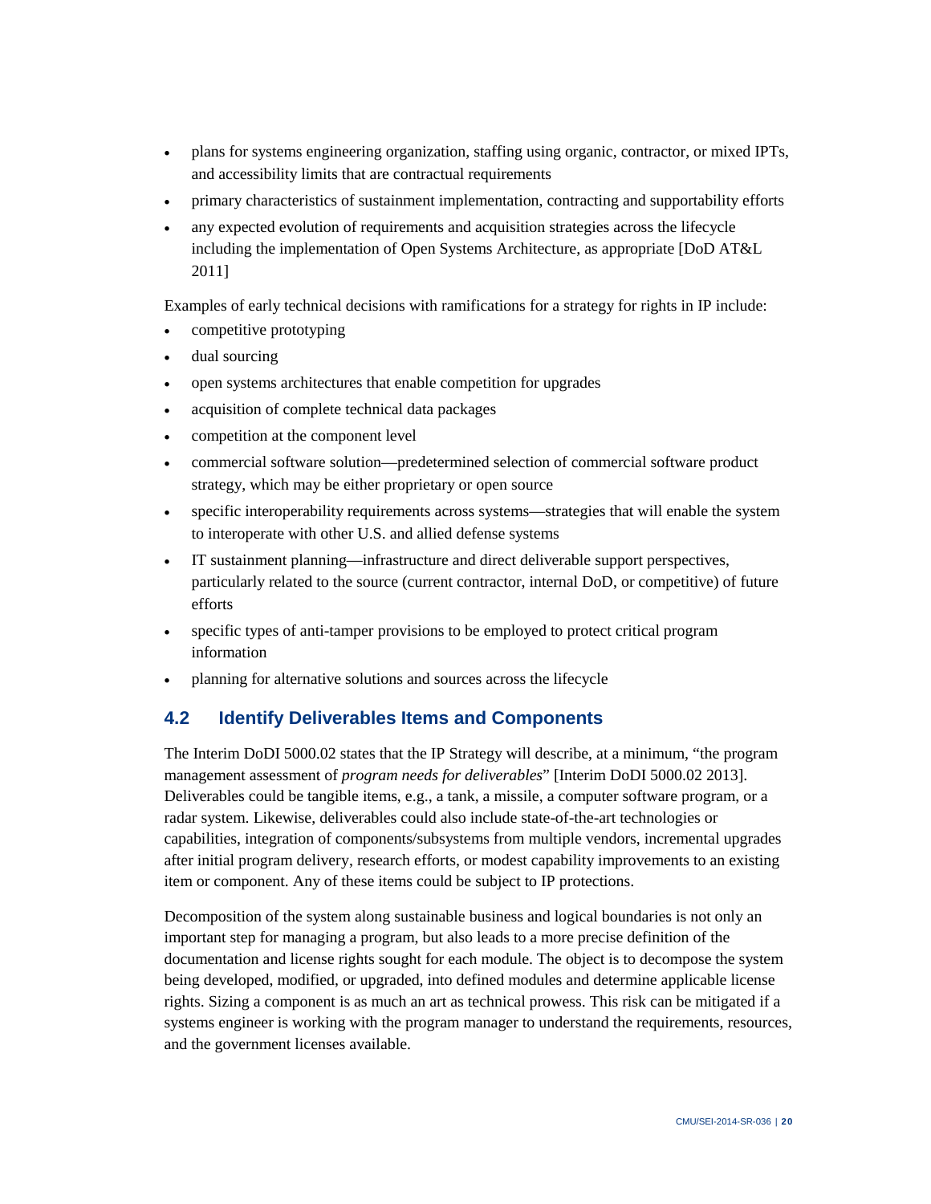- plans for systems engineering organization, staffing using organic, contractor, or mixed IPTs, and accessibility limits that are contractual requirements
- primary characteristics of sustainment implementation, contracting and supportability efforts
- any expected evolution of requirements and acquisition strategies across the lifecycle including the implementation of Open Systems Architecture, as appropriate [DoD AT&L 2011]

Examples of early technical decisions with ramifications for a strategy for rights in IP include:

- competitive prototyping
- dual sourcing
- open systems architectures that enable competition for upgrades
- acquisition of complete technical data packages
- competition at the component level
- commercial software solution—predetermined selection of commercial software product strategy, which may be either proprietary or open source
- specific interoperability requirements across systems—strategies that will enable the system to interoperate with other U.S. and allied defense systems
- IT sustainment planning—infrastructure and direct deliverable support perspectives, particularly related to the source (current contractor, internal DoD, or competitive) of future efforts
- specific types of anti-tamper provisions to be employed to protect critical program information
- planning for alternative solutions and sources across the lifecycle

## 4.2 Identify Deliverables Items and Components

The Interim DoDI 5000.02 states that the IP Strategy will describe, at a minimum, "the program management assessment of *program needs for deliverables*" [Interim DoDI 5000.02 2013]. Deliverables could be tangible items, e.g., a tank, a missile, a computer software program, or a radar system. Likewise, deliverables could also include state-of-the-art technologies or capabilities, integration of components/subsystems from multiple vendors, incremental upgrades after initial program delivery, research efforts, or modest capability improvements to an existing item or component. Any of these items could be subject to IP protections.

Decomposition of the system along sustainable business and logical boundaries is not only an important step for managing a program, but also leads to a more precise definition of the documentation and license rights sought for each module. The object is to decompose the system being developed, modified, or upgraded, into defined modules and determine applicable license rights. Sizing a component is as much an art as technical prowess. This risk can be mitigated if a systems engineer is working with the program manager to understand the requirements, resources, and the government licenses available.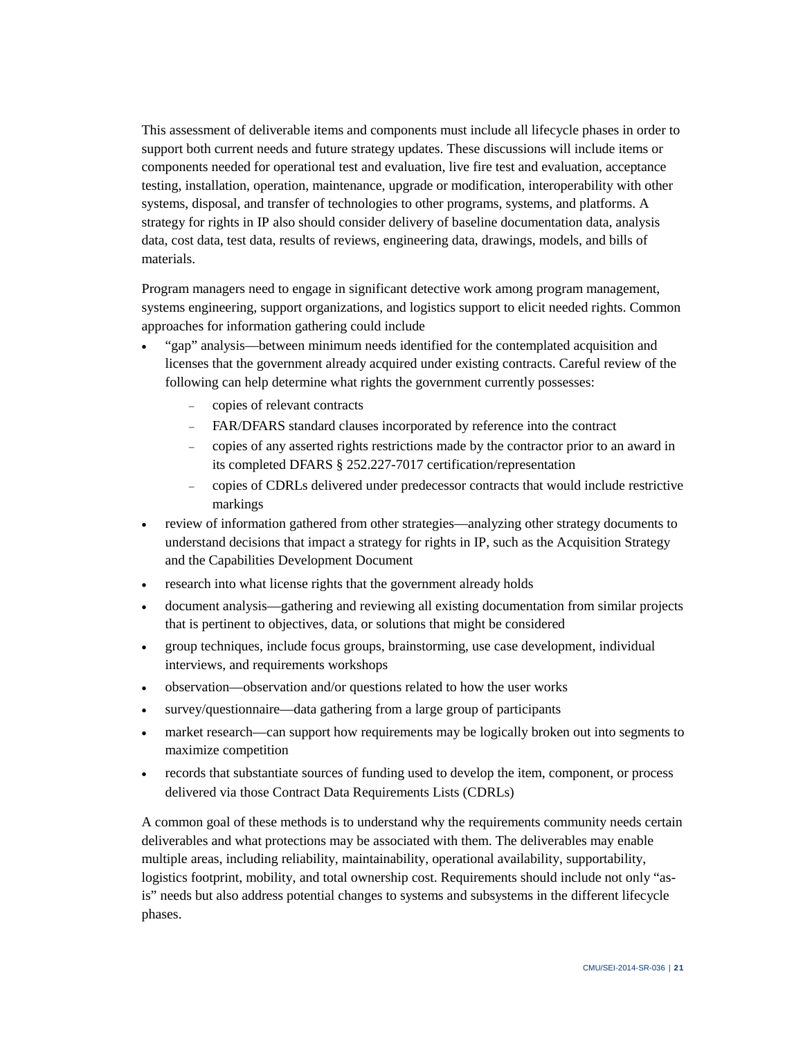This assessment of deliverable items and components must include all lifecycle phases in order to support both current needs and future strategy updates. These discussions will include items or components needed for operational test and evaluation, live fire test and evaluation, acceptance testing, installation, operation, maintenance, upgrade or modification, interoperability with other systems, disposal, and transfer of technologies to other programs, systems, and platforms. A strategy for rights in IP also should consider delivery of baseline documentation data, analysis data, cost data, test data, results of reviews, engineering data, drawings, models, and bills of materials.

Program managers need to engage in significant detective work among program management, systems engineering, support organizations, and logistics support to elicit needed rights. Common approaches for information gathering could include

- "gap" analysis—between minimum needs identified for the contemplated acquisition and licenses that the government already acquired under existing contracts. Careful review of the following can help determine what rights the government currently possesses:
  - copies of relevant contracts
  - FAR/DFARS standard clauses incorporated by reference into the contract
  - copies of any asserted rights restrictions made by the contractor prior to an award in its completed DFARS § 252.227-7017 certification/representation
  - copies of CDRLs delivered under predecessor contracts that would include restrictive markings
- review of information gathered from other strategies—analyzing other strategy documents to understand decisions that impact a strategy for rights in IP, such as the Acquisition Strategy and the Capabilities Development Document
- research into what license rights that the government already holds
- document analysis—gathering and reviewing all existing documentation from similar projects that is pertinent to objectives, data, or solutions that might be considered
- group techniques, include focus groups, brainstorming, use case development, individual interviews, and requirements workshops
- observation—observation and/or questions related to how the user works
- survey/questionnaire—data gathering from a large group of participants
- market research—can support how requirements may be logically broken out into segments to maximize competition
- records that substantiate sources of funding used to develop the item, component, or process delivered via those Contract Data Requirements Lists (CDRLs)

A common goal of these methods is to understand why the requirements community needs certain deliverables and what protections may be associated with them. The deliverables may enable multiple areas, including reliability, maintainability, operational availability, supportability, logistics footprint, mobility, and total ownership cost. Requirements should include not only "as-is" needs but also address potential changes to systems and subsystems in the different lifecycle phases.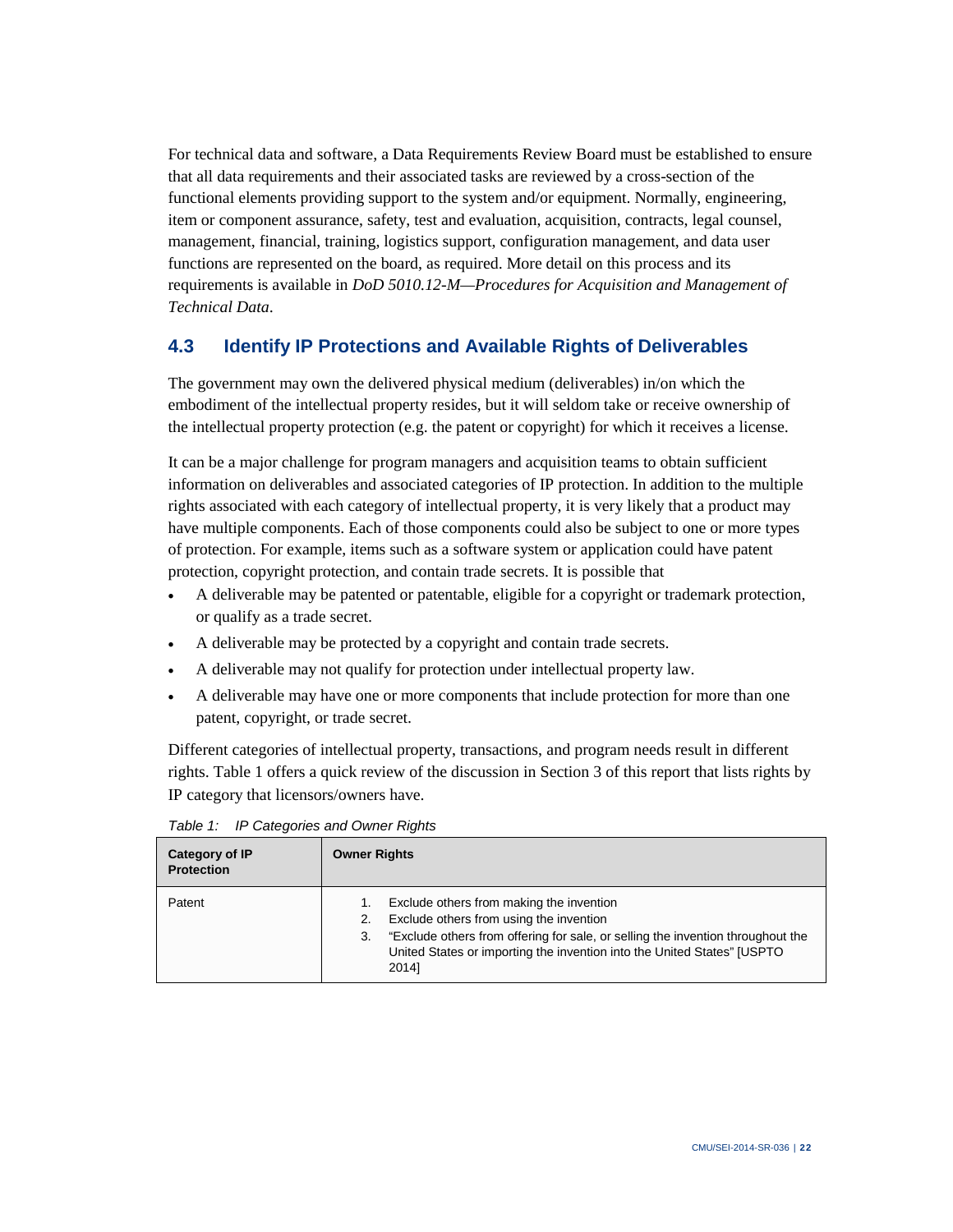For technical data and software, a Data Requirements Review Board must be established to ensure that all data requirements and their associated tasks are reviewed by a cross-section of the functional elements providing support to the system and/or equipment. Normally, engineering, item or component assurance, safety, test and evaluation, acquisition, contracts, legal counsel, management, financial, training, logistics support, configuration management, and data user functions are represented on the board, as required. More detail on this process and its requirements is available in *DoD 5010.12-M—Procedures for Acquisition and Management of Technical Data*.

## 4.3 Identify IP Protections and Available Rights of Deliverables

The government may own the delivered physical medium (deliverables) in/on which the embodiment of the intellectual property resides, but it will seldom take or receive ownership of the intellectual property protection (e.g. the patent or copyright) for which it receives a license.

It can be a major challenge for program managers and acquisition teams to obtain sufficient information on deliverables and associated categories of IP protection. In addition to the multiple rights associated with each category of intellectual property, it is very likely that a product may have multiple components. Each of those components could also be subject to one or more types of protection. For example, items such as a software system or application could have patent protection, copyright protection, and contain trade secrets. It is possible that

- A deliverable may be patented or patentable, eligible for a copyright or trademark protection, or qualify as a trade secret.
- A deliverable may be protected by a copyright and contain trade secrets.
- A deliverable may not qualify for protection under intellectual property law.
- A deliverable may have one or more components that include protection for more than one patent, copyright, or trade secret.

Different categories of intellectual property, transactions, and program needs result in different rights. Table 1 offers a quick review of the discussion in Section 3 of this report that lists rights by IP category that licensors/owners have.

*Table 1: IP Categories and Owner Rights*

| Category of IP Protection | Owner Rights |
|---|---|
| Patent | 1. Exclude others from making the invention<br>2. Exclude others from using the invention<br>3. "Exclude others from offering for sale, or selling the invention throughout the United States or importing the invention into the United States" [USPTO 2014] |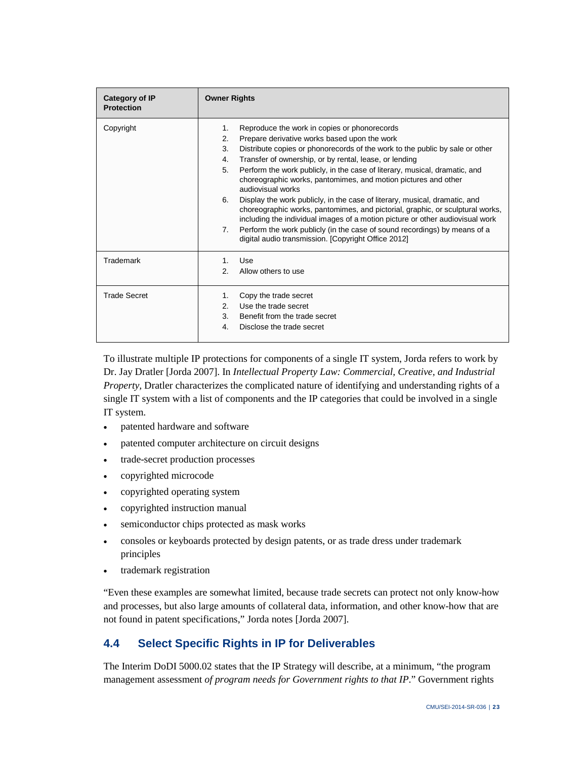| Category of IP Protection | Owner Rights |
|---|---|
| Copyright | 1. Reproduce the work in copies or phonorecords<br>2. Prepare derivative works based upon the work<br>3. Distribute copies or phonorecords of the work to the public by sale or other<br>4. Transfer of ownership, or by rental, lease, or lending<br>5. Perform the work publicly, in the case of literary, musical, dramatic, and choreographic works, pantomimes, and motion pictures and other audiovisual works<br>6. Display the work publicly, in the case of literary, musical, dramatic, and choreographic works, pantomimes, and pictorial, graphic, or sculptural works, including the individual images of a motion picture or other audiovisual work<br>7. Perform the work publicly (in the case of sound recordings) by means of a digital audio transmission. [Copyright Office 2012] |
| Trademark | 1. Use<br>2. Allow others to use |
| Trade Secret | 1. Copy the trade secret<br>2. Use the trade secret<br>3. Benefit from the trade secret<br>4. Disclose the trade secret |

To illustrate multiple IP protections for components of a single IT system, Jorda refers to work by Dr. Jay Dratler [Jorda 2007]. In *Intellectual Property Law: Commercial, Creative, and Industrial Property*, Dratler characterizes the complicated nature of identifying and understanding rights of a single IT system with a list of components and the IP categories that could be involved in a single IT system.

- patented hardware and software
- patented computer architecture on circuit designs
- trade-secret production processes
- copyrighted microcode
- copyrighted operating system
- copyrighted instruction manual
- semiconductor chips protected as mask works
- consoles or keyboards protected by design patents, or as trade dress under trademark principles
- trademark registration

"Even these examples are somewhat limited, because trade secrets can protect not only know-how and processes, but also large amounts of collateral data, information, and other know-how that are not found in patent specifications," Jorda notes [Jorda 2007].

## 4.4 Select Specific Rights in IP for Deliverables

The Interim DoDI 5000.02 states that the IP Strategy will describe, at a minimum, "the program management assessment *of program needs for Government rights to that IP*." Government rights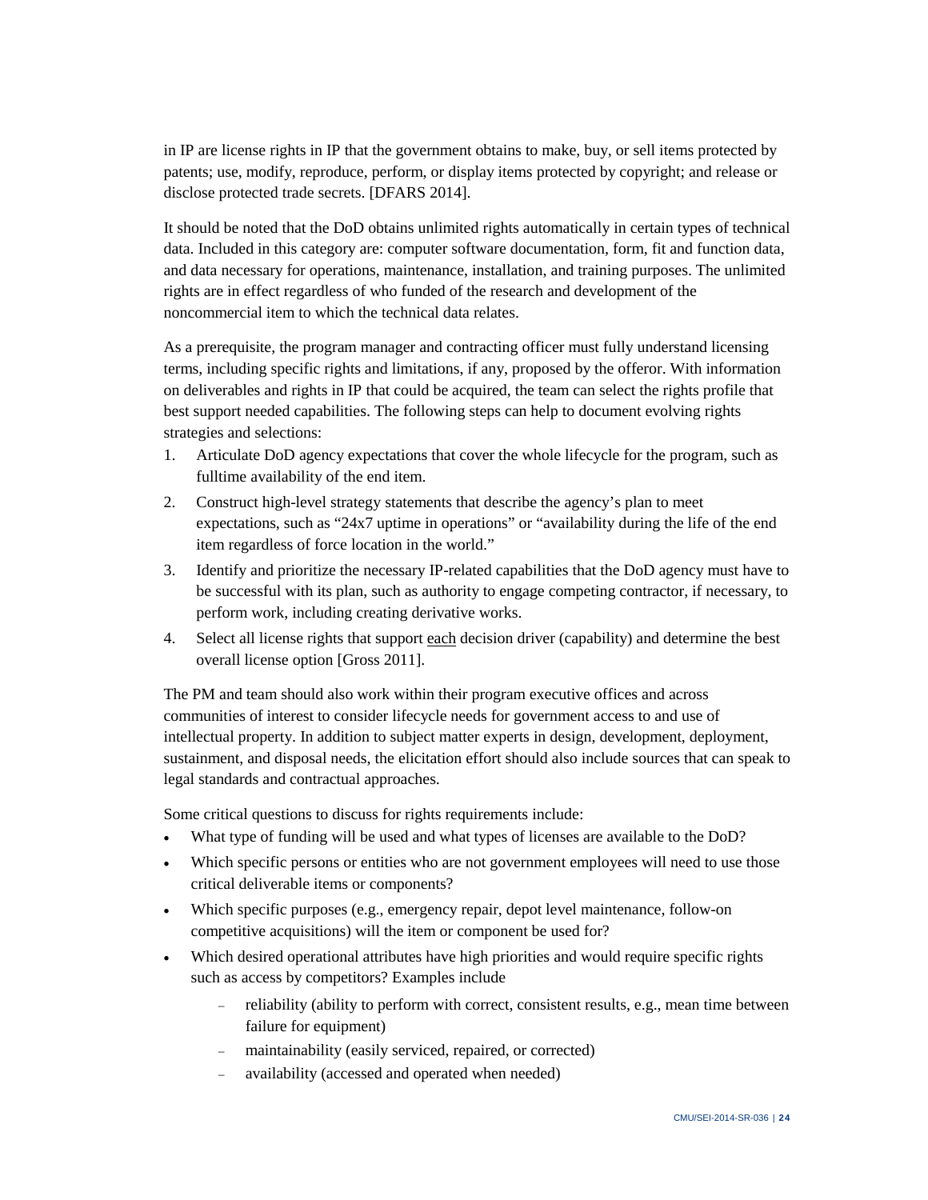in IP are license rights in IP that the government obtains to make, buy, or sell items protected by patents; use, modify, reproduce, perform, or display items protected by copyright; and release or disclose protected trade secrets. [DFARS 2014].

It should be noted that the DoD obtains unlimited rights automatically in certain types of technical data. Included in this category are: computer software documentation, form, fit and function data, and data necessary for operations, maintenance, installation, and training purposes. The unlimited rights are in effect regardless of who funded of the research and development of the noncommercial item to which the technical data relates.

As a prerequisite, the program manager and contracting officer must fully understand licensing terms, including specific rights and limitations, if any, proposed by the offeror. With information on deliverables and rights in IP that could be acquired, the team can select the rights profile that best support needed capabilities. The following steps can help to document evolving rights strategies and selections:

1. Articulate DoD agency expectations that cover the whole lifecycle for the program, such as fulltime availability of the end item.
2. Construct high-level strategy statements that describe the agency's plan to meet expectations, such as "24x7 uptime in operations" or "availability during the life of the end item regardless of force location in the world."
3. Identify and prioritize the necessary IP-related capabilities that the DoD agency must have to be successful with its plan, such as authority to engage competing contractor, if necessary, to perform work, including creating derivative works.
4. Select all license rights that support <u>each</u> decision driver (capability) and determine the best overall license option [Gross 2011].

The PM and team should also work within their program executive offices and across communities of interest to consider lifecycle needs for government access to and use of intellectual property. In addition to subject matter experts in design, development, deployment, sustainment, and disposal needs, the elicitation effort should also include sources that can speak to legal standards and contractual approaches.

Some critical questions to discuss for rights requirements include:

- What type of funding will be used and what types of licenses are available to the DoD?
- Which specific persons or entities who are not government employees will need to use those critical deliverable items or components?
- Which specific purposes (e.g., emergency repair, depot level maintenance, follow-on competitive acquisitions) will the item or component be used for?
- Which desired operational attributes have high priorities and would require specific rights such as access by competitors? Examples include
  - reliability (ability to perform with correct, consistent results, e.g., mean time between failure for equipment)
  - maintainability (easily serviced, repaired, or corrected)
  - availability (accessed and operated when needed)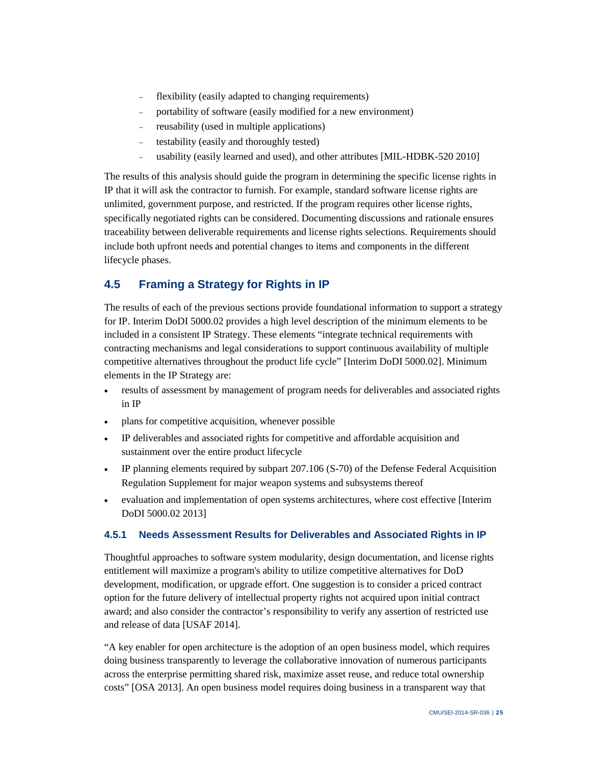- flexibility (easily adapted to changing requirements)
- portability of software (easily modified for a new environment)
- reusability (used in multiple applications)
- testability (easily and thoroughly tested)
- usability (easily learned and used), and other attributes [MIL-HDBK-520 2010]

The results of this analysis should guide the program in determining the specific license rights in IP that it will ask the contractor to furnish. For example, standard software license rights are unlimited, government purpose, and restricted. If the program requires other license rights, specifically negotiated rights can be considered. Documenting discussions and rationale ensures traceability between deliverable requirements and license rights selections. Requirements should include both upfront needs and potential changes to items and components in the different lifecycle phases.

## 4.5 Framing a Strategy for Rights in IP

The results of each of the previous sections provide foundational information to support a strategy for IP. Interim DoDI 5000.02 provides a high level description of the minimum elements to be included in a consistent IP Strategy. These elements "integrate technical requirements with contracting mechanisms and legal considerations to support continuous availability of multiple competitive alternatives throughout the product life cycle" [Interim DoDI 5000.02]. Minimum elements in the IP Strategy are:

- results of assessment by management of program needs for deliverables and associated rights in IP
- plans for competitive acquisition, whenever possible
- IP deliverables and associated rights for competitive and affordable acquisition and sustainment over the entire product lifecycle
- IP planning elements required by subpart 207.106 (S-70) of the Defense Federal Acquisition Regulation Supplement for major weapon systems and subsystems thereof
- evaluation and implementation of open systems architectures, where cost effective [Interim DoDI 5000.02 2013]

### 4.5.1 Needs Assessment Results for Deliverables and Associated Rights in IP

Thoughtful approaches to software system modularity, design documentation, and license rights entitlement will maximize a program's ability to utilize competitive alternatives for DoD development, modification, or upgrade effort. One suggestion is to consider a priced contract option for the future delivery of intellectual property rights not acquired upon initial contract award; and also consider the contractor's responsibility to verify any assertion of restricted use and release of data [USAF 2014].

"A key enabler for open architecture is the adoption of an open business model, which requires doing business transparently to leverage the collaborative innovation of numerous participants across the enterprise permitting shared risk, maximize asset reuse, and reduce total ownership costs" [OSA 2013]. An open business model requires doing business in a transparent way that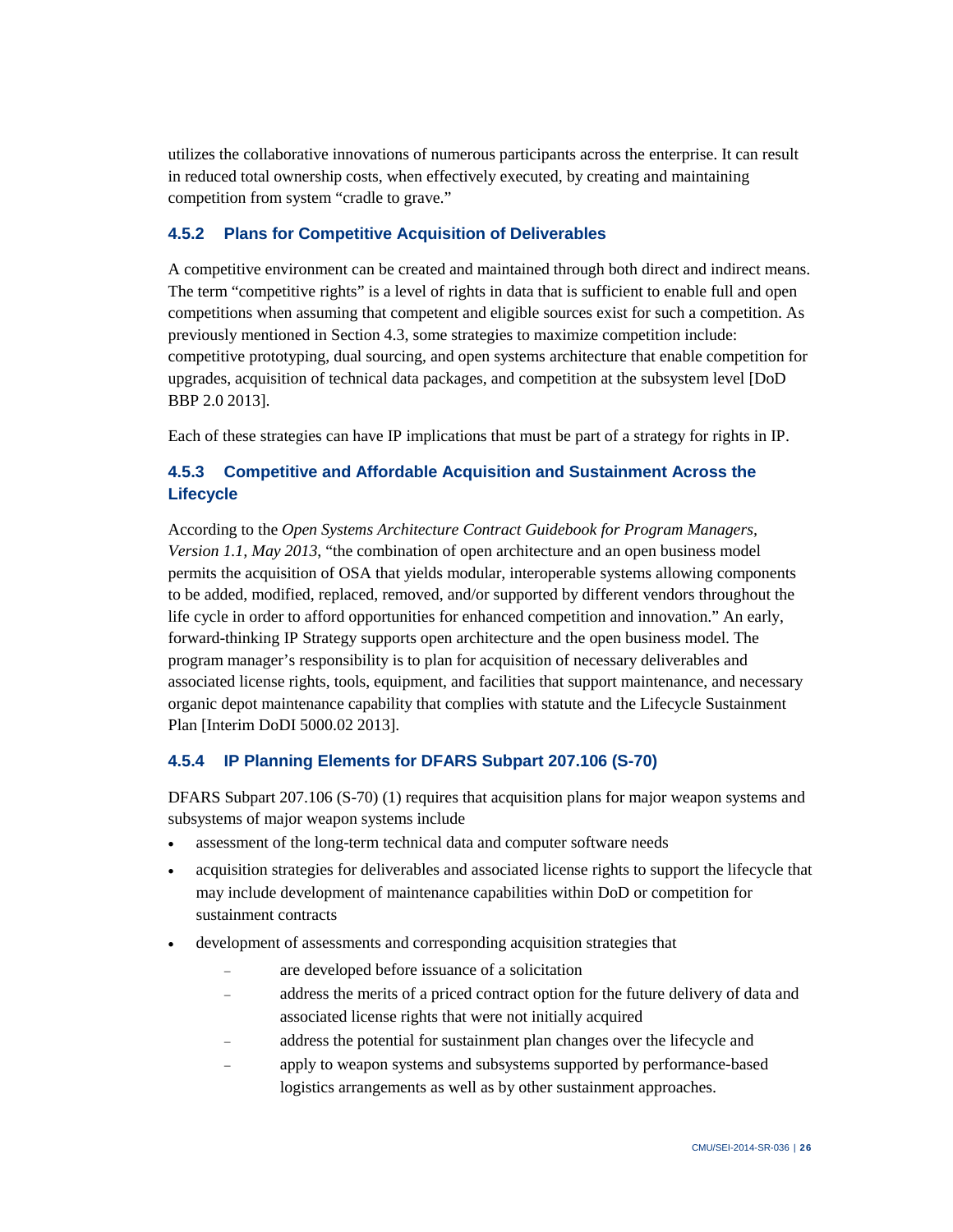utilizes the collaborative innovations of numerous participants across the enterprise. It can result in reduced total ownership costs, when effectively executed, by creating and maintaining competition from system "cradle to grave."

### 4.5.2 Plans for Competitive Acquisition of Deliverables

A competitive environment can be created and maintained through both direct and indirect means. The term "competitive rights" is a level of rights in data that is sufficient to enable full and open competitions when assuming that competent and eligible sources exist for such a competition. As previously mentioned in Section 4.3, some strategies to maximize competition include: competitive prototyping, dual sourcing, and open systems architecture that enable competition for upgrades, acquisition of technical data packages, and competition at the subsystem level [DoD BBP 2.0 2013].

Each of these strategies can have IP implications that must be part of a strategy for rights in IP.

### 4.5.3 Competitive and Affordable Acquisition and Sustainment Across the Lifecycle

According to the *Open Systems Architecture Contract Guidebook for Program Managers, Version 1.1, May 2013*, "the combination of open architecture and an open business model permits the acquisition of OSA that yields modular, interoperable systems allowing components to be added, modified, replaced, removed, and/or supported by different vendors throughout the life cycle in order to afford opportunities for enhanced competition and innovation." An early, forward-thinking IP Strategy supports open architecture and the open business model. The program manager's responsibility is to plan for acquisition of necessary deliverables and associated license rights, tools, equipment, and facilities that support maintenance, and necessary organic depot maintenance capability that complies with statute and the Lifecycle Sustainment Plan [Interim DoDI 5000.02 2013].

### 4.5.4 IP Planning Elements for DFARS Subpart 207.106 (S-70)

DFARS Subpart 207.106 (S-70) (1) requires that acquisition plans for major weapon systems and subsystems of major weapon systems include

- assessment of the long-term technical data and computer software needs
- acquisition strategies for deliverables and associated license rights to support the lifecycle that may include development of maintenance capabilities within DoD or competition for sustainment contracts
- development of assessments and corresponding acquisition strategies that
  - are developed before issuance of a solicitation
  - address the merits of a priced contract option for the future delivery of data and associated license rights that were not initially acquired
  - address the potential for sustainment plan changes over the lifecycle and
  - apply to weapon systems and subsystems supported by performance-based logistics arrangements as well as by other sustainment approaches.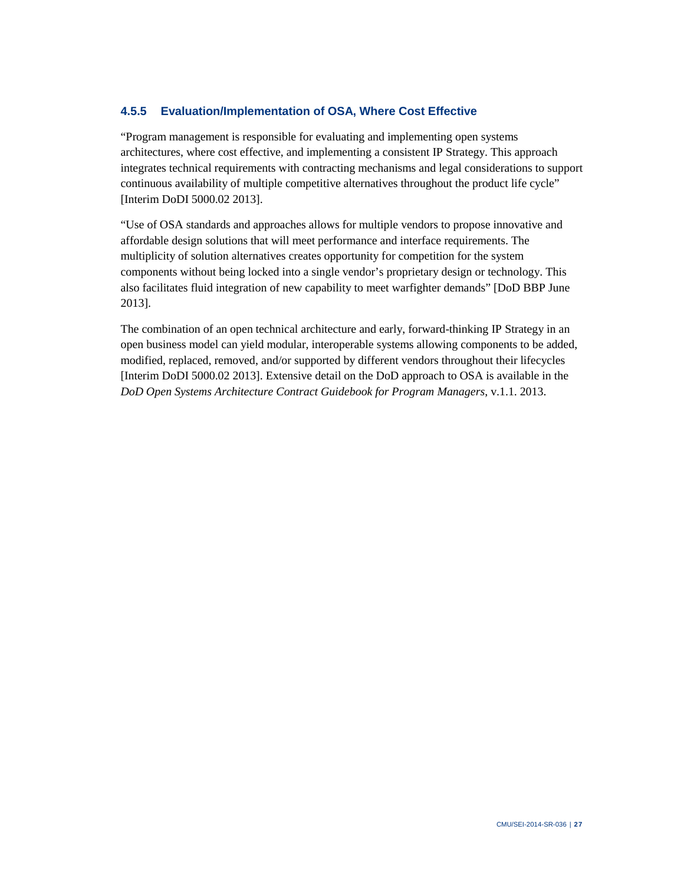### 4.5.5 Evaluation/Implementation of OSA, Where Cost Effective

"Program management is responsible for evaluating and implementing open systems architectures, where cost effective, and implementing a consistent IP Strategy. This approach integrates technical requirements with contracting mechanisms and legal considerations to support continuous availability of multiple competitive alternatives throughout the product life cycle" [Interim DoDI 5000.02 2013].

"Use of OSA standards and approaches allows for multiple vendors to propose innovative and affordable design solutions that will meet performance and interface requirements. The multiplicity of solution alternatives creates opportunity for competition for the system components without being locked into a single vendor's proprietary design or technology. This also facilitates fluid integration of new capability to meet warfighter demands" [DoD BBP June 2013].

The combination of an open technical architecture and early, forward-thinking IP Strategy in an open business model can yield modular, interoperable systems allowing components to be added, modified, replaced, removed, and/or supported by different vendors throughout their lifecycles [Interim DoDI 5000.02 2013]. Extensive detail on the DoD approach to OSA is available in the *DoD Open Systems Architecture Contract Guidebook for Program Managers*, v.1.1. 2013.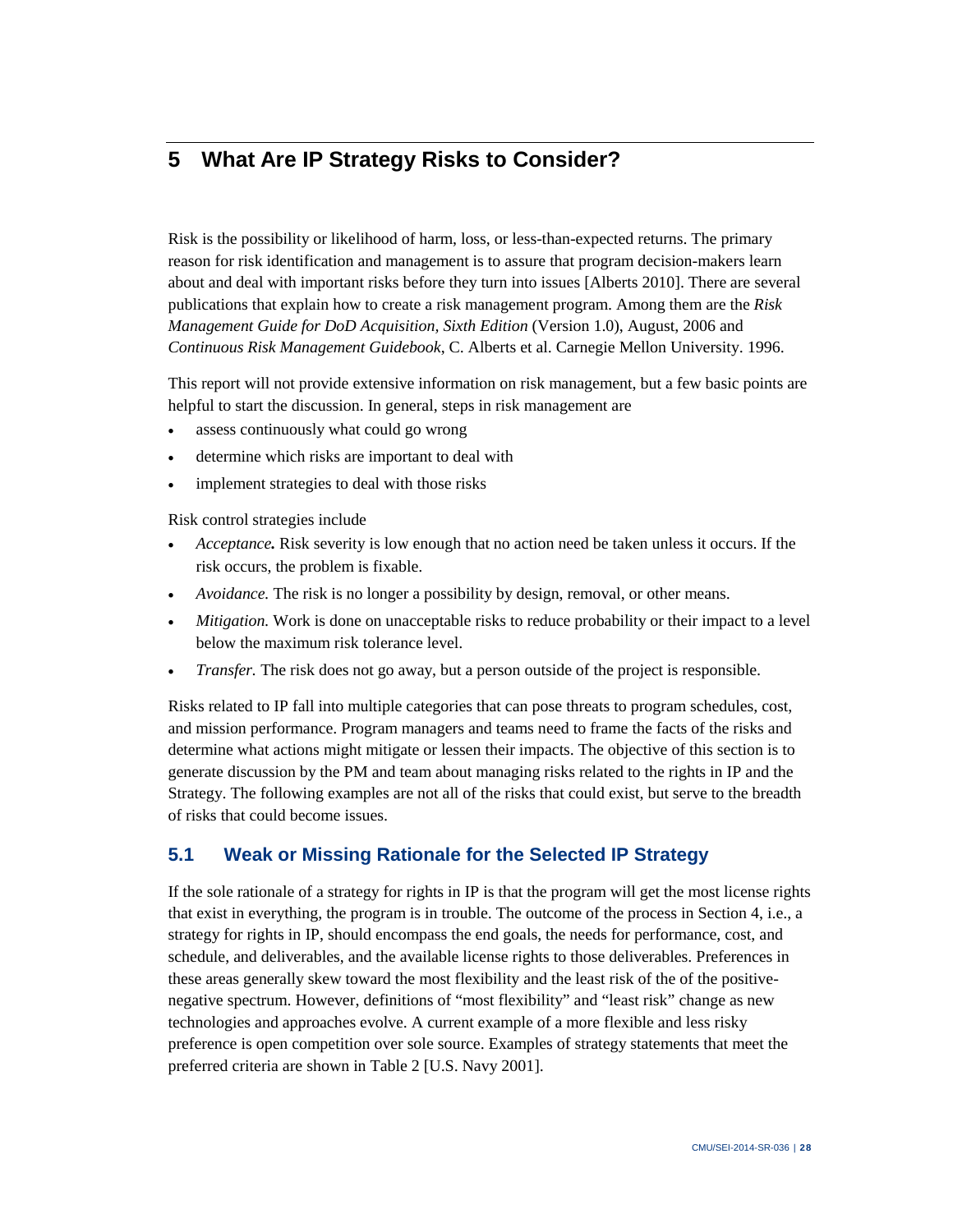# 5 What Are IP Strategy Risks to Consider?

Risk is the possibility or likelihood of harm, loss, or less-than-expected returns. The primary reason for risk identification and management is to assure that program decision-makers learn about and deal with important risks before they turn into issues [Alberts 2010]. There are several publications that explain how to create a risk management program. Among them are the *Risk Management Guide for DoD Acquisition, Sixth Edition* (Version 1.0), August, 2006 and *Continuous Risk Management Guidebook*, C. Alberts et al. Carnegie Mellon University. 1996.

This report will not provide extensive information on risk management, but a few basic points are helpful to start the discussion. In general, steps in risk management are

- assess continuously what could go wrong
- determine which risks are important to deal with
- implement strategies to deal with those risks

Risk control strategies include

- *Acceptance.* Risk severity is low enough that no action need be taken unless it occurs. If the risk occurs, the problem is fixable.
- *Avoidance.* The risk is no longer a possibility by design, removal, or other means.
- *Mitigation.* Work is done on unacceptable risks to reduce probability or their impact to a level below the maximum risk tolerance level.
- *Transfer.* The risk does not go away, but a person outside of the project is responsible.

Risks related to IP fall into multiple categories that can pose threats to program schedules, cost, and mission performance. Program managers and teams need to frame the facts of the risks and determine what actions might mitigate or lessen their impacts. The objective of this section is to generate discussion by the PM and team about managing risks related to the rights in IP and the Strategy. The following examples are not all of the risks that could exist, but serve to the breadth of risks that could become issues.

## 5.1 Weak or Missing Rationale for the Selected IP Strategy

If the sole rationale of a strategy for rights in IP is that the program will get the most license rights that exist in everything, the program is in trouble. The outcome of the process in Section 4, i.e., a strategy for rights in IP, should encompass the end goals, the needs for performance, cost, and schedule, and deliverables, and the available license rights to those deliverables. Preferences in these areas generally skew toward the most flexibility and the least risk of the of the positive-negative spectrum. However, definitions of "most flexibility" and "least risk" change as new technologies and approaches evolve. A current example of a more flexible and less risky preference is open competition over sole source. Examples of strategy statements that meet the preferred criteria are shown in Table 2 [U.S. Navy 2001].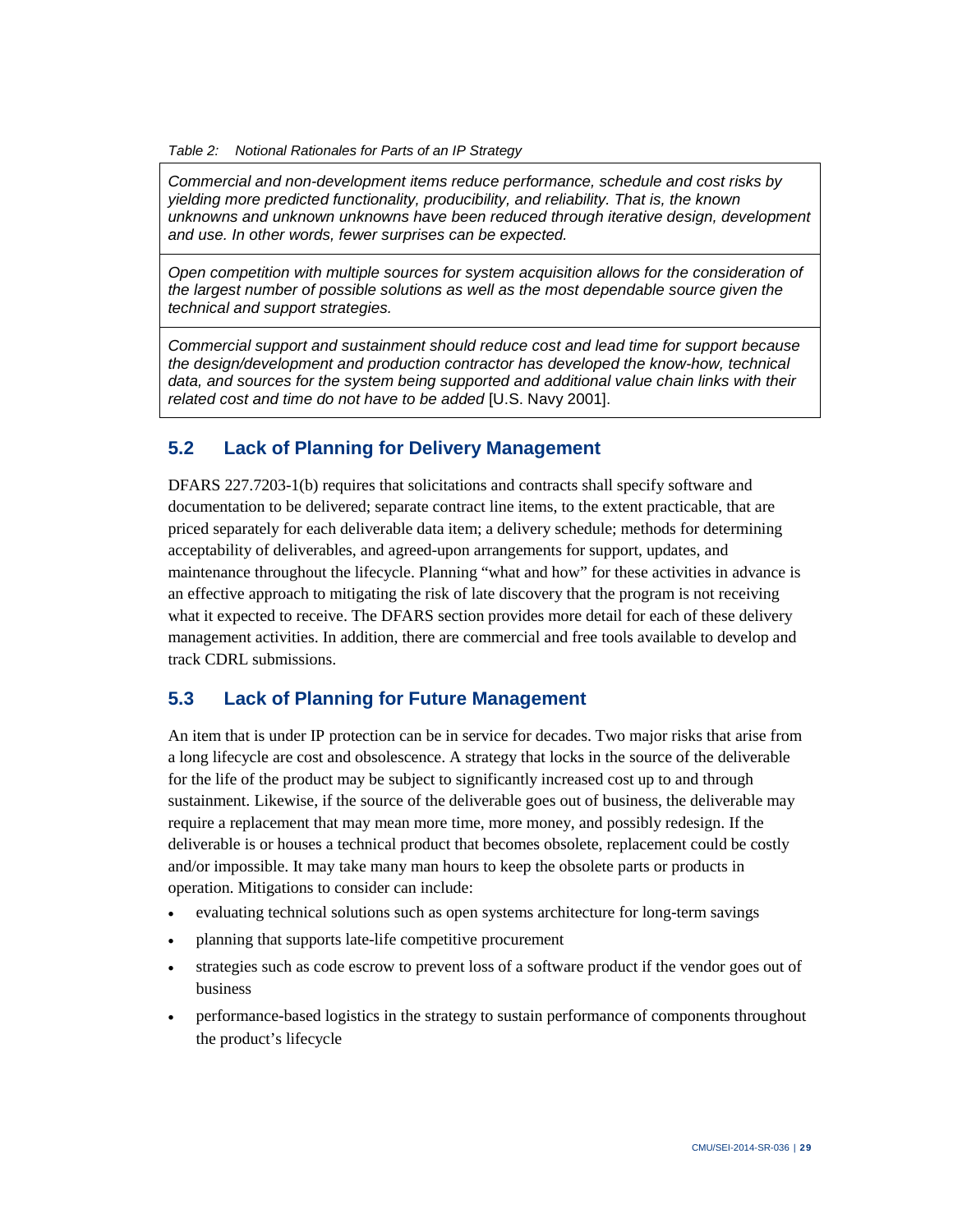*Table 2: Notional Rationales for Parts of an IP Strategy*

| |
|---|
| *Commercial and non-development items reduce performance, schedule and cost risks by yielding more predicted functionality, producibility, and reliability. That is, the known unknowns and unknown unknowns have been reduced through iterative design, development and use. In other words, fewer surprises can be expected.* |
| *Open competition with multiple sources for system acquisition allows for the consideration of the largest number of possible solutions as well as the most dependable source given the technical and support strategies.* |
| *Commercial support and sustainment should reduce cost and lead time for support because the design/development and production contractor has developed the know-how, technical data, and sources for the system being supported and additional value chain links with their related cost and time do not have to be added* [U.S. Navy 2001]. |

## 5.2 Lack of Planning for Delivery Management

DFARS 227.7203-1(b) requires that solicitations and contracts shall specify software and documentation to be delivered; separate contract line items, to the extent practicable, that are priced separately for each deliverable data item; a delivery schedule; methods for determining acceptability of deliverables, and agreed-upon arrangements for support, updates, and maintenance throughout the lifecycle. Planning "what and how" for these activities in advance is an effective approach to mitigating the risk of late discovery that the program is not receiving what it expected to receive. The DFARS section provides more detail for each of these delivery management activities. In addition, there are commercial and free tools available to develop and track CDRL submissions.

## 5.3 Lack of Planning for Future Management

An item that is under IP protection can be in service for decades. Two major risks that arise from a long lifecycle are cost and obsolescence. A strategy that locks in the source of the deliverable for the life of the product may be subject to significantly increased cost up to and through sustainment. Likewise, if the source of the deliverable goes out of business, the deliverable may require a replacement that may mean more time, more money, and possibly redesign. If the deliverable is or houses a technical product that becomes obsolete, replacement could be costly and/or impossible. It may take many man hours to keep the obsolete parts or products in operation. Mitigations to consider can include:

- evaluating technical solutions such as open systems architecture for long-term savings
- planning that supports late-life competitive procurement
- strategies such as code escrow to prevent loss of a software product if the vendor goes out of business
- performance-based logistics in the strategy to sustain performance of components throughout the product's lifecycle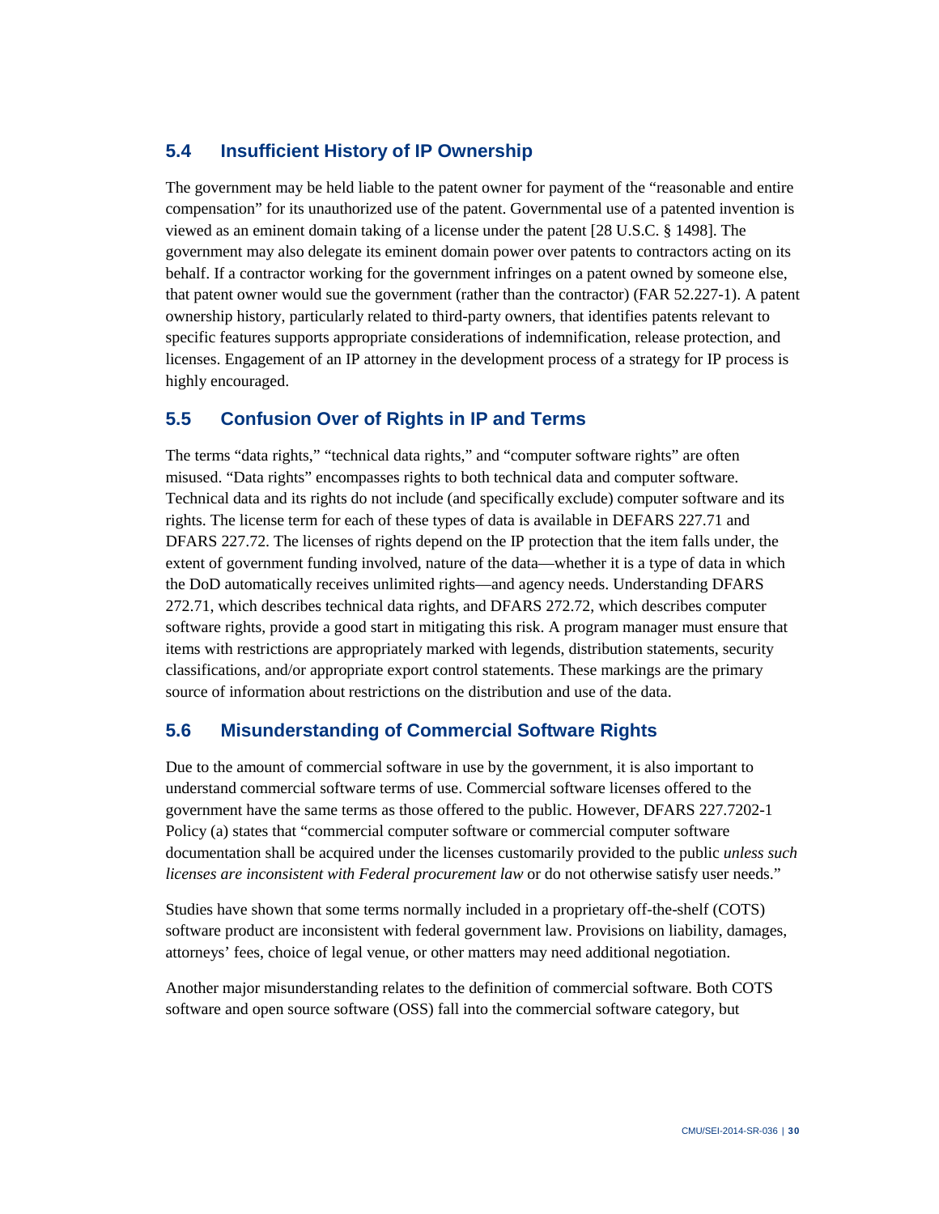## 5.4 Insufficient History of IP Ownership

The government may be held liable to the patent owner for payment of the "reasonable and entire compensation" for its unauthorized use of the patent. Governmental use of a patented invention is viewed as an eminent domain taking of a license under the patent [28 U.S.C. § 1498]. The government may also delegate its eminent domain power over patents to contractors acting on its behalf. If a contractor working for the government infringes on a patent owned by someone else, that patent owner would sue the government (rather than the contractor) (FAR 52.227-1). A patent ownership history, particularly related to third-party owners, that identifies patents relevant to specific features supports appropriate considerations of indemnification, release protection, and licenses. Engagement of an IP attorney in the development process of a strategy for IP process is highly encouraged.

## 5.5 Confusion Over of Rights in IP and Terms

The terms "data rights," "technical data rights," and "computer software rights" are often misused. "Data rights" encompasses rights to both technical data and computer software. Technical data and its rights do not include (and specifically exclude) computer software and its rights. The license term for each of these types of data is available in DEFARS 227.71 and DFARS 227.72. The licenses of rights depend on the IP protection that the item falls under, the extent of government funding involved, nature of the data—whether it is a type of data in which the DoD automatically receives unlimited rights—and agency needs. Understanding DFARS 272.71, which describes technical data rights, and DFARS 272.72, which describes computer software rights, provide a good start in mitigating this risk. A program manager must ensure that items with restrictions are appropriately marked with legends, distribution statements, security classifications, and/or appropriate export control statements. These markings are the primary source of information about restrictions on the distribution and use of the data.

## 5.6 Misunderstanding of Commercial Software Rights

Due to the amount of commercial software in use by the government, it is also important to understand commercial software terms of use. Commercial software licenses offered to the government have the same terms as those offered to the public. However, DFARS 227.7202-1 Policy (a) states that "commercial computer software or commercial computer software documentation shall be acquired under the licenses customarily provided to the public *unless such licenses are inconsistent with Federal procurement law* or do not otherwise satisfy user needs."

Studies have shown that some terms normally included in a proprietary off-the-shelf (COTS) software product are inconsistent with federal government law. Provisions on liability, damages, attorneys' fees, choice of legal venue, or other matters may need additional negotiation.

Another major misunderstanding relates to the definition of commercial software. Both COTS software and open source software (OSS) fall into the commercial software category, but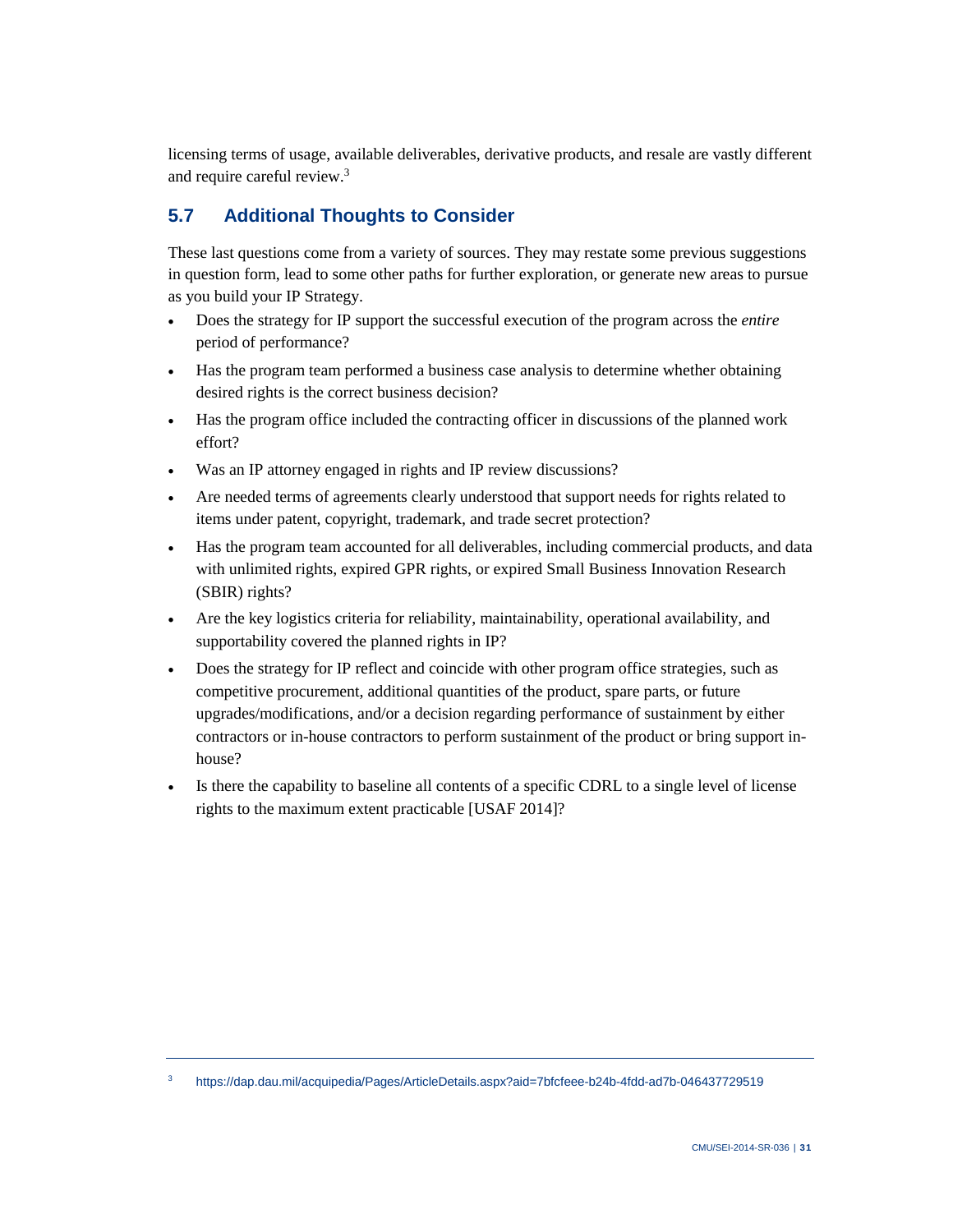licensing terms of usage, available deliverables, derivative products, and resale are vastly different and require careful review.[3]

## 5.7 Additional Thoughts to Consider

These last questions come from a variety of sources. They may restate some previous suggestions in question form, lead to some other paths for further exploration, or generate new areas to pursue as you build your IP Strategy.

- Does the strategy for IP support the successful execution of the program across the *entire* period of performance?
- Has the program team performed a business case analysis to determine whether obtaining desired rights is the correct business decision?
- Has the program office included the contracting officer in discussions of the planned work effort?
- Was an IP attorney engaged in rights and IP review discussions?
- Are needed terms of agreements clearly understood that support needs for rights related to items under patent, copyright, trademark, and trade secret protection?
- Has the program team accounted for all deliverables, including commercial products, and data with unlimited rights, expired GPR rights, or expired Small Business Innovation Research (SBIR) rights?
- Are the key logistics criteria for reliability, maintainability, operational availability, and supportability covered the planned rights in IP?
- Does the strategy for IP reflect and coincide with other program office strategies, such as competitive procurement, additional quantities of the product, spare parts, or future upgrades/modifications, and/or a decision regarding performance of sustainment by either contractors or in-house contractors to perform sustainment of the product or bring support in-house?
- Is there the capability to baseline all contents of a specific CDRL to a single level of license rights to the maximum extent practicable [USAF 2014]?

---

[3] https://dap.dau.mil/acquipedia/Pages/ArticleDetails.aspx?aid=7bfcfeee-b24b-4fdd-ad7b-046437729519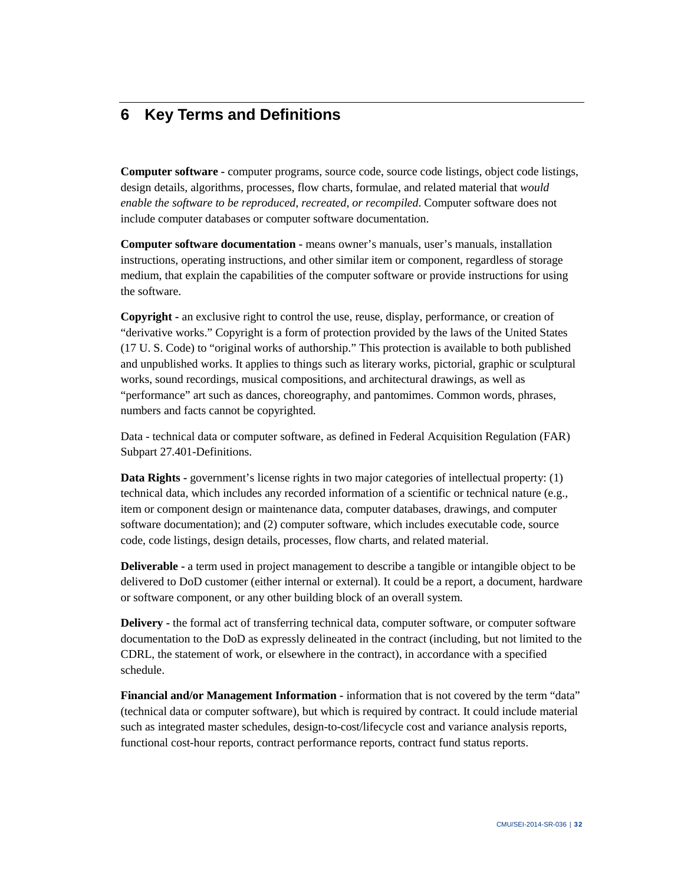## 6 Key Terms and Definitions

**Computer software -** computer programs, source code, source code listings, object code listings, design details, algorithms, processes, flow charts, formulae, and related material that *would enable the software to be reproduced, recreated, or recompiled*. Computer software does not include computer databases or computer software documentation.

**Computer software documentation -** means owner's manuals, user's manuals, installation instructions, operating instructions, and other similar item or component, regardless of storage medium, that explain the capabilities of the computer software or provide instructions for using the software.

**Copyright -** an exclusive right to control the use, reuse, display, performance, or creation of "derivative works." Copyright is a form of protection provided by the laws of the United States (17 U. S. Code) to "original works of authorship." This protection is available to both published and unpublished works. It applies to things such as literary works, pictorial, graphic or sculptural works, sound recordings, musical compositions, and architectural drawings, as well as "performance" art such as dances, choreography, and pantomimes. Common words, phrases, numbers and facts cannot be copyrighted.

Data - technical data or computer software, as defined in Federal Acquisition Regulation (FAR) Subpart 27.401-Definitions.

**Data Rights -** government's license rights in two major categories of intellectual property: (1) technical data, which includes any recorded information of a scientific or technical nature (e.g., item or component design or maintenance data, computer databases, drawings, and computer software documentation); and (2) computer software, which includes executable code, source code, code listings, design details, processes, flow charts, and related material.

**Deliverable -** a term used in project management to describe a tangible or intangible object to be delivered to DoD customer (either internal or external). It could be a report, a document, hardware or software component, or any other building block of an overall system.

**Delivery -** the formal act of transferring technical data, computer software, or computer software documentation to the DoD as expressly delineated in the contract (including, but not limited to the CDRL, the statement of work, or elsewhere in the contract), in accordance with a specified schedule.

**Financial and/or Management Information -** information that is not covered by the term "data" (technical data or computer software), but which is required by contract. It could include material such as integrated master schedules, design-to-cost/lifecycle cost and variance analysis reports, functional cost-hour reports, contract performance reports, contract fund status reports.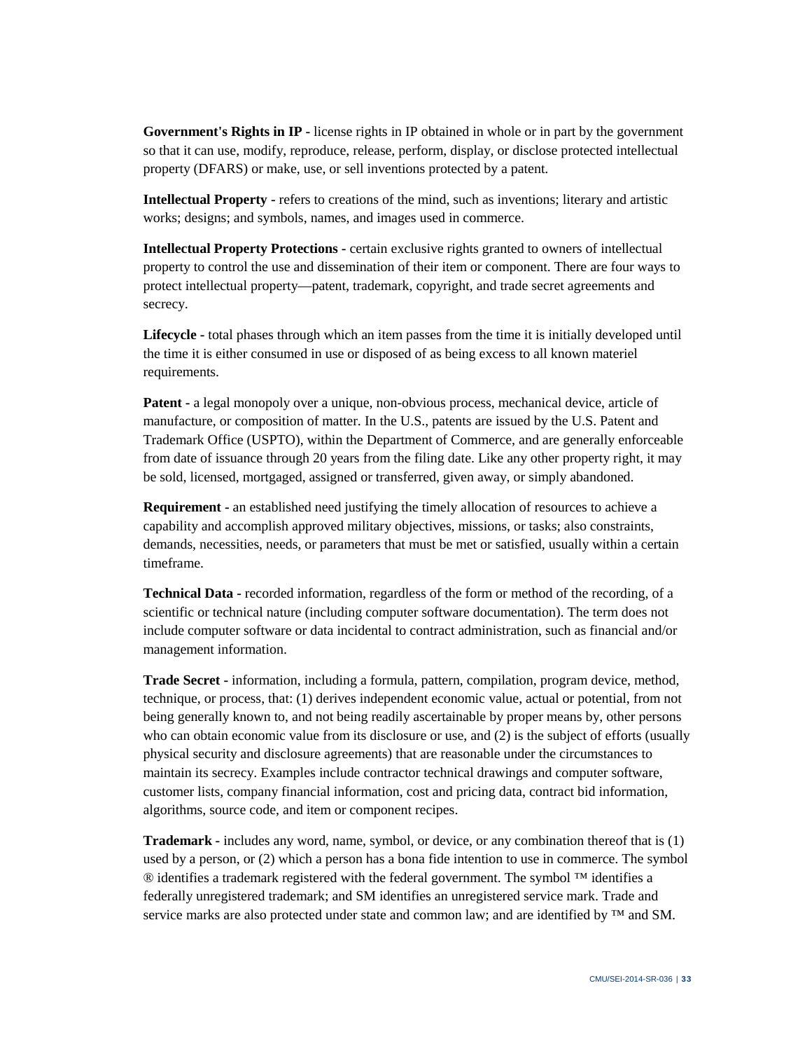**Government's Rights in IP -** license rights in IP obtained in whole or in part by the government so that it can use, modify, reproduce, release, perform, display, or disclose protected intellectual property (DFARS) or make, use, or sell inventions protected by a patent.

**Intellectual Property -** refers to creations of the mind, such as inventions; literary and artistic works; designs; and symbols, names, and images used in commerce.

**Intellectual Property Protections -** certain exclusive rights granted to owners of intellectual property to control the use and dissemination of their item or component. There are four ways to protect intellectual property—patent, trademark, copyright, and trade secret agreements and secrecy.

**Lifecycle -** total phases through which an item passes from the time it is initially developed until the time it is either consumed in use or disposed of as being excess to all known materiel requirements.

**Patent -** a legal monopoly over a unique, non-obvious process, mechanical device, article of manufacture, or composition of matter. In the U.S., patents are issued by the U.S. Patent and Trademark Office (USPTO), within the Department of Commerce, and are generally enforceable from date of issuance through 20 years from the filing date. Like any other property right, it may be sold, licensed, mortgaged, assigned or transferred, given away, or simply abandoned.

**Requirement -** an established need justifying the timely allocation of resources to achieve a capability and accomplish approved military objectives, missions, or tasks; also constraints, demands, necessities, needs, or parameters that must be met or satisfied, usually within a certain timeframe.

**Technical Data -** recorded information, regardless of the form or method of the recording, of a scientific or technical nature (including computer software documentation). The term does not include computer software or data incidental to contract administration, such as financial and/or management information.

**Trade Secret -** information, including a formula, pattern, compilation, program device, method, technique, or process, that: (1) derives independent economic value, actual or potential, from not being generally known to, and not being readily ascertainable by proper means by, other persons who can obtain economic value from its disclosure or use, and (2) is the subject of efforts (usually physical security and disclosure agreements) that are reasonable under the circumstances to maintain its secrecy. Examples include contractor technical drawings and computer software, customer lists, company financial information, cost and pricing data, contract bid information, algorithms, source code, and item or component recipes.

**Trademark -** includes any word, name, symbol, or device, or any combination thereof that is (1) used by a person, or (2) which a person has a bona fide intention to use in commerce. The symbol ® identifies a trademark registered with the federal government. The symbol ™ identifies a federally unregistered trademark; and SM identifies an unregistered service mark. Trade and service marks are also protected under state and common law; and are identified by ™ and SM.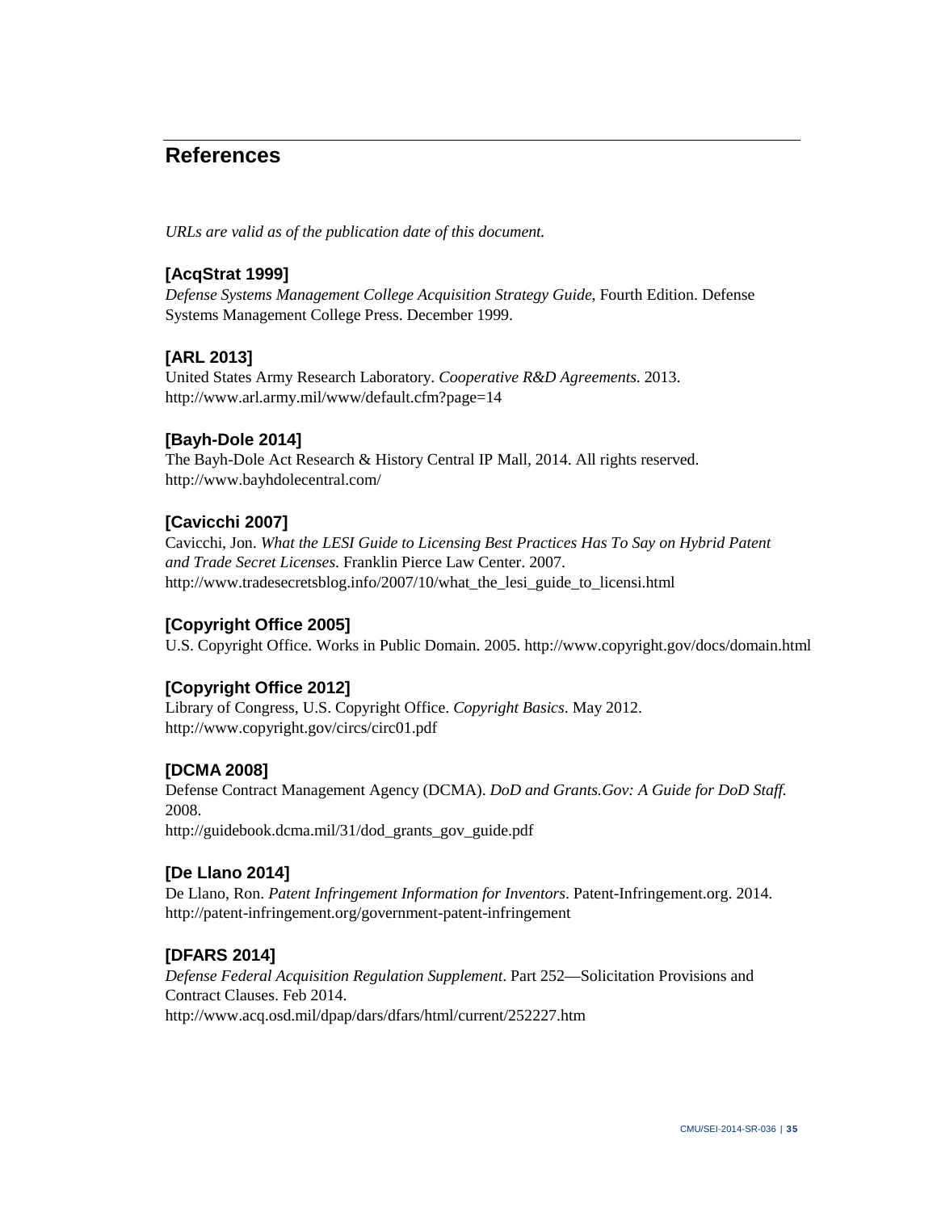# References

*URLs are valid as of the publication date of this document.*

### [AcqStrat 1999]

*Defense Systems Management College Acquisition Strategy Guide*, Fourth Edition. Defense Systems Management College Press. December 1999.

### [ARL 2013]

United States Army Research Laboratory. *Cooperative R&D Agreements.* 2013.
http://www.arl.army.mil/www/default.cfm?page=14

### [Bayh-Dole 2014]

The Bayh-Dole Act Research & History Central IP Mall, 2014. All rights reserved.
http://www.bayhdolecentral.com/

### [Cavicchi 2007]

Cavicchi, Jon. *What the LESI Guide to Licensing Best Practices Has To Say on Hybrid Patent and Trade Secret Licenses.* Franklin Pierce Law Center. 2007.
http://www.tradesecretsblog.info/2007/10/what_the_lesi_guide_to_licensi.html

### [Copyright Office 2005]

U.S. Copyright Office. Works in Public Domain. 2005. http://www.copyright.gov/docs/domain.html

### [Copyright Office 2012]

Library of Congress, U.S. Copyright Office. *Copyright Basics*. May 2012.
http://www.copyright.gov/circs/circ01.pdf

### [DCMA 2008]

Defense Contract Management Agency (DCMA). *DoD and Grants.Gov: A Guide for DoD Staff.* 2008.
http://guidebook.dcma.mil/31/dod_grants_gov_guide.pdf

### [De Llano 2014]

De Llano, Ron. *Patent Infringement Information for Inventors*. Patent-Infringement.org. 2014.
http://patent-infringement.org/government-patent-infringement

### [DFARS 2014]

*Defense Federal Acquisition Regulation Supplement*. Part 252—Solicitation Provisions and Contract Clauses. Feb 2014.
http://www.acq.osd.mil/dpap/dars/dfars/html/current/252227.htm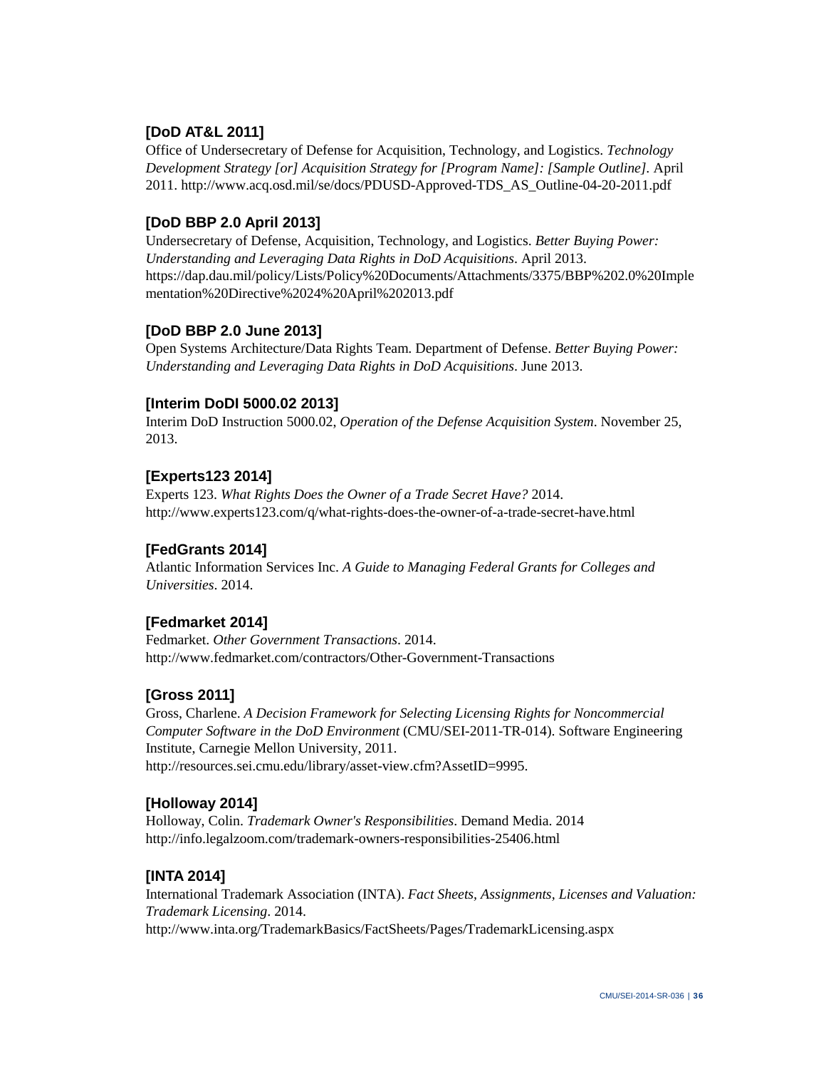**[DoD AT&L 2011]**
Office of Undersecretary of Defense for Acquisition, Technology, and Logistics. *Technology Development Strategy [or] Acquisition Strategy for [Program Name]: [Sample Outline]*. April 2011. http://www.acq.osd.mil/se/docs/PDUSD-Approved-TDS_AS_Outline-04-20-2011.pdf

**[DoD BBP 2.0 April 2013]**
Undersecretary of Defense, Acquisition, Technology, and Logistics. *Better Buying Power: Understanding and Leveraging Data Rights in DoD Acquisitions*. April 2013. https://dap.dau.mil/policy/Lists/Policy%20Documents/Attachments/3375/BBP%202.0%20Implementation%20Directive%2024%20April%202013.pdf

**[DoD BBP 2.0 June 2013]**
Open Systems Architecture/Data Rights Team. Department of Defense. *Better Buying Power: Understanding and Leveraging Data Rights in DoD Acquisitions*. June 2013.

**[Interim DoDI 5000.02 2013]**
Interim DoD Instruction 5000.02, *Operation of the Defense Acquisition System*. November 25, 2013.

**[Experts123 2014]**
Experts 123. *What Rights Does the Owner of a Trade Secret Have?* 2014. http://www.experts123.com/q/what-rights-does-the-owner-of-a-trade-secret-have.html

**[FedGrants 2014]**
Atlantic Information Services Inc. *A Guide to Managing Federal Grants for Colleges and Universities*. 2014.

**[Fedmarket 2014]**
Fedmarket. *Other Government Transactions*. 2014. http://www.fedmarket.com/contractors/Other-Government-Transactions

**[Gross 2011]**
Gross, Charlene. *A Decision Framework for Selecting Licensing Rights for Noncommercial Computer Software in the DoD Environment* (CMU/SEI-2011-TR-014). Software Engineering Institute, Carnegie Mellon University, 2011. http://resources.sei.cmu.edu/library/asset-view.cfm?AssetID=9995.

**[Holloway 2014]**
Holloway, Colin. *Trademark Owner's Responsibilities*. Demand Media. 2014 http://info.legalzoom.com/trademark-owners-responsibilities-25406.html

**[INTA 2014]**
International Trademark Association (INTA). *Fact Sheets, Assignments, Licenses and Valuation: Trademark Licensing*. 2014. http://www.inta.org/TrademarkBasics/FactSheets/Pages/TrademarkLicensing.aspx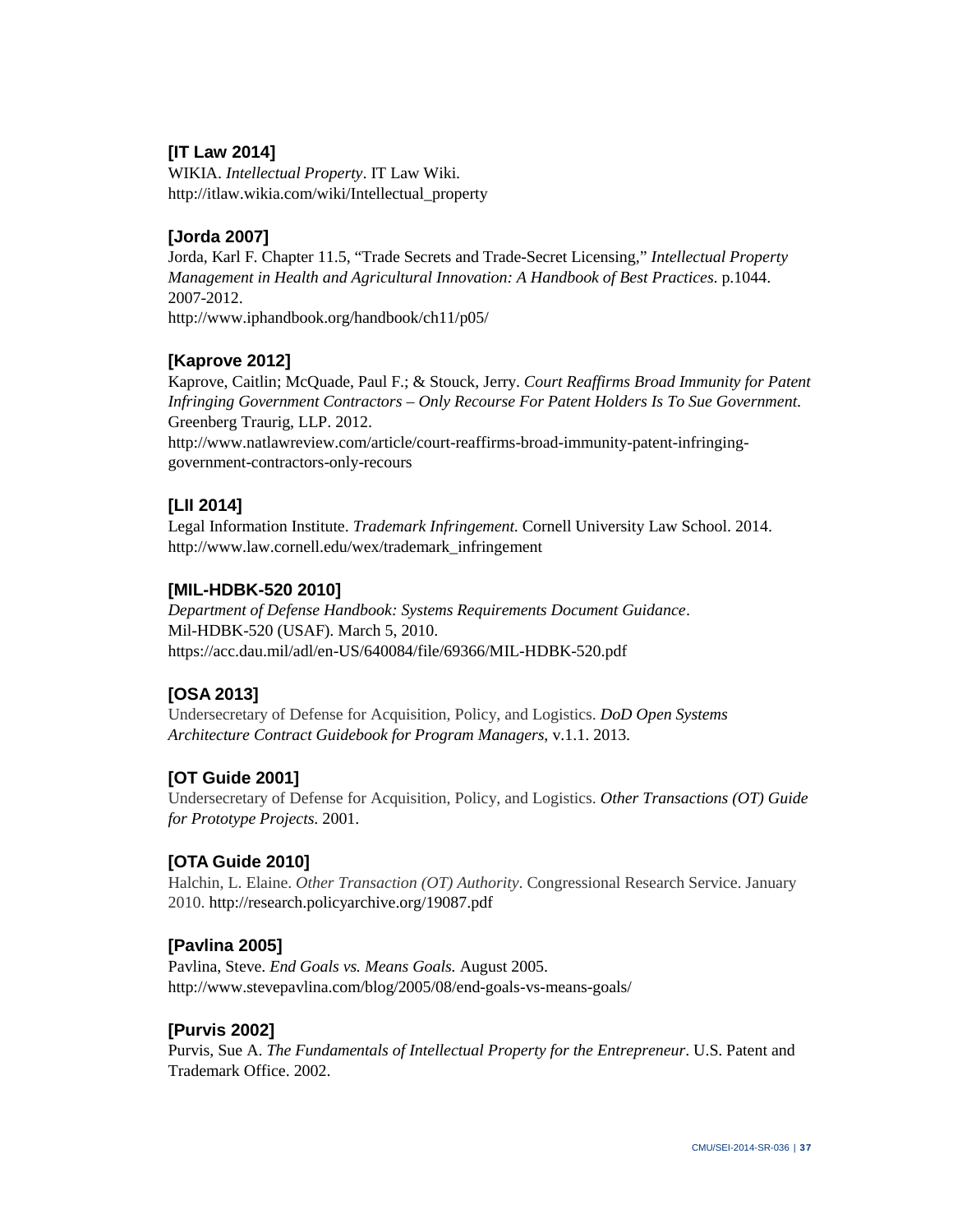**[IT Law 2014]**
WIKIA. *Intellectual Property*. IT Law Wiki.
http://itlaw.wikia.com/wiki/Intellectual_property

**[Jorda 2007]**
Jorda, Karl F. Chapter 11.5, "Trade Secrets and Trade-Secret Licensing," *Intellectual Property Management in Health and Agricultural Innovation: A Handbook of Best Practices*. p.1044. 2007-2012.
http://www.iphandbook.org/handbook/ch11/p05/

**[Kaprove 2012]**
Kaprove, Caitlin; McQuade, Paul F.; & Stouck, Jerry. *Court Reaffirms Broad Immunity for Patent Infringing Government Contractors – Only Recourse For Patent Holders Is To Sue Government*. Greenberg Traurig, LLP. 2012.
http://www.natlawreview.com/article/court-reaffirms-broad-immunity-patent-infringing-government-contractors-only-recours

**[LII 2014]**
Legal Information Institute. *Trademark Infringement*. Cornell University Law School. 2014.
http://www.law.cornell.edu/wex/trademark_infringement

**[MIL-HDBK-520 2010]**
*Department of Defense Handbook: Systems Requirements Document Guidance*.
Mil-HDBK-520 (USAF). March 5, 2010.
https://acc.dau.mil/adl/en-US/640084/file/69366/MIL-HDBK-520.pdf

**[OSA 2013]**
Undersecretary of Defense for Acquisition, Policy, and Logistics. *DoD Open Systems Architecture Contract Guidebook for Program Managers*, v.1.1. 2013.

**[OT Guide 2001]**
Undersecretary of Defense for Acquisition, Policy, and Logistics. *Other Transactions (OT) Guide for Prototype Projects*. 2001.

**[OTA Guide 2010]**
Halchin, L. Elaine. *Other Transaction (OT) Authority*. Congressional Research Service. January 2010. http://research.policyarchive.org/19087.pdf

**[Pavlina 2005]**
Pavlina, Steve. *End Goals vs. Means Goals.* August 2005.
http://www.stevepavlina.com/blog/2005/08/end-goals-vs-means-goals/

**[Purvis 2002]**
Purvis, Sue A. *The Fundamentals of Intellectual Property for the Entrepreneur*. U.S. Patent and Trademark Office. 2002.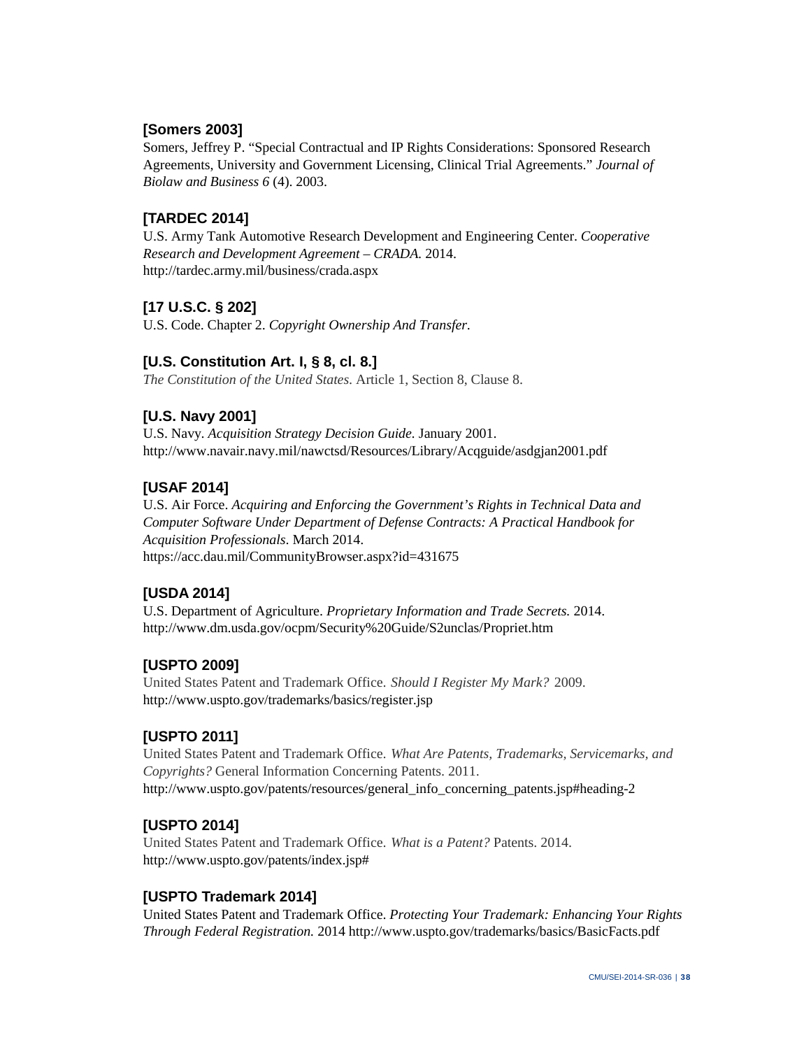### [Somers 2003]

Somers, Jeffrey P. "Special Contractual and IP Rights Considerations: Sponsored Research Agreements, University and Government Licensing, Clinical Trial Agreements." *Journal of Biolaw and Business 6* (4). 2003.

### [TARDEC 2014]

U.S. Army Tank Automotive Research Development and Engineering Center. *Cooperative Research and Development Agreement – CRADA.* 2014.
http://tardec.army.mil/business/crada.aspx

### [17 U.S.C. § 202]

U.S. Code. Chapter 2. *Copyright Ownership And Transfer.*

### [U.S. Constitution Art. I, § 8, cl. 8.]

*The Constitution of the United States.* Article 1, Section 8, Clause 8.

### [U.S. Navy 2001]

U.S. Navy. *Acquisition Strategy Decision Guide.* January 2001.
http://www.navair.navy.mil/nawctsd/Resources/Library/Acqguide/asdgjan2001.pdf

### [USAF 2014]

U.S. Air Force. *Acquiring and Enforcing the Government's Rights in Technical Data and Computer Software Under Department of Defense Contracts: A Practical Handbook for Acquisition Professionals.* March 2014.
https://acc.dau.mil/CommunityBrowser.aspx?id=431675

### [USDA 2014]

U.S. Department of Agriculture. *Proprietary Information and Trade Secrets.* 2014.
http://www.dm.usda.gov/ocpm/Security%20Guide/S2unclas/Propriet.htm

### [USPTO 2009]

United States Patent and Trademark Office. *Should I Register My Mark?* 2009.
http://www.uspto.gov/trademarks/basics/register.jsp

### [USPTO 2011]

United States Patent and Trademark Office. *What Are Patents, Trademarks, Servicemarks, and Copyrights?* General Information Concerning Patents. 2011.
http://www.uspto.gov/patents/resources/general_info_concerning_patents.jsp#heading-2

### [USPTO 2014]

United States Patent and Trademark Office. *What is a Patent?* Patents. 2014.
http://www.uspto.gov/patents/index.jsp#

### [USPTO Trademark 2014]

United States Patent and Trademark Office. *Protecting Your Trademark: Enhancing Your Rights Through Federal Registration.* 2014 http://www.uspto.gov/trademarks/basics/BasicFacts.pdf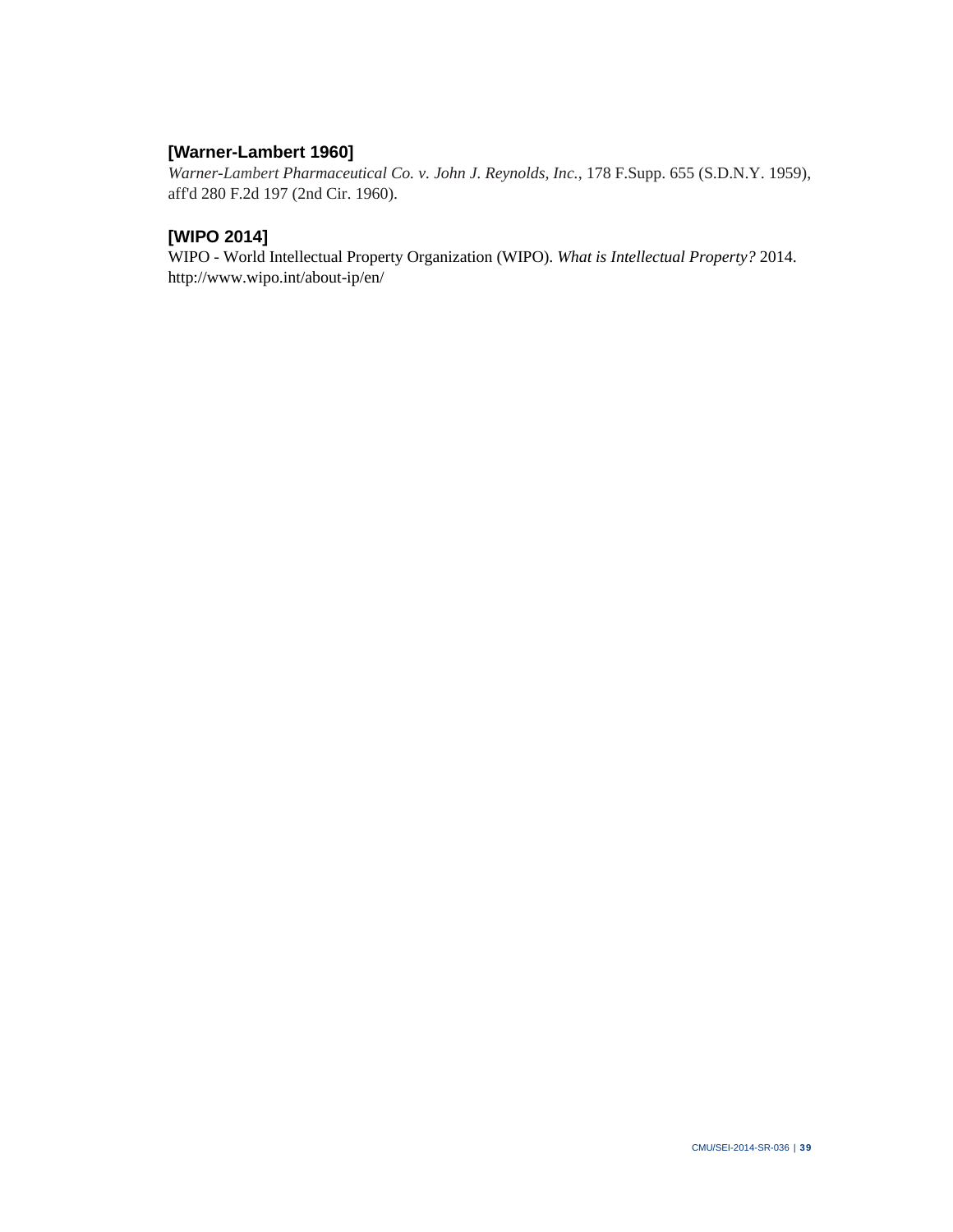### [Warner-Lambert 1960]

*Warner-Lambert Pharmaceutical Co. v. John J. Reynolds, Inc.*, 178 F.Supp. 655 (S.D.N.Y. 1959), aff'd 280 F.2d 197 (2nd Cir. 1960).

### [WIPO 2014]

WIPO - World Intellectual Property Organization (WIPO). *What is Intellectual Property?* 2014. http://www.wipo.int/about-ip/en/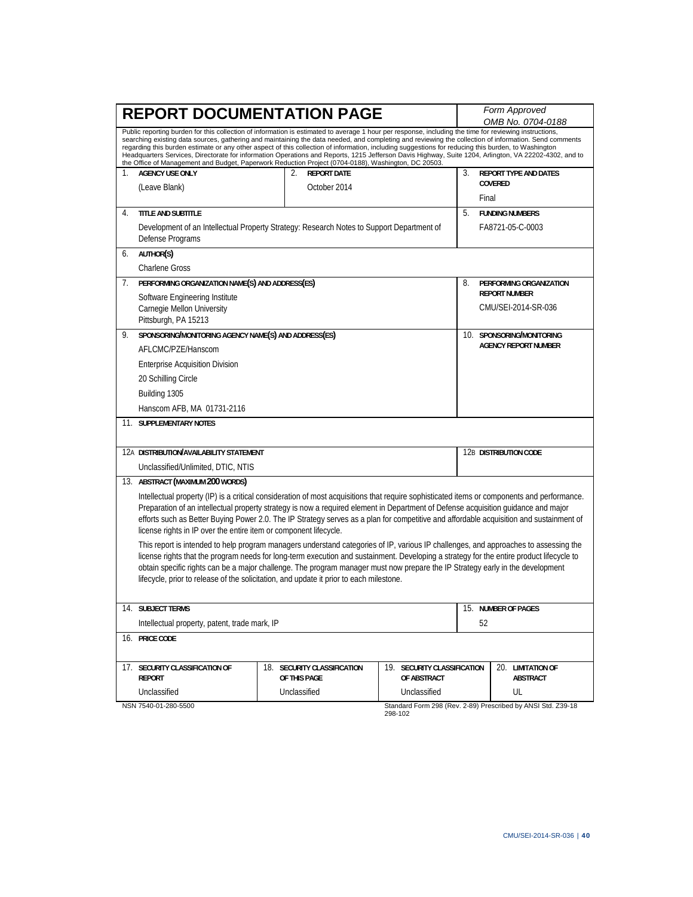# REPORT DOCUMENTATION PAGE

*Form Approved*
*OMB No. 0704-0188*

Public reporting burden for this collection of information is estimated to average 1 hour per response, including the time for reviewing instructions, searching existing data sources, gathering and maintaining the data needed, and completing and reviewing the collection of information. Send comments regarding this burden estimate or any other aspect of this collection of information, including suggestions for reducing this burden, to Washington Headquarters Services, Directorate for information Operations and Reports, 1215 Jefferson Davis Highway, Suite 1204, Arlington, VA 22202-4302, and to the Office of Management and Budget, Paperwork Reduction Project (0704-0188), Washington, DC 20503.

| | | |
|---|---|---|
| 1. **AGENCY USE ONLY**<br>(Leave Blank) | 2. **REPORT DATE**<br>October 2014 | 3. **REPORT TYPE AND DATES COVERED**<br>Final |
| 4. **TITLE AND SUBTITLE**<br>Development of an Intellectual Property Strategy: Research Notes to Support Department of Defense Programs | | 5. **FUNDING NUMBERS**<br>FA8721-05-C-0003 |
| 6. **AUTHOR(S)**<br>Charlene Gross | | |
| 7. **PERFORMING ORGANIZATION NAME(S) AND ADDRESS(ES)**<br>Software Engineering Institute<br>Carnegie Mellon University<br>Pittsburgh, PA 15213 | | 8. **PERFORMING ORGANIZATION REPORT NUMBER**<br>CMU/SEI-2014-SR-036 |
| 9. **SPONSORING/MONITORING AGENCY NAME(S) AND ADDRESS(ES)**<br>AFLCMC/PZE/Hanscom<br>Enterprise Acquisition Division<br>20 Schilling Circle<br>Building 1305<br>Hanscom AFB, MA 01731-2116 | | 10. **SPONSORING/MONITORING AGENCY REPORT NUMBER** |
| 11. **SUPPLEMENTARY NOTES** | | |
| 12A **DISTRIBUTION/AVAILABILITY STATEMENT**<br>Unclassified/Unlimited, DTIC, NTIS | | 12B **DISTRIBUTION CODE** |

13. **ABSTRACT (MAXIMUM 200 WORDS)**

Intellectual property (IP) is a critical consideration of most acquisitions that require sophisticated items or components and performance. Preparation of an intellectual property strategy is now a required element in Department of Defense acquisition guidance and major efforts such as Better Buying Power 2.0. The IP Strategy serves as a plan for competitive and affordable acquisition and sustainment of license rights in IP over the entire item or component lifecycle.

This report is intended to help program managers understand categories of IP, various IP challenges, and approaches to assessing the license rights that the program needs for long-term execution and sustainment. Developing a strategy for the entire product lifecycle to obtain specific rights can be a major challenge. The program manager must now prepare the IP Strategy early in the development lifecycle, prior to release of the solicitation, and update it prior to each milestone.

| | | | |
|---|---|---|---|
| 14. **SUBJECT TERMS**<br>Intellectual property, patent, trade mark, IP | | | 15. **NUMBER OF PAGES**<br>52 |
| 16. **PRICE CODE** | | | |
| 17. **SECURITY CLASSIFICATION OF REPORT**<br>Unclassified | 18. **SECURITY CLASSIFICATION OF THIS PAGE**<br>Unclassified | 19. **SECURITY CLASSIFICATION OF ABSTRACT**<br>Unclassified | 20. **LIMITATION OF ABSTRACT**<br>UL |

NSN 7540-01-280-5500 Standard Form 298 (Rev. 2-89) Prescribed by ANSI Std. Z39-18 298-102